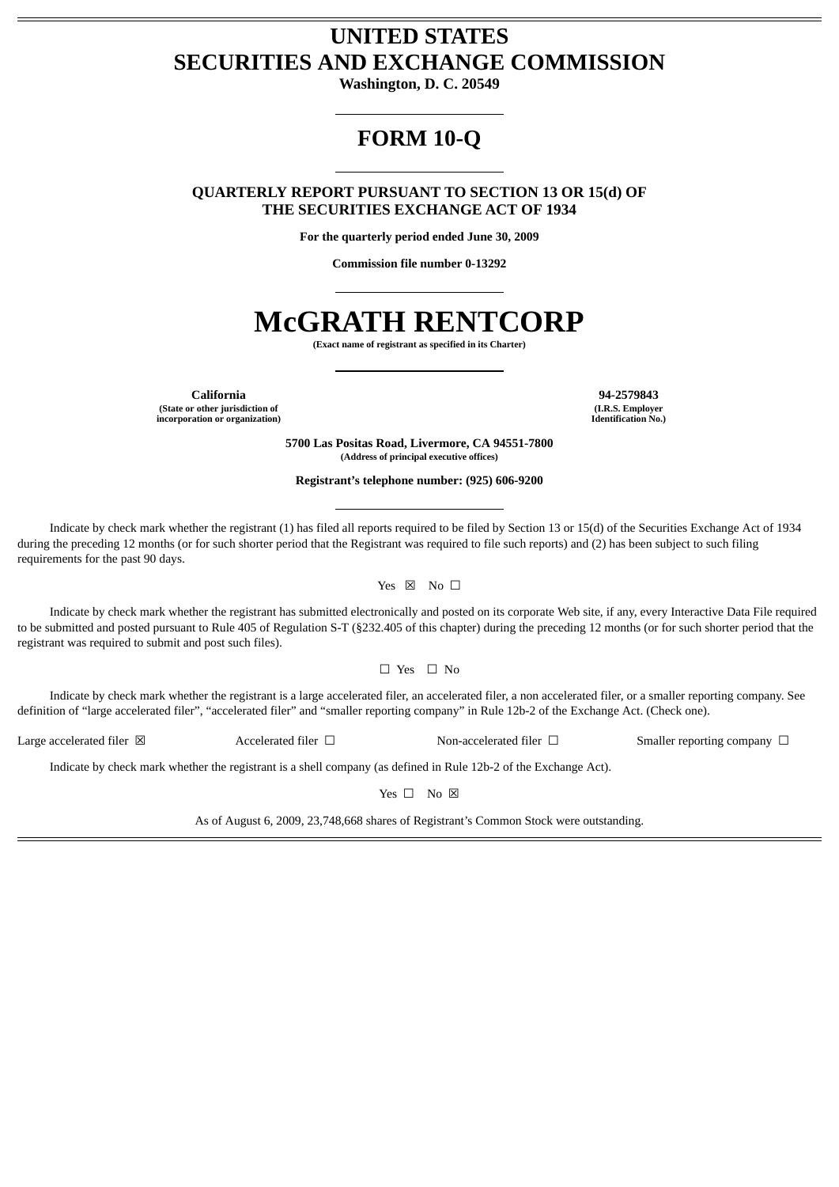# UNITED STATES
# SECURITIES AND EXCHANGE COMMISSION

**Washington, D. C. 20549**

# FORM 10-Q

**QUARTERLY REPORT PURSUANT TO SECTION 13 OR 15(d) OF THE SECURITIES EXCHANGE ACT OF 1934**

**For the quarterly period ended June 30, 2009**

**Commission file number 0-13292**

# McGRATH RENTCORP

**(Exact name of registrant as specified in its Charter)**

| **California** | **94-2579843** |
|---|---|
| **(State or other jurisdiction of incorporation or organization)** | **(I.R.S. Employer Identification No.)** |

**5700 Las Positas Road, Livermore, CA 94551-7800**
**(Address of principal executive offices)**

**Registrant's telephone number: (925) 606-9200**

Indicate by check mark whether the registrant (1) has filed all reports required to be filed by Section 13 or 15(d) of the Securities Exchange Act of 1934 during the preceding 12 months (or for such shorter period that the Registrant was required to file such reports) and (2) has been subject to such filing requirements for the past 90 days.

Yes ☒ No ☐

Indicate by check mark whether the registrant has submitted electronically and posted on its corporate Web site, if any, every Interactive Data File required to be submitted and posted pursuant to Rule 405 of Regulation S-T (§232.405 of this chapter) during the preceding 12 months (or for such shorter period that the registrant was required to submit and post such files).

☐ Yes ☐ No

Indicate by check mark whether the registrant is a large accelerated filer, an accelerated filer, a non accelerated filer, or a smaller reporting company. See definition of "large accelerated filer", "accelerated filer" and "smaller reporting company" in Rule 12b-2 of the Exchange Act. (Check one).

Large accelerated filer ☒ Accelerated filer ☐ Non-accelerated filer ☐ Smaller reporting company ☐

Indicate by check mark whether the registrant is a shell company (as defined in Rule 12b-2 of the Exchange Act).

Yes ☐ No ☒

As of August 6, 2009, 23,748,668 shares of Registrant's Common Stock were outstanding.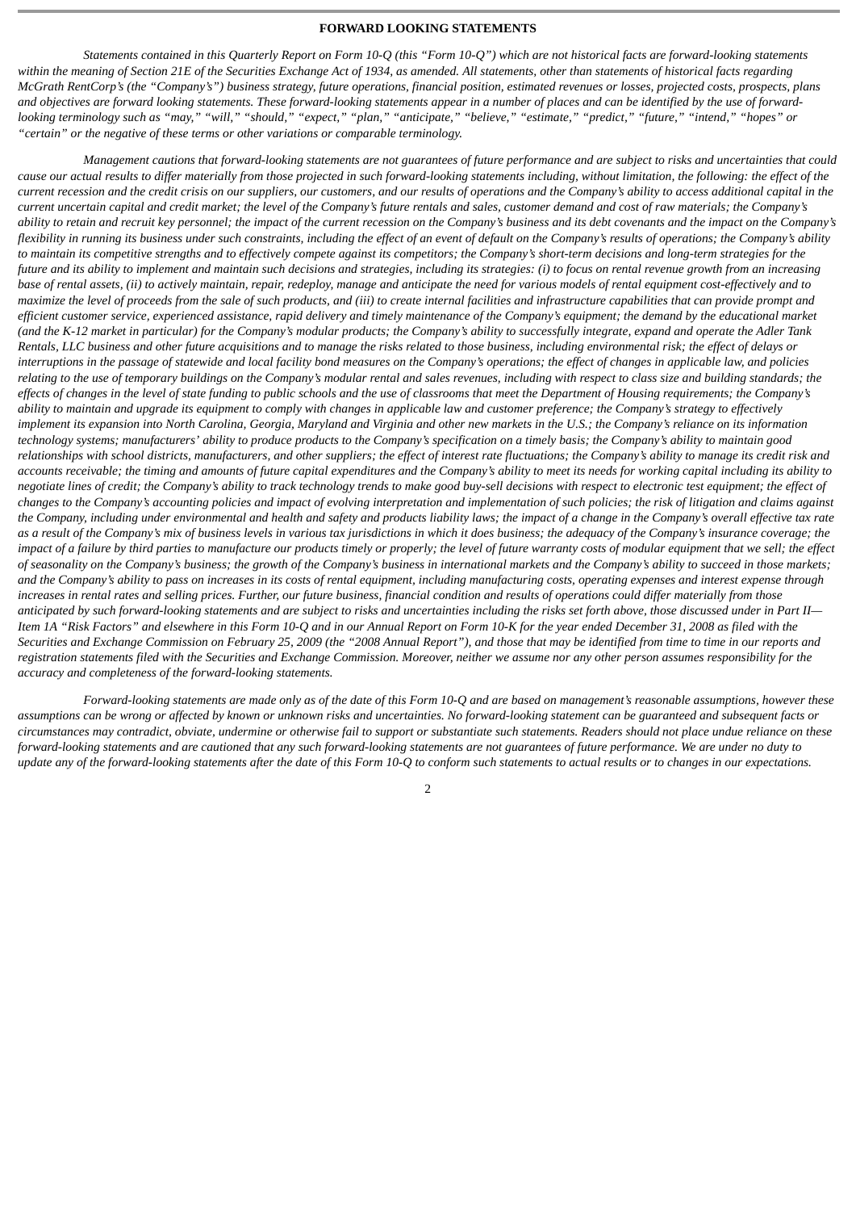**FORWARD LOOKING STATEMENTS**

*Statements contained in this Quarterly Report on Form 10-Q (this "Form 10-Q") which are not historical facts are forward-looking statements within the meaning of Section 21E of the Securities Exchange Act of 1934, as amended. All statements, other than statements of historical facts regarding McGrath RentCorp's (the "Company's") business strategy, future operations, financial position, estimated revenues or losses, projected costs, prospects, plans and objectives are forward looking statements. These forward-looking statements appear in a number of places and can be identified by the use of forward-looking terminology such as "may," "will," "should," "expect," "plan," "anticipate," "believe," "estimate," "predict," "future," "intend," "hopes" or "certain" or the negative of these terms or other variations or comparable terminology.*

*Management cautions that forward-looking statements are not guarantees of future performance and are subject to risks and uncertainties that could cause our actual results to differ materially from those projected in such forward-looking statements including, without limitation, the following: the effect of the current recession and the credit crisis on our suppliers, our customers, and our results of operations and the Company's ability to access additional capital in the current uncertain capital and credit market; the level of the Company's future rentals and sales, customer demand and cost of raw materials; the Company's ability to retain and recruit key personnel; the impact of the current recession on the Company's business and its debt covenants and the impact on the Company's flexibility in running its business under such constraints, including the effect of an event of default on the Company's results of operations; the Company's ability to maintain its competitive strengths and to effectively compete against its competitors; the Company's short-term decisions and long-term strategies for the future and its ability to implement and maintain such decisions and strategies, including its strategies: (i) to focus on rental revenue growth from an increasing base of rental assets, (ii) to actively maintain, repair, redeploy, manage and anticipate the need for various models of rental equipment cost-effectively and to maximize the level of proceeds from the sale of such products, and (iii) to create internal facilities and infrastructure capabilities that can provide prompt and efficient customer service, experienced assistance, rapid delivery and timely maintenance of the Company's equipment; the demand by the educational market (and the K-12 market in particular) for the Company's modular products; the Company's ability to successfully integrate, expand and operate the Adler Tank Rentals, LLC business and other future acquisitions and to manage the risks related to those business, including environmental risk; the effect of delays or interruptions in the passage of statewide and local facility bond measures on the Company's operations; the effect of changes in applicable law, and policies relating to the use of temporary buildings on the Company's modular rental and sales revenues, including with respect to class size and building standards; the effects of changes in the level of state funding to public schools and the use of classrooms that meet the Department of Housing requirements; the Company's ability to maintain and upgrade its equipment to comply with changes in applicable law and customer preference; the Company's strategy to effectively implement its expansion into North Carolina, Georgia, Maryland and Virginia and other new markets in the U.S.; the Company's reliance on its information technology systems; manufacturers' ability to produce products to the Company's specification on a timely basis; the Company's ability to maintain good relationships with school districts, manufacturers, and other suppliers; the effect of interest rate fluctuations; the Company's ability to manage its credit risk and accounts receivable; the timing and amounts of future capital expenditures and the Company's ability to meet its needs for working capital including its ability to negotiate lines of credit; the Company's ability to track technology trends to make good buy-sell decisions with respect to electronic test equipment; the effect of changes to the Company's accounting policies and impact of evolving interpretation and implementation of such policies; the risk of litigation and claims against the Company, including under environmental and health and safety and products liability laws; the impact of a change in the Company's overall effective tax rate as a result of the Company's mix of business levels in various tax jurisdictions in which it does business; the adequacy of the Company's insurance coverage; the impact of a failure by third parties to manufacture our products timely or properly; the level of future warranty costs of modular equipment that we sell; the effect of seasonality on the Company's business; the growth of the Company's business in international markets and the Company's ability to succeed in those markets; and the Company's ability to pass on increases in its costs of rental equipment, including manufacturing costs, operating expenses and interest expense through increases in rental rates and selling prices. Further, our future business, financial condition and results of operations could differ materially from those anticipated by such forward-looking statements and are subject to risks and uncertainties including the risks set forth above, those discussed under in Part II—Item 1A "Risk Factors" and elsewhere in this Form 10-Q and in our Annual Report on Form 10-K for the year ended December 31, 2008 as filed with the Securities and Exchange Commission on February 25, 2009 (the "2008 Annual Report"), and those that may be identified from time to time in our reports and registration statements filed with the Securities and Exchange Commission. Moreover, neither we assume nor any other person assumes responsibility for the accuracy and completeness of the forward-looking statements.*

*Forward-looking statements are made only as of the date of this Form 10-Q and are based on management's reasonable assumptions, however these assumptions can be wrong or affected by known or unknown risks and uncertainties. No forward-looking statement can be guaranteed and subsequent facts or circumstances may contradict, obviate, undermine or otherwise fail to support or substantiate such statements. Readers should not place undue reliance on these forward-looking statements and are cautioned that any such forward-looking statements are not guarantees of future performance. We are under no duty to update any of the forward-looking statements after the date of this Form 10-Q to conform such statements to actual results or to changes in our expectations.*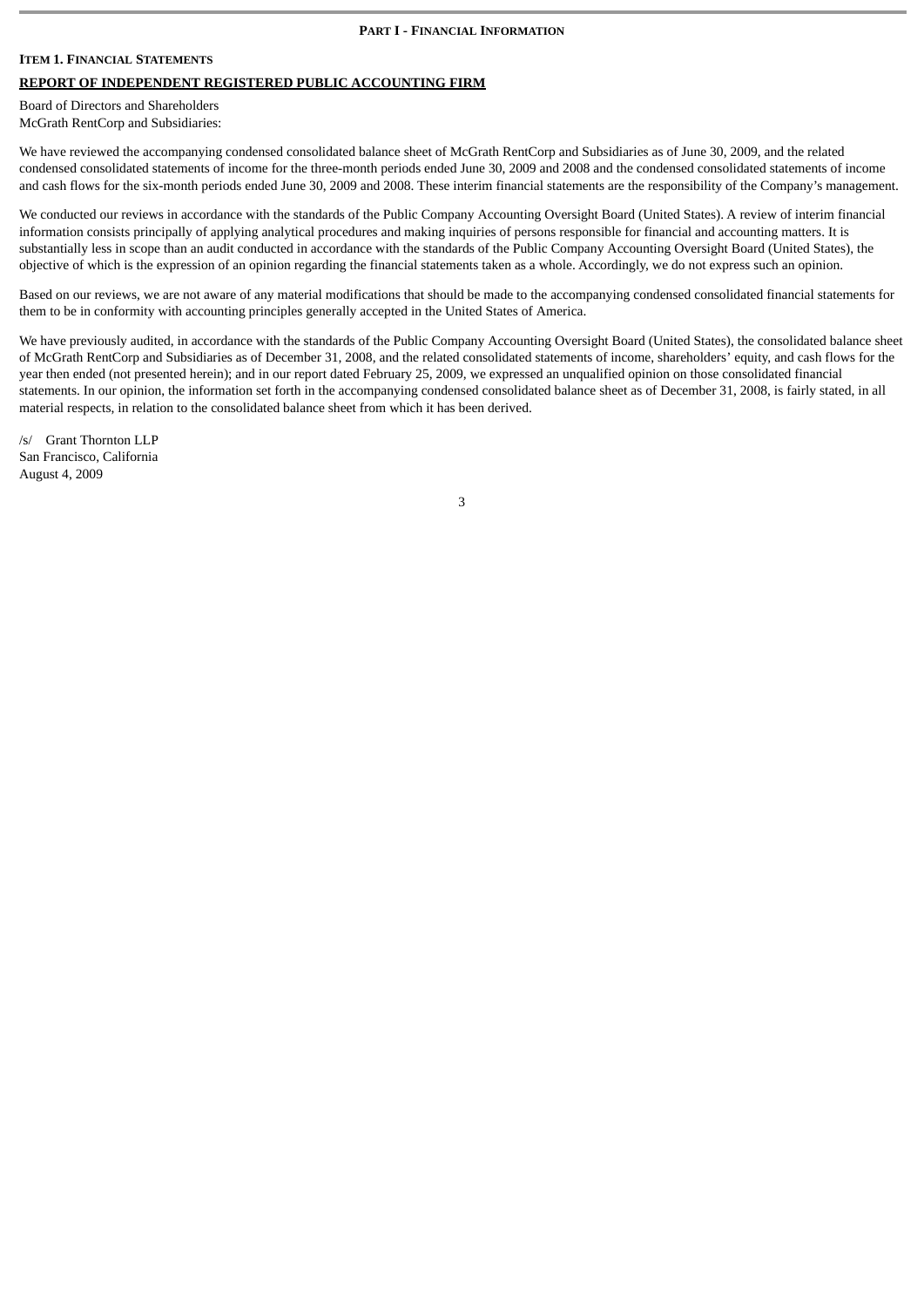**PART I - FINANCIAL INFORMATION**

**ITEM 1. FINANCIAL STATEMENTS**

**REPORT OF INDEPENDENT REGISTERED PUBLIC ACCOUNTING FIRM**

Board of Directors and Shareholders
McGrath RentCorp and Subsidiaries:

We have reviewed the accompanying condensed consolidated balance sheet of McGrath RentCorp and Subsidiaries as of June 30, 2009, and the related condensed consolidated statements of income for the three-month periods ended June 30, 2009 and 2008 and the condensed consolidated statements of income and cash flows for the six-month periods ended June 30, 2009 and 2008. These interim financial statements are the responsibility of the Company's management.

We conducted our reviews in accordance with the standards of the Public Company Accounting Oversight Board (United States). A review of interim financial information consists principally of applying analytical procedures and making inquiries of persons responsible for financial and accounting matters. It is substantially less in scope than an audit conducted in accordance with the standards of the Public Company Accounting Oversight Board (United States), the objective of which is the expression of an opinion regarding the financial statements taken as a whole. Accordingly, we do not express such an opinion.

Based on our reviews, we are not aware of any material modifications that should be made to the accompanying condensed consolidated financial statements for them to be in conformity with accounting principles generally accepted in the United States of America.

We have previously audited, in accordance with the standards of the Public Company Accounting Oversight Board (United States), the consolidated balance sheet of McGrath RentCorp and Subsidiaries as of December 31, 2008, and the related consolidated statements of income, shareholders' equity, and cash flows for the year then ended (not presented herein); and in our report dated February 25, 2009, we expressed an unqualified opinion on those consolidated financial statements. In our opinion, the information set forth in the accompanying condensed consolidated balance sheet as of December 31, 2008, is fairly stated, in all material respects, in relation to the consolidated balance sheet from which it has been derived.

/s/ Grant Thornton LLP
San Francisco, California
August 4, 2009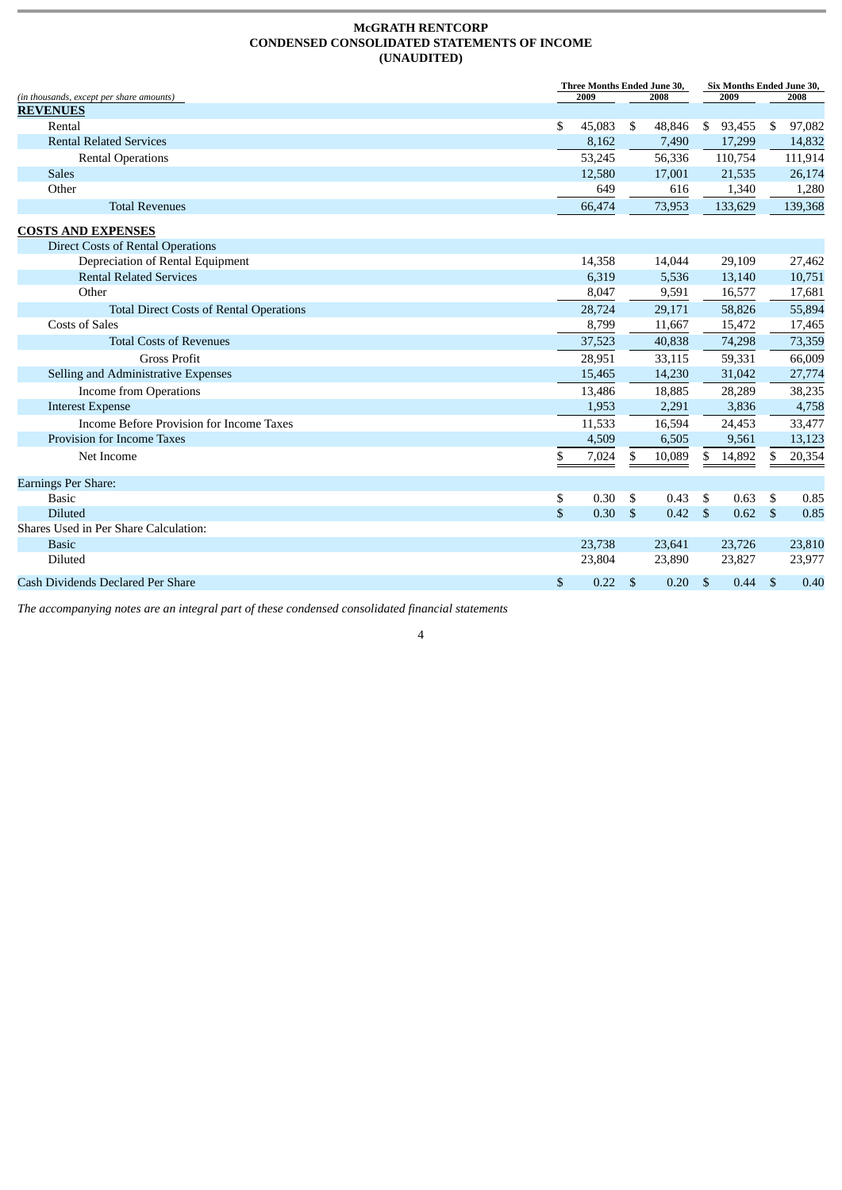**McGRATH RENTCORP**
**CONDENSED CONSOLIDATED STATEMENTS OF INCOME**
**(UNAUDITED)**

| *(in thousands, except per share amounts)* | Three Months Ended June 30, 2009 | Three Months Ended June 30, 2008 | Six Months Ended June 30, 2009 | Six Months Ended June 30, 2008 |
|---|---|---|---|---|
| **REVENUES** | | | | |
| Rental | $ 45,083 | $ 48,846 | $ 93,455 | $ 97,082 |
| Rental Related Services | 8,162 | 7,490 | 17,299 | 14,832 |
| Rental Operations | 53,245 | 56,336 | 110,754 | 111,914 |
| Sales | 12,580 | 17,001 | 21,535 | 26,174 |
| Other | 649 | 616 | 1,340 | 1,280 |
| Total Revenues | 66,474 | 73,953 | 133,629 | 139,368 |
| **COSTS AND EXPENSES** | | | | |
| Direct Costs of Rental Operations | | | | |
| Depreciation of Rental Equipment | 14,358 | 14,044 | 29,109 | 27,462 |
| Rental Related Services | 6,319 | 5,536 | 13,140 | 10,751 |
| Other | 8,047 | 9,591 | 16,577 | 17,681 |
| Total Direct Costs of Rental Operations | 28,724 | 29,171 | 58,826 | 55,894 |
| Costs of Sales | 8,799 | 11,667 | 15,472 | 17,465 |
| Total Costs of Revenues | 37,523 | 40,838 | 74,298 | 73,359 |
| Gross Profit | 28,951 | 33,115 | 59,331 | 66,009 |
| Selling and Administrative Expenses | 15,465 | 14,230 | 31,042 | 27,774 |
| Income from Operations | 13,486 | 18,885 | 28,289 | 38,235 |
| Interest Expense | 1,953 | 2,291 | 3,836 | 4,758 |
| Income Before Provision for Income Taxes | 11,533 | 16,594 | 24,453 | 33,477 |
| Provision for Income Taxes | 4,509 | 6,505 | 9,561 | 13,123 |
| Net Income | $ 7,024 | $ 10,089 | $ 14,892 | $ 20,354 |
| Earnings Per Share: | | | | |
| Basic | $ 0.30 | $ 0.43 | $ 0.63 | $ 0.85 |
| Diluted | $ 0.30 | $ 0.42 | $ 0.62 | $ 0.85 |
| Shares Used in Per Share Calculation: | | | | |
| Basic | 23,738 | 23,641 | 23,726 | 23,810 |
| Diluted | 23,804 | 23,890 | 23,827 | 23,977 |
| Cash Dividends Declared Per Share | $ 0.22 | $ 0.20 | $ 0.44 | $ 0.40 |

*The accompanying notes are an integral part of these condensed consolidated financial statements*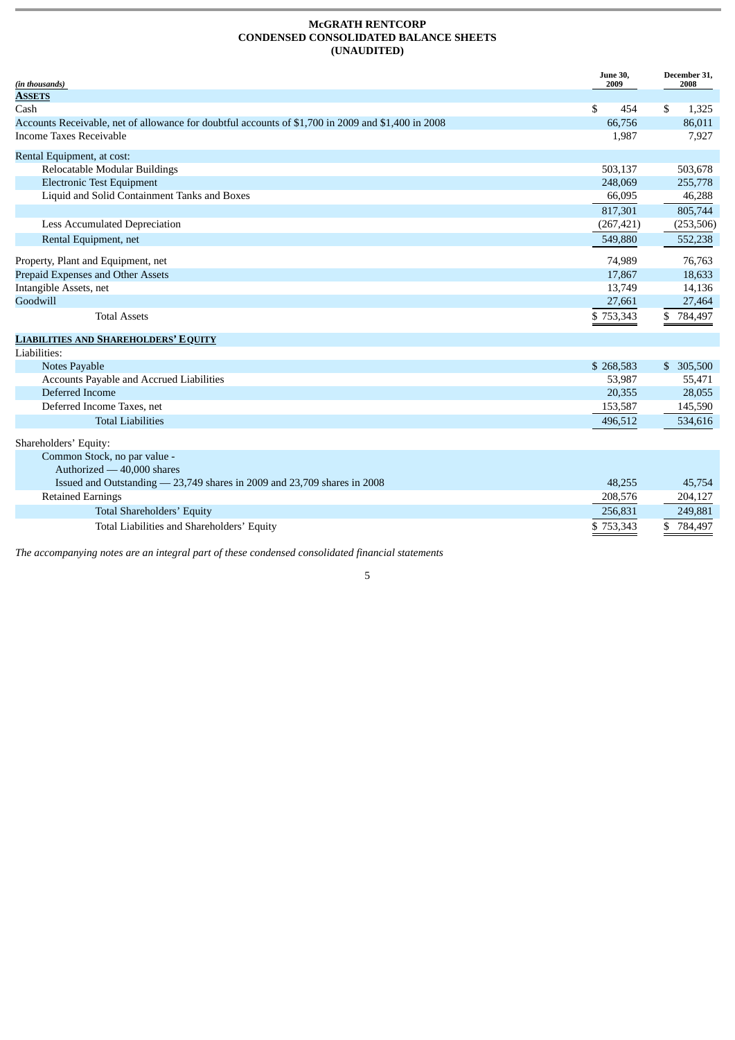# McGRATH RENTCORP
## CONDENSED CONSOLIDATED BALANCE SHEETS
## (UNAUDITED)

| *(in thousands)* | June 30, 2009 | December 31, 2008 |
|---|---|---|
| **ASSETS** | | |
| Cash | $ 454 | $ 1,325 |
| Accounts Receivable, net of allowance for doubtful accounts of $1,700 in 2009 and $1,400 in 2008 | 66,756 | 86,011 |
| Income Taxes Receivable | 1,987 | 7,927 |
| Rental Equipment, at cost: | | |
| Relocatable Modular Buildings | 503,137 | 503,678 |
| Electronic Test Equipment | 248,069 | 255,778 |
| Liquid and Solid Containment Tanks and Boxes | 66,095 | 46,288 |
| | 817,301 | 805,744 |
| Less Accumulated Depreciation | (267,421) | (253,506) |
| Rental Equipment, net | 549,880 | 552,238 |
| Property, Plant and Equipment, net | 74,989 | 76,763 |
| Prepaid Expenses and Other Assets | 17,867 | 18,633 |
| Intangible Assets, net | 13,749 | 14,136 |
| Goodwill | 27,661 | 27,464 |
| Total Assets | $ 753,343 | $ 784,497 |
| **LIABILITIES AND SHAREHOLDERS' EQUITY** | | |
| Liabilities: | | |
| Notes Payable | $ 268,583 | $ 305,500 |
| Accounts Payable and Accrued Liabilities | 53,987 | 55,471 |
| Deferred Income | 20,355 | 28,055 |
| Deferred Income Taxes, net | 153,587 | 145,590 |
| Total Liabilities | 496,512 | 534,616 |
| Shareholders' Equity: | | |
| Common Stock, no par value - Authorized — 40,000 shares Issued and Outstanding — 23,749 shares in 2009 and 23,709 shares in 2008 | 48,255 | 45,754 |
| Retained Earnings | 208,576 | 204,127 |
| Total Shareholders' Equity | 256,831 | 249,881 |
| Total Liabilities and Shareholders' Equity | $ 753,343 | $ 784,497 |

*The accompanying notes are an integral part of these condensed consolidated financial statements*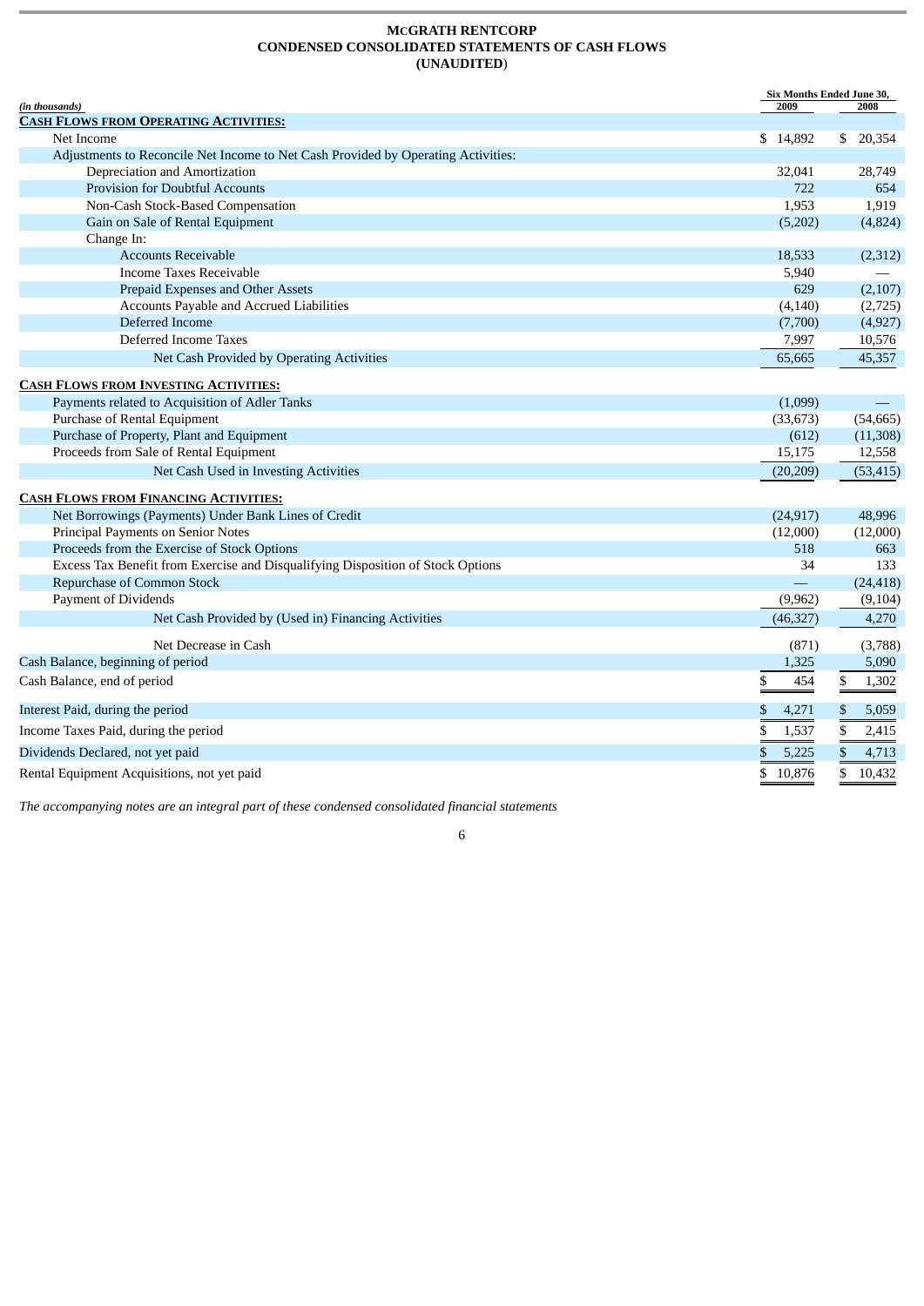# MCGRATH RENTCORP
## CONDENSED CONSOLIDATED STATEMENTS OF CASH FLOWS
## (UNAUDITED)

| *(in thousands)* | Six Months Ended June 30, 2009 | 2008 |
|---|---|---|
| **CASH FLOWS FROM OPERATING ACTIVITIES:** | | |
| Net Income | $ 14,892 | $ 20,354 |
| Adjustments to Reconcile Net Income to Net Cash Provided by Operating Activities: | | |
| Depreciation and Amortization | 32,041 | 28,749 |
| Provision for Doubtful Accounts | 722 | 654 |
| Non-Cash Stock-Based Compensation | 1,953 | 1,919 |
| Gain on Sale of Rental Equipment | (5,202) | (4,824) |
| Change In: | | |
| Accounts Receivable | 18,533 | (2,312) |
| Income Taxes Receivable | 5,940 | — |
| Prepaid Expenses and Other Assets | 629 | (2,107) |
| Accounts Payable and Accrued Liabilities | (4,140) | (2,725) |
| Deferred Income | (7,700) | (4,927) |
| Deferred Income Taxes | 7,997 | 10,576 |
| Net Cash Provided by Operating Activities | 65,665 | 45,357 |
| **CASH FLOWS FROM INVESTING ACTIVITIES:** | | |
| Payments related to Acquisition of Adler Tanks | (1,099) | — |
| Purchase of Rental Equipment | (33,673) | (54,665) |
| Purchase of Property, Plant and Equipment | (612) | (11,308) |
| Proceeds from Sale of Rental Equipment | 15,175 | 12,558 |
| Net Cash Used in Investing Activities | (20,209) | (53,415) |
| **CASH FLOWS FROM FINANCING ACTIVITIES:** | | |
| Net Borrowings (Payments) Under Bank Lines of Credit | (24,917) | 48,996 |
| Principal Payments on Senior Notes | (12,000) | (12,000) |
| Proceeds from the Exercise of Stock Options | 518 | 663 |
| Excess Tax Benefit from Exercise and Disqualifying Disposition of Stock Options | 34 | 133 |
| Repurchase of Common Stock | — | (24,418) |
| Payment of Dividends | (9,962) | (9,104) |
| Net Cash Provided by (Used in) Financing Activities | (46,327) | 4,270 |
| Net Decrease in Cash | (871) | (3,788) |
| Cash Balance, beginning of period | 1,325 | 5,090 |
| Cash Balance, end of period | $ 454 | $ 1,302 |
| Interest Paid, during the period | $ 4,271 | $ 5,059 |
| Income Taxes Paid, during the period | $ 1,537 | $ 2,415 |
| Dividends Declared, not yet paid | $ 5,225 | $ 4,713 |
| Rental Equipment Acquisitions, not yet paid | $ 10,876 | $ 10,432 |

*The accompanying notes are an integral part of these condensed consolidated financial statements*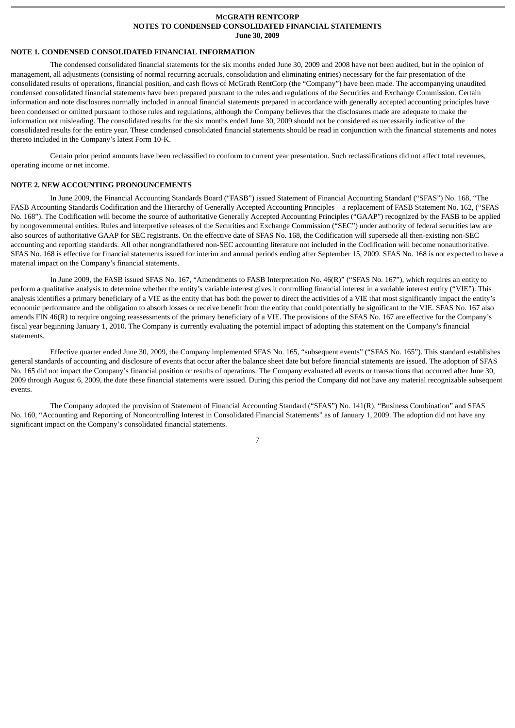**MCGRATH RENTCORP**
**NOTES TO CONDENSED CONSOLIDATED FINANCIAL STATEMENTS**
**June 30, 2009**

## NOTE 1. CONDENSED CONSOLIDATED FINANCIAL INFORMATION

The condensed consolidated financial statements for the six months ended June 30, 2009 and 2008 have not been audited, but in the opinion of management, all adjustments (consisting of normal recurring accruals, consolidation and eliminating entries) necessary for the fair presentation of the consolidated results of operations, financial position, and cash flows of McGrath RentCorp (the "Company") have been made. The accompanying unaudited condensed consolidated financial statements have been prepared pursuant to the rules and regulations of the Securities and Exchange Commission. Certain information and note disclosures normally included in annual financial statements prepared in accordance with generally accepted accounting principles have been condensed or omitted pursuant to those rules and regulations, although the Company believes that the disclosures made are adequate to make the information not misleading. The consolidated results for the six months ended June 30, 2009 should not be considered as necessarily indicative of the consolidated results for the entire year. These condensed consolidated financial statements should be read in conjunction with the financial statements and notes thereto included in the Company's latest Form 10-K.

Certain prior period amounts have been reclassified to conform to current year presentation. Such reclassifications did not affect total revenues, operating income or net income.

## NOTE 2. NEW ACCOUNTING PRONOUNCEMENTS

In June 2009, the Financial Accounting Standards Board ("FASB") issued Statement of Financial Accounting Standard ("SFAS") No. 168, "The FASB Accounting Standards Codification and the Hierarchy of Generally Accepted Accounting Principles – a replacement of FASB Statement No. 162, ("SFAS No. 168"). The Codification will become the source of authoritative Generally Accepted Accounting Principles ("GAAP") recognized by the FASB to be applied by nongovernmental entities. Rules and interpretive releases of the Securities and Exchange Commission ("SEC") under authority of federal securities law are also sources of authoritative GAAP for SEC registrants. On the effective date of SFAS No. 168, the Codification will supersede all then-existing non-SEC accounting and reporting standards. All other nongrandfathered non-SEC accounting literature not included in the Codification will become nonauthoritative. SFAS No. 168 is effective for financial statements issued for interim and annual periods ending after September 15, 2009. SFAS No. 168 is not expected to have a material impact on the Company's financial statements.

In June 2009, the FASB issued SFAS No. 167, "Amendments to FASB Interpretation No. 46(R)" ("SFAS No. 167"), which requires an entity to perform a qualitative analysis to determine whether the entity's variable interest gives it controlling financial interest in a variable interest entity ("VIE"). This analysis identifies a primary beneficiary of a VIE as the entity that has both the power to direct the activities of a VIE that most significantly impact the entity's economic performance and the obligation to absorb losses or receive benefit from the entity that could potentially be significant to the VIE. SFAS No. 167 also amends FIN 46(R) to require ongoing reassessments of the primary beneficiary of a VIE. The provisions of the SFAS No. 167 are effective for the Company's fiscal year beginning January 1, 2010. The Company is currently evaluating the potential impact of adopting this statement on the Company's financial statements.

Effective quarter ended June 30, 2009, the Company implemented SFAS No. 165, "subsequent events" ("SFAS No. 165"). This standard establishes general standards of accounting and disclosure of events that occur after the balance sheet date but before financial statements are issued. The adoption of SFAS No. 165 did not impact the Company's financial position or results of operations. The Company evaluated all events or transactions that occurred after June 30, 2009 through August 6, 2009, the date these financial statements were issued. During this period the Company did not have any material recognizable subsequent events.

The Company adopted the provision of Statement of Financial Accounting Standard ("SFAS") No. 141(R), "Business Combination" and SFAS No. 160, "Accounting and Reporting of Noncontrolling Interest in Consolidated Financial Statements" as of January 1, 2009. The adoption did not have any significant impact on the Company's consolidated financial statements.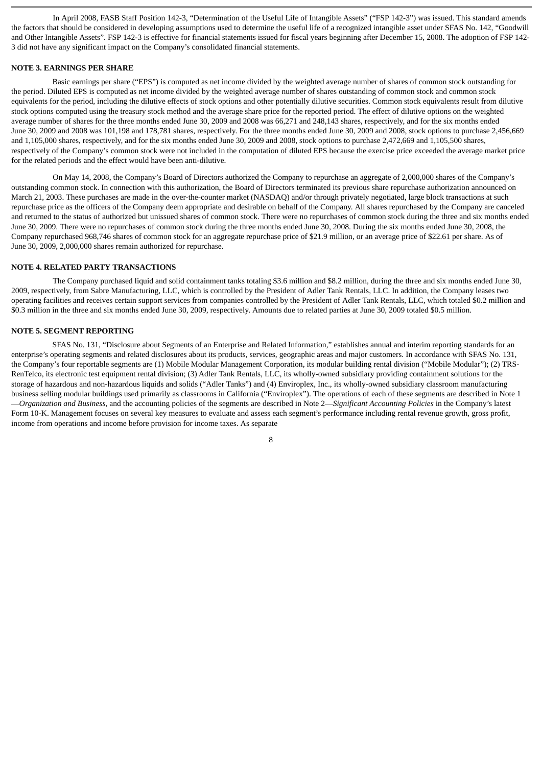In April 2008, FASB Staff Position 142-3, "Determination of the Useful Life of Intangible Assets" ("FSP 142-3") was issued. This standard amends the factors that should be considered in developing assumptions used to determine the useful life of a recognized intangible asset under SFAS No. 142, "Goodwill and Other Intangible Assets". FSP 142-3 is effective for financial statements issued for fiscal years beginning after December 15, 2008. The adoption of FSP 142-3 did not have any significant impact on the Company's consolidated financial statements.

**NOTE 3. EARNINGS PER SHARE**

Basic earnings per share ("EPS") is computed as net income divided by the weighted average number of shares of common stock outstanding for the period. Diluted EPS is computed as net income divided by the weighted average number of shares outstanding of common stock and common stock equivalents for the period, including the dilutive effects of stock options and other potentially dilutive securities. Common stock equivalents result from dilutive stock options computed using the treasury stock method and the average share price for the reported period. The effect of dilutive options on the weighted average number of shares for the three months ended June 30, 2009 and 2008 was 66,271 and 248,143 shares, respectively, and for the six months ended June 30, 2009 and 2008 was 101,198 and 178,781 shares, respectively. For the three months ended June 30, 2009 and 2008, stock options to purchase 2,456,669 and 1,105,000 shares, respectively, and for the six months ended June 30, 2009 and 2008, stock options to purchase 2,472,669 and 1,105,500 shares, respectively of the Company's common stock were not included in the computation of diluted EPS because the exercise price exceeded the average market price for the related periods and the effect would have been anti-dilutive.

On May 14, 2008, the Company's Board of Directors authorized the Company to repurchase an aggregate of 2,000,000 shares of the Company's outstanding common stock. In connection with this authorization, the Board of Directors terminated its previous share repurchase authorization announced on March 21, 2003. These purchases are made in the over-the-counter market (NASDAQ) and/or through privately negotiated, large block transactions at such repurchase price as the officers of the Company deem appropriate and desirable on behalf of the Company. All shares repurchased by the Company are canceled and returned to the status of authorized but unissued shares of common stock. There were no repurchases of common stock during the three and six months ended June 30, 2009. There were no repurchases of common stock during the three months ended June 30, 2008. During the six months ended June 30, 2008, the Company repurchased 968,746 shares of common stock for an aggregate repurchase price of $21.9 million, or an average price of $22.61 per share. As of June 30, 2009, 2,000,000 shares remain authorized for repurchase.

**NOTE 4. RELATED PARTY TRANSACTIONS**

The Company purchased liquid and solid containment tanks totaling $3.6 million and $8.2 million, during the three and six months ended June 30, 2009, respectively, from Sabre Manufacturing, LLC, which is controlled by the President of Adler Tank Rentals, LLC. In addition, the Company leases two operating facilities and receives certain support services from companies controlled by the President of Adler Tank Rentals, LLC, which totaled $0.2 million and $0.3 million in the three and six months ended June 30, 2009, respectively. Amounts due to related parties at June 30, 2009 totaled $0.5 million.

**NOTE 5. SEGMENT REPORTING**

SFAS No. 131, "Disclosure about Segments of an Enterprise and Related Information," establishes annual and interim reporting standards for an enterprise's operating segments and related disclosures about its products, services, geographic areas and major customers. In accordance with SFAS No. 131, the Company's four reportable segments are (1) Mobile Modular Management Corporation, its modular building rental division ("Mobile Modular"); (2) TRS-RenTelco, its electronic test equipment rental division; (3) Adler Tank Rentals, LLC, its wholly-owned subsidiary providing containment solutions for the storage of hazardous and non-hazardous liquids and solids ("Adler Tanks") and (4) Enviroplex, Inc., its wholly-owned subsidiary classroom manufacturing business selling modular buildings used primarily as classrooms in California ("Enviroplex"). The operations of each of these segments are described in Note 1—*Organization and Business,* and the accounting policies of the segments are described in Note 2—*Significant Accounting Policies* in the Company's latest Form 10-K. Management focuses on several key measures to evaluate and assess each segment's performance including rental revenue growth, gross profit, income from operations and income before provision for income taxes. As separate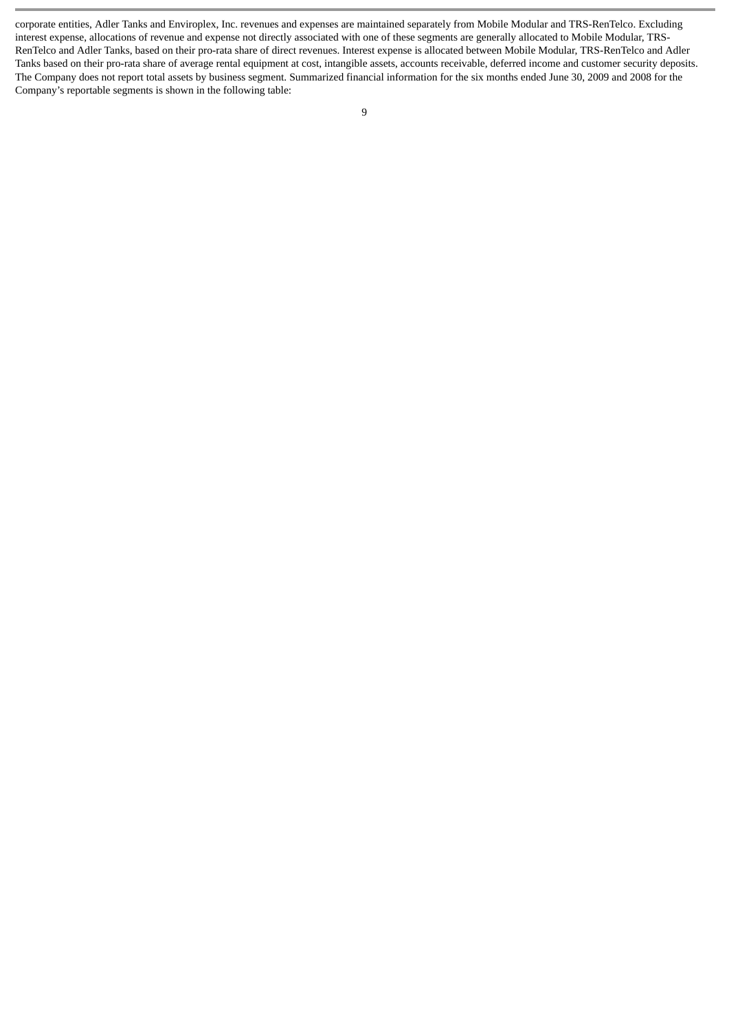corporate entities, Adler Tanks and Enviroplex, Inc. revenues and expenses are maintained separately from Mobile Modular and TRS-RenTelco. Excluding interest expense, allocations of revenue and expense not directly associated with one of these segments are generally allocated to Mobile Modular, TRS-RenTelco and Adler Tanks, based on their pro-rata share of direct revenues. Interest expense is allocated between Mobile Modular, TRS-RenTelco and Adler Tanks based on their pro-rata share of average rental equipment at cost, intangible assets, accounts receivable, deferred income and customer security deposits. The Company does not report total assets by business segment. Summarized financial information for the six months ended June 30, 2009 and 2008 for the Company's reportable segments is shown in the following table: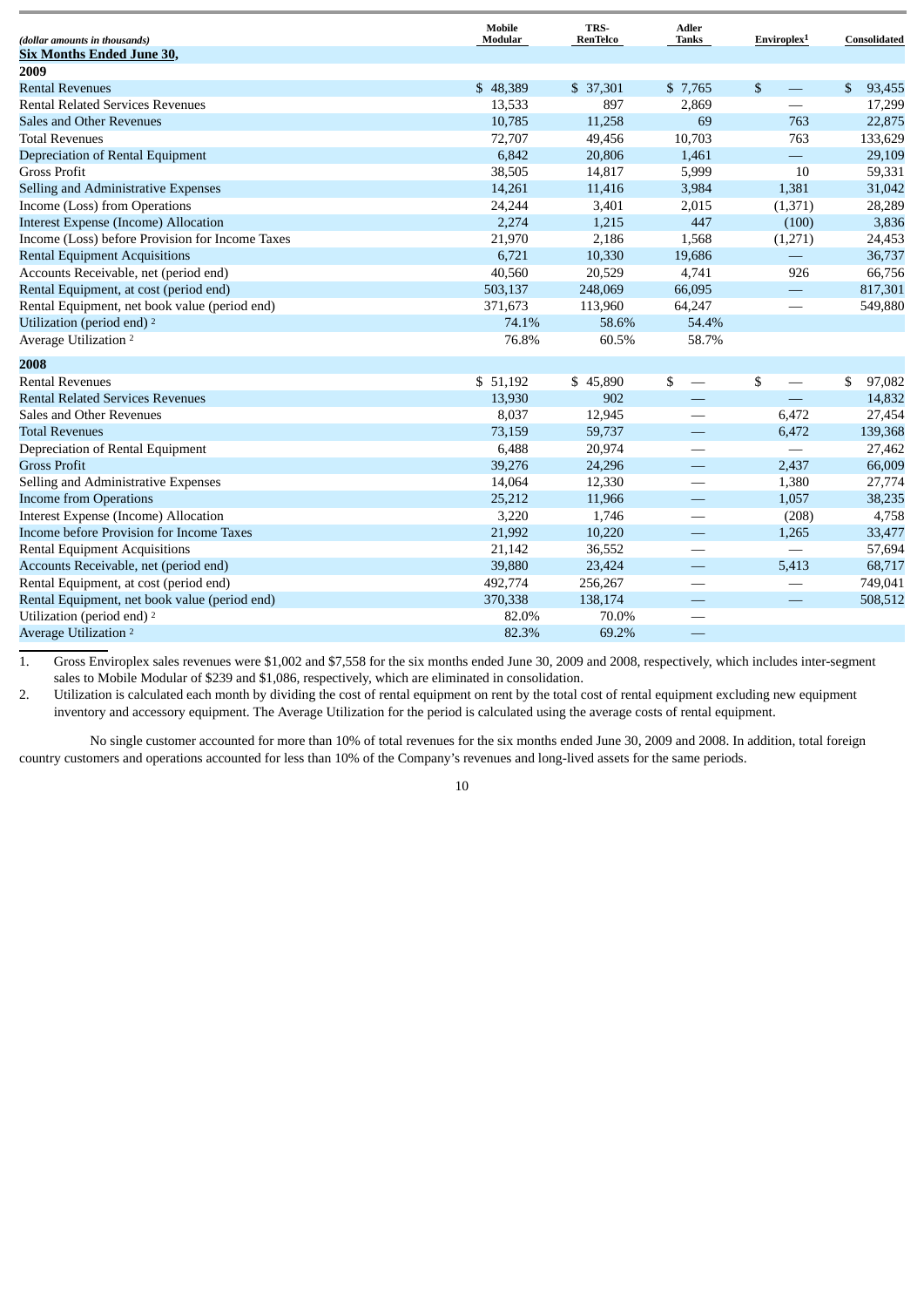| (dollar amounts in thousands) | Mobile Modular | TRS-RenTelco | Adler Tanks | Enviroplex[1] | Consolidated |
|---|---|---|---|---|---|
| **Six Months Ended June 30,** | | | | | |
| **2009** | | | | | |
| Rental Revenues | $ 48,389 | $ 37,301 | $ 7,765 | $ — | $ 93,455 |
| Rental Related Services Revenues | 13,533 | 897 | 2,869 | — | 17,299 |
| Sales and Other Revenues | 10,785 | 11,258 | 69 | 763 | 22,875 |
| Total Revenues | 72,707 | 49,456 | 10,703 | 763 | 133,629 |
| Depreciation of Rental Equipment | 6,842 | 20,806 | 1,461 | — | 29,109 |
| Gross Profit | 38,505 | 14,817 | 5,999 | 10 | 59,331 |
| Selling and Administrative Expenses | 14,261 | 11,416 | 3,984 | 1,381 | 31,042 |
| Income (Loss) from Operations | 24,244 | 3,401 | 2,015 | (1,371) | 28,289 |
| Interest Expense (Income) Allocation | 2,274 | 1,215 | 447 | (100) | 3,836 |
| Income (Loss) before Provision for Income Taxes | 21,970 | 2,186 | 1,568 | (1,271) | 24,453 |
| Rental Equipment Acquisitions | 6,721 | 10,330 | 19,686 | — | 36,737 |
| Accounts Receivable, net (period end) | 40,560 | 20,529 | 4,741 | 926 | 66,756 |
| Rental Equipment, at cost (period end) | 503,137 | 248,069 | 66,095 | — | 817,301 |
| Rental Equipment, net book value (period end) | 371,673 | 113,960 | 64,247 | — | 549,880 |
| Utilization (period end) [2] | 74.1% | 58.6% | 54.4% | | |
| Average Utilization [2] | 76.8% | 60.5% | 58.7% | | |
| **2008** | | | | | |
| Rental Revenues | $ 51,192 | $ 45,890 | $ — | $ — | $ 97,082 |
| Rental Related Services Revenues | 13,930 | 902 | — | — | 14,832 |
| Sales and Other Revenues | 8,037 | 12,945 | — | 6,472 | 27,454 |
| Total Revenues | 73,159 | 59,737 | — | 6,472 | 139,368 |
| Depreciation of Rental Equipment | 6,488 | 20,974 | — | — | 27,462 |
| Gross Profit | 39,276 | 24,296 | — | 2,437 | 66,009 |
| Selling and Administrative Expenses | 14,064 | 12,330 | — | 1,380 | 27,774 |
| Income from Operations | 25,212 | 11,966 | — | 1,057 | 38,235 |
| Interest Expense (Income) Allocation | 3,220 | 1,746 | — | (208) | 4,758 |
| Income before Provision for Income Taxes | 21,992 | 10,220 | — | 1,265 | 33,477 |
| Rental Equipment Acquisitions | 21,142 | 36,552 | — | — | 57,694 |
| Accounts Receivable, net (period end) | 39,880 | 23,424 | — | 5,413 | 68,717 |
| Rental Equipment, at cost (period end) | 492,774 | 256,267 | — | — | 749,041 |
| Rental Equipment, net book value (period end) | 370,338 | 138,174 | — | — | 508,512 |
| Utilization (period end) [2] | 82.0% | 70.0% | — | | |
| Average Utilization [2] | 82.3% | 69.2% | — | | |

1. Gross Enviroplex sales revenues were $1,002 and $7,558 for the six months ended June 30, 2009 and 2008, respectively, which includes inter-segment sales to Mobile Modular of $239 and $1,086, respectively, which are eliminated in consolidation.
2. Utilization is calculated each month by dividing the cost of rental equipment on rent by the total cost of rental equipment excluding new equipment inventory and accessory equipment. The Average Utilization for the period is calculated using the average costs of rental equipment.

No single customer accounted for more than 10% of total revenues for the six months ended June 30, 2009 and 2008. In addition, total foreign country customers and operations accounted for less than 10% of the Company's revenues and long-lived assets for the same periods.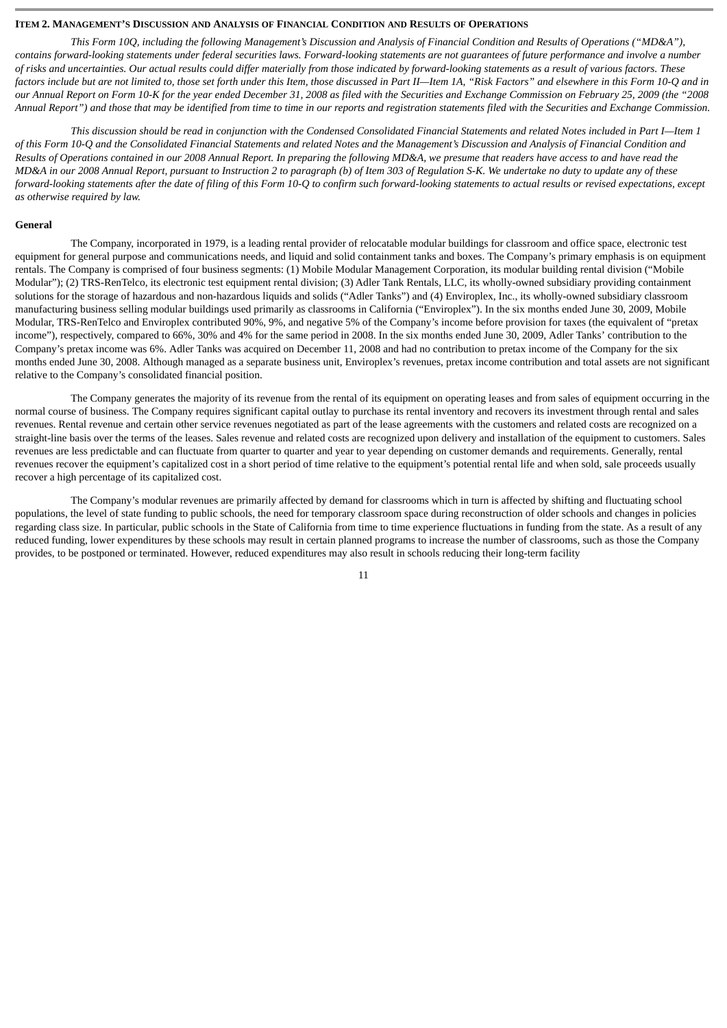## ITEM 2. MANAGEMENT'S DISCUSSION AND ANALYSIS OF FINANCIAL CONDITION AND RESULTS OF OPERATIONS

*This Form 10Q, including the following Management's Discussion and Analysis of Financial Condition and Results of Operations ("MD&A"), contains forward-looking statements under federal securities laws. Forward-looking statements are not guarantees of future performance and involve a number of risks and uncertainties. Our actual results could differ materially from those indicated by forward-looking statements as a result of various factors. These factors include but are not limited to, those set forth under this Item, those discussed in Part II—Item 1A, "Risk Factors" and elsewhere in this Form 10-Q and in our Annual Report on Form 10-K for the year ended December 31, 2008 as filed with the Securities and Exchange Commission on February 25, 2009 (the "2008 Annual Report") and those that may be identified from time to time in our reports and registration statements filed with the Securities and Exchange Commission.*

*This discussion should be read in conjunction with the Condensed Consolidated Financial Statements and related Notes included in Part I—Item 1 of this Form 10-Q and the Consolidated Financial Statements and related Notes and the Management's Discussion and Analysis of Financial Condition and Results of Operations contained in our 2008 Annual Report. In preparing the following MD&A, we presume that readers have access to and have read the MD&A in our 2008 Annual Report, pursuant to Instruction 2 to paragraph (b) of Item 303 of Regulation S-K. We undertake no duty to update any of these forward-looking statements after the date of filing of this Form 10-Q to confirm such forward-looking statements to actual results or revised expectations, except as otherwise required by law.*

### General

The Company, incorporated in 1979, is a leading rental provider of relocatable modular buildings for classroom and office space, electronic test equipment for general purpose and communications needs, and liquid and solid containment tanks and boxes. The Company's primary emphasis is on equipment rentals. The Company is comprised of four business segments: (1) Mobile Modular Management Corporation, its modular building rental division ("Mobile Modular"); (2) TRS-RenTelco, its electronic test equipment rental division; (3) Adler Tank Rentals, LLC, its wholly-owned subsidiary providing containment solutions for the storage of hazardous and non-hazardous liquids and solids ("Adler Tanks") and (4) Enviroplex, Inc., its wholly-owned subsidiary classroom manufacturing business selling modular buildings used primarily as classrooms in California ("Enviroplex"). In the six months ended June 30, 2009, Mobile Modular, TRS-RenTelco and Enviroplex contributed 90%, 9%, and negative 5% of the Company's income before provision for taxes (the equivalent of "pretax income"), respectively, compared to 66%, 30% and 4% for the same period in 2008. In the six months ended June 30, 2009, Adler Tanks' contribution to the Company's pretax income was 6%. Adler Tanks was acquired on December 11, 2008 and had no contribution to pretax income of the Company for the six months ended June 30, 2008. Although managed as a separate business unit, Enviroplex's revenues, pretax income contribution and total assets are not significant relative to the Company's consolidated financial position.

The Company generates the majority of its revenue from the rental of its equipment on operating leases and from sales of equipment occurring in the normal course of business. The Company requires significant capital outlay to purchase its rental inventory and recovers its investment through rental and sales revenues. Rental revenue and certain other service revenues negotiated as part of the lease agreements with the customers and related costs are recognized on a straight-line basis over the terms of the leases. Sales revenue and related costs are recognized upon delivery and installation of the equipment to customers. Sales revenues are less predictable and can fluctuate from quarter to quarter and year to year depending on customer demands and requirements. Generally, rental revenues recover the equipment's capitalized cost in a short period of time relative to the equipment's potential rental life and when sold, sale proceeds usually recover a high percentage of its capitalized cost.

The Company's modular revenues are primarily affected by demand for classrooms which in turn is affected by shifting and fluctuating school populations, the level of state funding to public schools, the need for temporary classroom space during reconstruction of older schools and changes in policies regarding class size. In particular, public schools in the State of California from time to time experience fluctuations in funding from the state. As a result of any reduced funding, lower expenditures by these schools may result in certain planned programs to increase the number of classrooms, such as those the Company provides, to be postponed or terminated. However, reduced expenditures may also result in schools reducing their long-term facility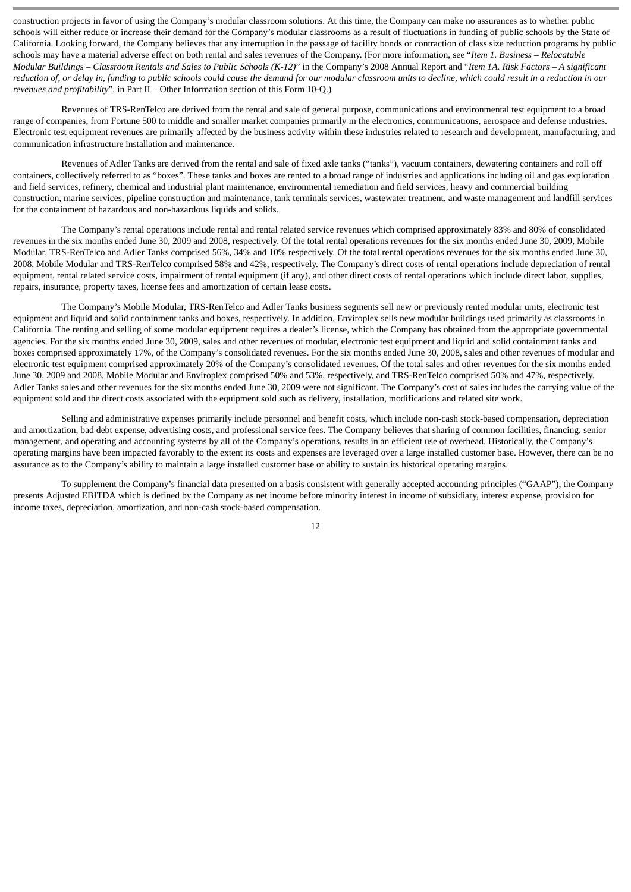construction projects in favor of using the Company's modular classroom solutions. At this time, the Company can make no assurances as to whether public schools will either reduce or increase their demand for the Company's modular classrooms as a result of fluctuations in funding of public schools by the State of California. Looking forward, the Company believes that any interruption in the passage of facility bonds or contraction of class size reduction programs by public schools may have a material adverse effect on both rental and sales revenues of the Company. (For more information, see "*Item 1. Business – Relocatable Modular Buildings – Classroom Rentals and Sales to Public Schools (K-12)*" in the Company's 2008 Annual Report and "*Item 1A. Risk Factors – A significant reduction of, or delay in, funding to public schools could cause the demand for our modular classroom units to decline, which could result in a reduction in our revenues and profitability*", in Part II – Other Information section of this Form 10-Q.)

Revenues of TRS-RenTelco are derived from the rental and sale of general purpose, communications and environmental test equipment to a broad range of companies, from Fortune 500 to middle and smaller market companies primarily in the electronics, communications, aerospace and defense industries. Electronic test equipment revenues are primarily affected by the business activity within these industries related to research and development, manufacturing, and communication infrastructure installation and maintenance.

Revenues of Adler Tanks are derived from the rental and sale of fixed axle tanks ("tanks"), vacuum containers, dewatering containers and roll off containers, collectively referred to as "boxes". These tanks and boxes are rented to a broad range of industries and applications including oil and gas exploration and field services, refinery, chemical and industrial plant maintenance, environmental remediation and field services, heavy and commercial building construction, marine services, pipeline construction and maintenance, tank terminals services, wastewater treatment, and waste management and landfill services for the containment of hazardous and non-hazardous liquids and solids.

The Company's rental operations include rental and rental related service revenues which comprised approximately 83% and 80% of consolidated revenues in the six months ended June 30, 2009 and 2008, respectively. Of the total rental operations revenues for the six months ended June 30, 2009, Mobile Modular, TRS-RenTelco and Adler Tanks comprised 56%, 34% and 10% respectively. Of the total rental operations revenues for the six months ended June 30, 2008, Mobile Modular and TRS-RenTelco comprised 58% and 42%, respectively. The Company's direct costs of rental operations include depreciation of rental equipment, rental related service costs, impairment of rental equipment (if any), and other direct costs of rental operations which include direct labor, supplies, repairs, insurance, property taxes, license fees and amortization of certain lease costs.

The Company's Mobile Modular, TRS-RenTelco and Adler Tanks business segments sell new or previously rented modular units, electronic test equipment and liquid and solid containment tanks and boxes, respectively. In addition, Enviroplex sells new modular buildings used primarily as classrooms in California. The renting and selling of some modular equipment requires a dealer's license, which the Company has obtained from the appropriate governmental agencies. For the six months ended June 30, 2009, sales and other revenues of modular, electronic test equipment and liquid and solid containment tanks and boxes comprised approximately 17%, of the Company's consolidated revenues. For the six months ended June 30, 2008, sales and other revenues of modular and electronic test equipment comprised approximately 20% of the Company's consolidated revenues. Of the total sales and other revenues for the six months ended June 30, 2009 and 2008, Mobile Modular and Enviroplex comprised 50% and 53%, respectively, and TRS-RenTelco comprised 50% and 47%, respectively. Adler Tanks sales and other revenues for the six months ended June 30, 2009 were not significant. The Company's cost of sales includes the carrying value of the equipment sold and the direct costs associated with the equipment sold such as delivery, installation, modifications and related site work.

Selling and administrative expenses primarily include personnel and benefit costs, which include non-cash stock-based compensation, depreciation and amortization, bad debt expense, advertising costs, and professional service fees. The Company believes that sharing of common facilities, financing, senior management, and operating and accounting systems by all of the Company's operations, results in an efficient use of overhead. Historically, the Company's operating margins have been impacted favorably to the extent its costs and expenses are leveraged over a large installed customer base. However, there can be no assurance as to the Company's ability to maintain a large installed customer base or ability to sustain its historical operating margins.

To supplement the Company's financial data presented on a basis consistent with generally accepted accounting principles ("GAAP"), the Company presents Adjusted EBITDA which is defined by the Company as net income before minority interest in income of subsidiary, interest expense, provision for income taxes, depreciation, amortization, and non-cash stock-based compensation.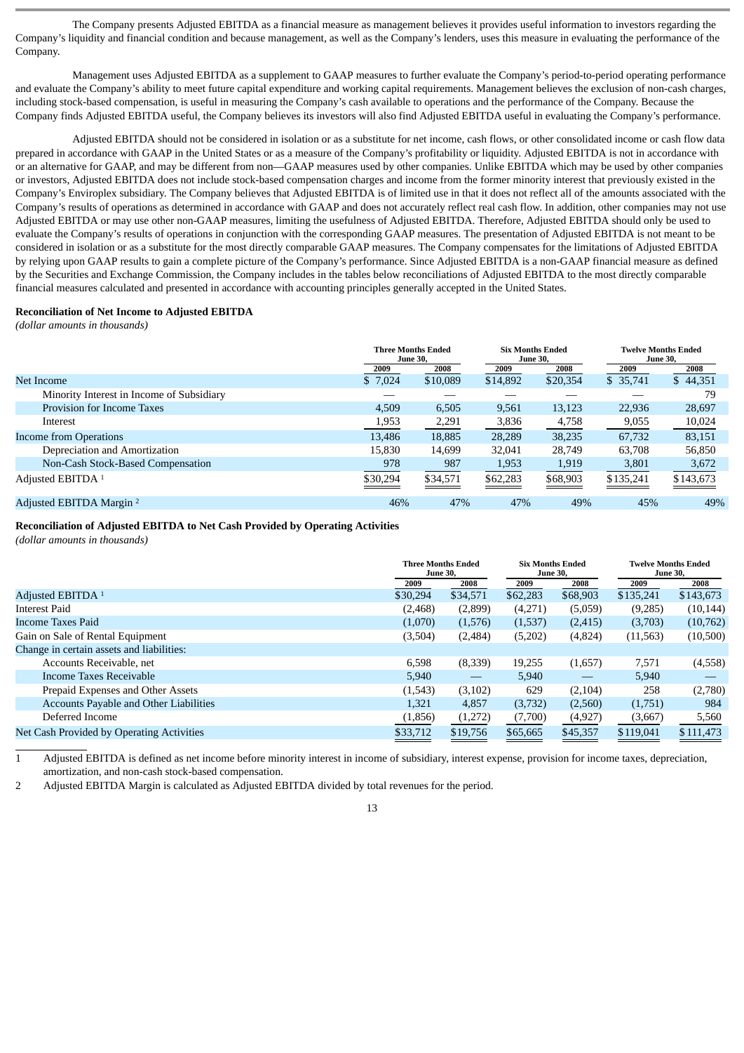The Company presents Adjusted EBITDA as a financial measure as management believes it provides useful information to investors regarding the Company's liquidity and financial condition and because management, as well as the Company's lenders, uses this measure in evaluating the performance of the Company.

Management uses Adjusted EBITDA as a supplement to GAAP measures to further evaluate the Company's period-to-period operating performance and evaluate the Company's ability to meet future capital expenditure and working capital requirements. Management believes the exclusion of non-cash charges, including stock-based compensation, is useful in measuring the Company's cash available to operations and the performance of the Company. Because the Company finds Adjusted EBITDA useful, the Company believes its investors will also find Adjusted EBITDA useful in evaluating the Company's performance.

Adjusted EBITDA should not be considered in isolation or as a substitute for net income, cash flows, or other consolidated income or cash flow data prepared in accordance with GAAP in the United States or as a measure of the Company's profitability or liquidity. Adjusted EBITDA is not in accordance with or an alternative for GAAP, and may be different from non—GAAP measures used by other companies. Unlike EBITDA which may be used by other companies or investors, Adjusted EBITDA does not include stock-based compensation charges and income from the former minority interest that previously existed in the Company's Enviroplex subsidiary. The Company believes that Adjusted EBITDA is of limited use in that it does not reflect all of the amounts associated with the Company's results of operations as determined in accordance with GAAP and does not accurately reflect real cash flow. In addition, other companies may not use Adjusted EBITDA or may use other non-GAAP measures, limiting the usefulness of Adjusted EBITDA. Therefore, Adjusted EBITDA should only be used to evaluate the Company's results of operations in conjunction with the corresponding GAAP measures. The presentation of Adjusted EBITDA is not meant to be considered in isolation or as a substitute for the most directly comparable GAAP measures. The Company compensates for the limitations of Adjusted EBITDA by relying upon GAAP results to gain a complete picture of the Company's performance. Since Adjusted EBITDA is a non-GAAP financial measure as defined by the Securities and Exchange Commission, the Company includes in the tables below reconciliations of Adjusted EBITDA to the most directly comparable financial measures calculated and presented in accordance with accounting principles generally accepted in the United States.

**Reconciliation of Net Income to Adjusted EBITDA**
*(dollar amounts in thousands)*

| | Three Months Ended June 30, | | Six Months Ended June 30, | | Twelve Months Ended June 30, | |
|---|---|---|---|---|---|---|
| | 2009 | 2008 | 2009 | 2008 | 2009 | 2008 |
| Net Income | $ 7,024 | $10,089 | $14,892 | $20,354 | $ 35,741 | $ 44,351 |
| Minority Interest in Income of Subsidiary | — | — | — | — | — | 79 |
| Provision for Income Taxes | 4,509 | 6,505 | 9,561 | 13,123 | 22,936 | 28,697 |
| Interest | 1,953 | 2,291 | 3,836 | 4,758 | 9,055 | 10,024 |
| Income from Operations | 13,486 | 18,885 | 28,289 | 38,235 | 67,732 | 83,151 |
| Depreciation and Amortization | 15,830 | 14,699 | 32,041 | 28,749 | 63,708 | 56,850 |
| Non-Cash Stock-Based Compensation | 978 | 987 | 1,953 | 1,919 | 3,801 | 3,672 |
| Adjusted EBITDA [1] | $30,294 | $34,571 | $62,283 | $68,903 | $135,241 | $143,673 |
| Adjusted EBITDA Margin [2] | 46% | 47% | 47% | 49% | 45% | 49% |

**Reconciliation of Adjusted EBITDA to Net Cash Provided by Operating Activities**
*(dollar amounts in thousands)*

| | Three Months Ended June 30, | | Six Months Ended June 30, | | Twelve Months Ended June 30, | |
|---|---|---|---|---|---|---|
| | 2009 | 2008 | 2009 | 2008 | 2009 | 2008 |
| Adjusted EBITDA [1] | $30,294 | $34,571 | $62,283 | $68,903 | $135,241 | $143,673 |
| Interest Paid | (2,468) | (2,899) | (4,271) | (5,059) | (9,285) | (10,144) |
| Income Taxes Paid | (1,070) | (1,576) | (1,537) | (2,415) | (3,703) | (10,762) |
| Gain on Sale of Rental Equipment | (3,504) | (2,484) | (5,202) | (4,824) | (11,563) | (10,500) |
| Change in certain assets and liabilities: | | | | | | |
| Accounts Receivable, net | 6,598 | (8,339) | 19,255 | (1,657) | 7,571 | (4,558) |
| Income Taxes Receivable | 5,940 | — | 5,940 | — | 5,940 | — |
| Prepaid Expenses and Other Assets | (1,543) | (3,102) | 629 | (2,104) | 258 | (2,780) |
| Accounts Payable and Other Liabilities | 1,321 | 4,857 | (3,732) | (2,560) | (1,751) | 984 |
| Deferred Income | (1,856) | (1,272) | (7,700) | (4,927) | (3,667) | 5,560 |
| Net Cash Provided by Operating Activities | $33,712 | $19,756 | $65,665 | $45,357 | $119,041 | $111,473 |

1 Adjusted EBITDA is defined as net income before minority interest in income of subsidiary, interest expense, provision for income taxes, depreciation, amortization, and non-cash stock-based compensation.

2 Adjusted EBITDA Margin is calculated as Adjusted EBITDA divided by total revenues for the period.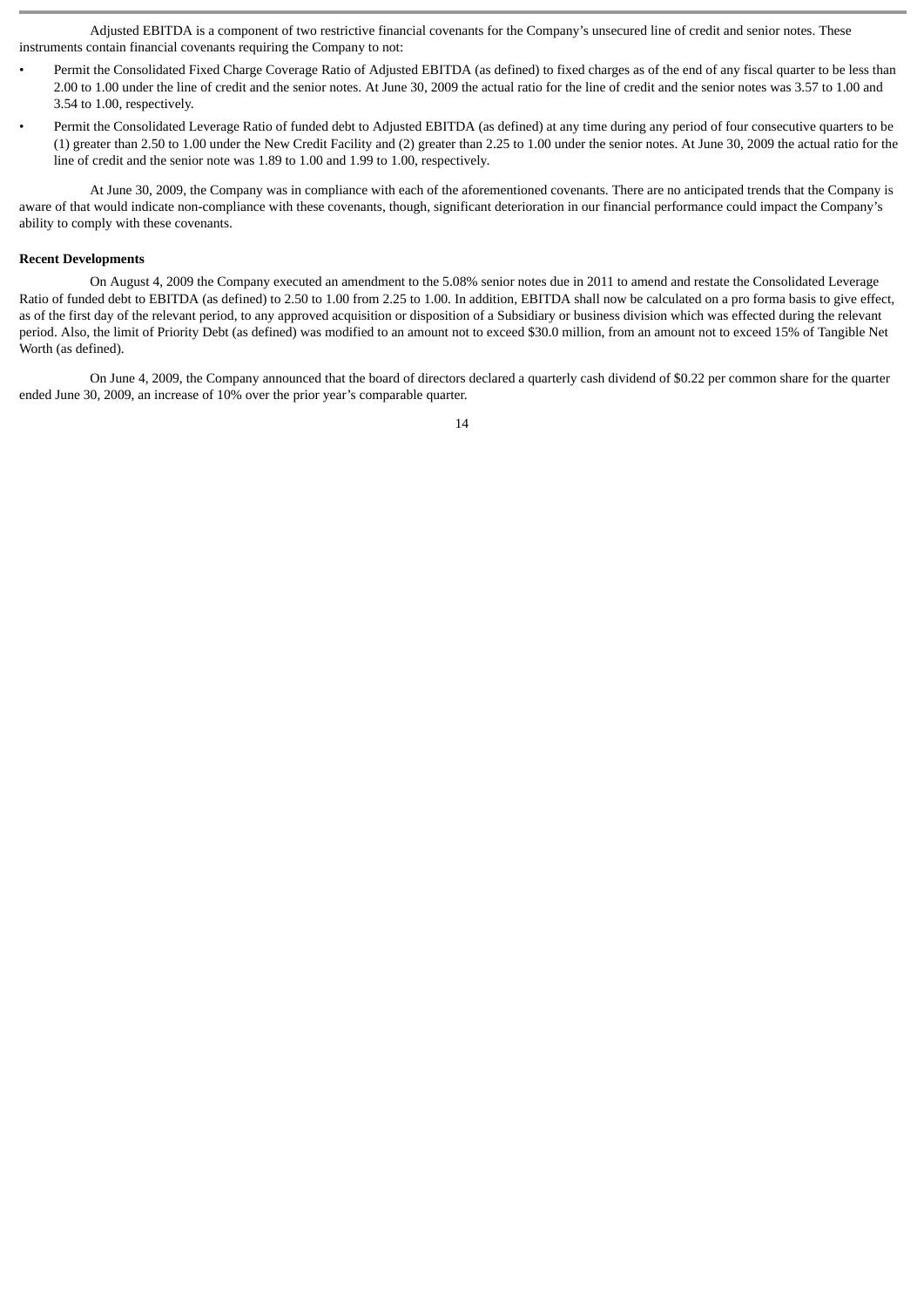Adjusted EBITDA is a component of two restrictive financial covenants for the Company's unsecured line of credit and senior notes. These instruments contain financial covenants requiring the Company to not:

- Permit the Consolidated Fixed Charge Coverage Ratio of Adjusted EBITDA (as defined) to fixed charges as of the end of any fiscal quarter to be less than 2.00 to 1.00 under the line of credit and the senior notes. At June 30, 2009 the actual ratio for the line of credit and the senior notes was 3.57 to 1.00 and 3.54 to 1.00, respectively.
- Permit the Consolidated Leverage Ratio of funded debt to Adjusted EBITDA (as defined) at any time during any period of four consecutive quarters to be (1) greater than 2.50 to 1.00 under the New Credit Facility and (2) greater than 2.25 to 1.00 under the senior notes. At June 30, 2009 the actual ratio for the line of credit and the senior note was 1.89 to 1.00 and 1.99 to 1.00, respectively.

At June 30, 2009, the Company was in compliance with each of the aforementioned covenants. There are no anticipated trends that the Company is aware of that would indicate non-compliance with these covenants, though, significant deterioration in our financial performance could impact the Company's ability to comply with these covenants.

**Recent Developments**

On August 4, 2009 the Company executed an amendment to the 5.08% senior notes due in 2011 to amend and restate the Consolidated Leverage Ratio of funded debt to EBITDA (as defined) to 2.50 to 1.00 from 2.25 to 1.00. In addition, EBITDA shall now be calculated on a pro forma basis to give effect, as of the first day of the relevant period, to any approved acquisition or disposition of a Subsidiary or business division which was effected during the relevant period. Also, the limit of Priority Debt (as defined) was modified to an amount not to exceed $30.0 million, from an amount not to exceed 15% of Tangible Net Worth (as defined).

On June 4, 2009, the Company announced that the board of directors declared a quarterly cash dividend of $0.22 per common share for the quarter ended June 30, 2009, an increase of 10% over the prior year's comparable quarter.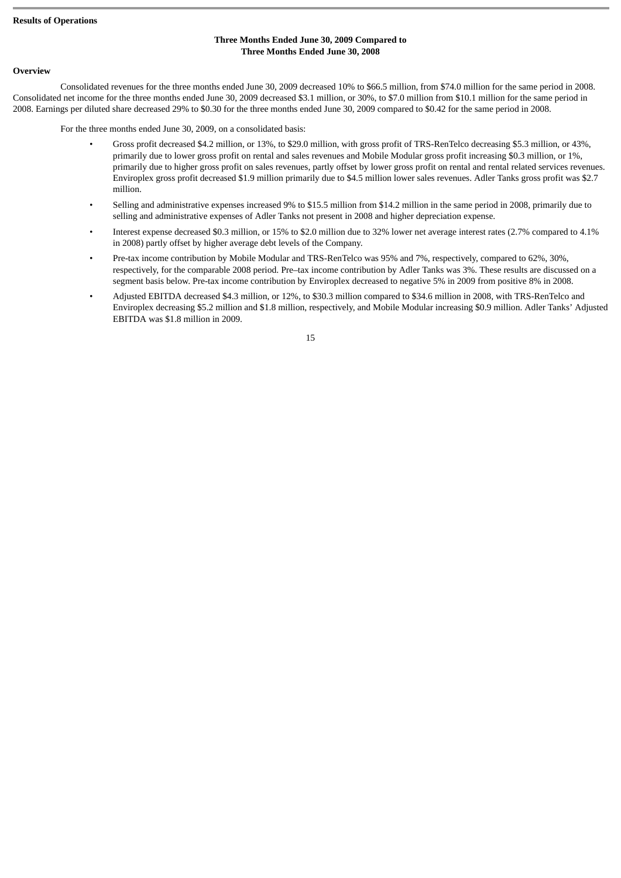**Results of Operations**

**Three Months Ended June 30, 2009 Compared to**
**Three Months Ended June 30, 2008**

**Overview**

Consolidated revenues for the three months ended June 30, 2009 decreased 10% to $66.5 million, from $74.0 million for the same period in 2008. Consolidated net income for the three months ended June 30, 2009 decreased $3.1 million, or 30%, to $7.0 million from $10.1 million for the same period in 2008. Earnings per diluted share decreased 29% to $0.30 for the three months ended June 30, 2009 compared to $0.42 for the same period in 2008.

For the three months ended June 30, 2009, on a consolidated basis:

- Gross profit decreased $4.2 million, or 13%, to $29.0 million, with gross profit of TRS-RenTelco decreasing $5.3 million, or 43%, primarily due to lower gross profit on rental and sales revenues and Mobile Modular gross profit increasing $0.3 million, or 1%, primarily due to higher gross profit on sales revenues, partly offset by lower gross profit on rental and rental related services revenues. Enviroplex gross profit decreased $1.9 million primarily due to $4.5 million lower sales revenues. Adler Tanks gross profit was $2.7 million.
- Selling and administrative expenses increased 9% to $15.5 million from $14.2 million in the same period in 2008, primarily due to selling and administrative expenses of Adler Tanks not present in 2008 and higher depreciation expense.
- Interest expense decreased $0.3 million, or 15% to $2.0 million due to 32% lower net average interest rates (2.7% compared to 4.1% in 2008) partly offset by higher average debt levels of the Company.
- Pre-tax income contribution by Mobile Modular and TRS-RenTelco was 95% and 7%, respectively, compared to 62%, 30%, respectively, for the comparable 2008 period. Pre–tax income contribution by Adler Tanks was 3%. These results are discussed on a segment basis below. Pre-tax income contribution by Enviroplex decreased to negative 5% in 2009 from positive 8% in 2008.
- Adjusted EBITDA decreased $4.3 million, or 12%, to $30.3 million compared to $34.6 million in 2008, with TRS-RenTelco and Enviroplex decreasing $5.2 million and $1.8 million, respectively, and Mobile Modular increasing $0.9 million. Adler Tanks' Adjusted EBITDA was $1.8 million in 2009.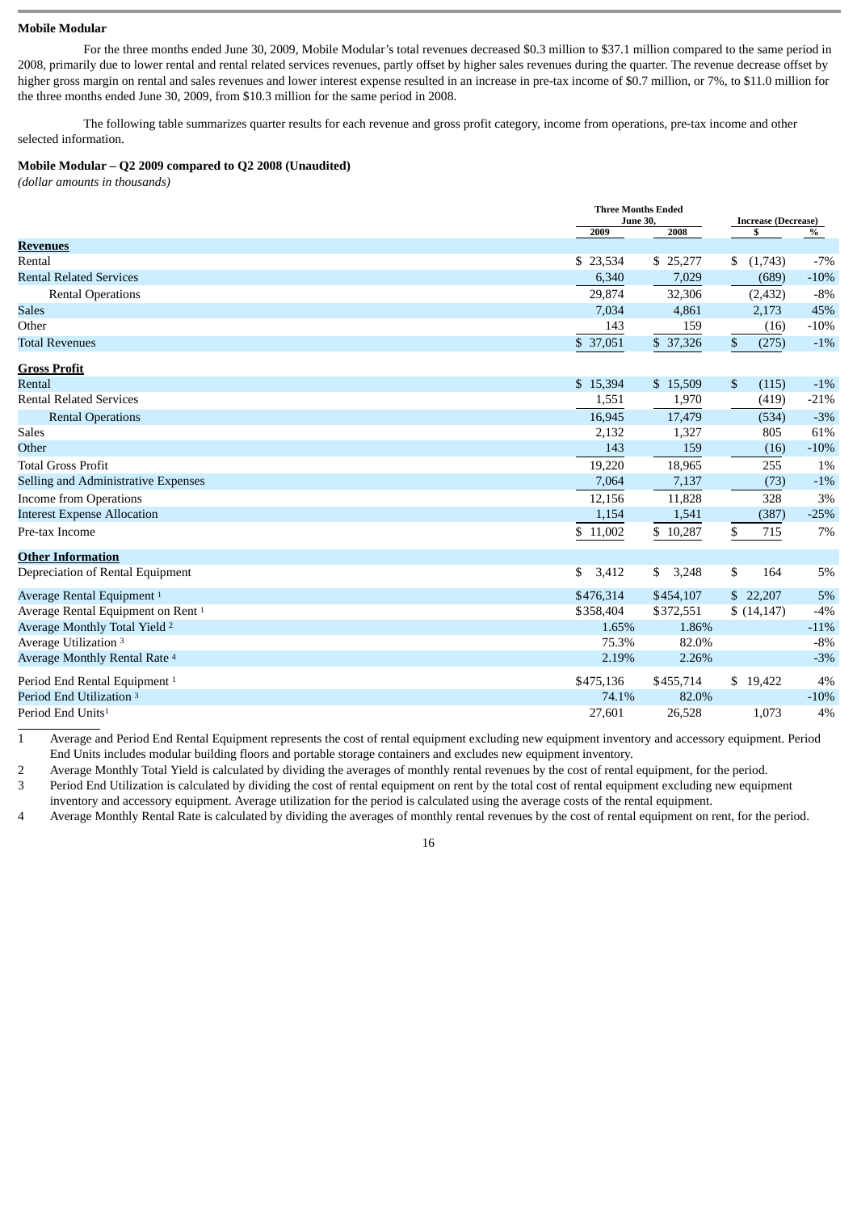**Mobile Modular**

For the three months ended June 30, 2009, Mobile Modular's total revenues decreased $0.3 million to $37.1 million compared to the same period in 2008, primarily due to lower rental and rental related services revenues, partly offset by higher sales revenues during the quarter. The revenue decrease offset by higher gross margin on rental and sales revenues and lower interest expense resulted in an increase in pre-tax income of $0.7 million, or 7%, to $11.0 million for the three months ended June 30, 2009, from $10.3 million for the same period in 2008.

The following table summarizes quarter results for each revenue and gross profit category, income from operations, pre-tax income and other selected information.

**Mobile Modular – Q2 2009 compared to Q2 2008 (Unaudited)**
*(dollar amounts in thousands)*

| | Three Months Ended June 30, | | Increase (Decrease) | |
|---|---|---|---|---|
| | 2009 | 2008 | $ | % |
| **Revenues** | | | | |
| Rental | $ 23,534 | $ 25,277 | $ (1,743) | -7% |
| Rental Related Services | 6,340 | 7,029 | (689) | -10% |
| Rental Operations | 29,874 | 32,306 | (2,432) | -8% |
| Sales | 7,034 | 4,861 | 2,173 | 45% |
| Other | 143 | 159 | (16) | -10% |
| Total Revenues | $ 37,051 | $ 37,326 | $ (275) | -1% |
| **Gross Profit** | | | | |
| Rental | $ 15,394 | $ 15,509 | $ (115) | -1% |
| Rental Related Services | 1,551 | 1,970 | (419) | -21% |
| Rental Operations | 16,945 | 17,479 | (534) | -3% |
| Sales | 2,132 | 1,327 | 805 | 61% |
| Other | 143 | 159 | (16) | -10% |
| Total Gross Profit | 19,220 | 18,965 | 255 | 1% |
| Selling and Administrative Expenses | 7,064 | 7,137 | (73) | -1% |
| Income from Operations | 12,156 | 11,828 | 328 | 3% |
| Interest Expense Allocation | 1,154 | 1,541 | (387) | -25% |
| Pre-tax Income | $ 11,002 | $ 10,287 | $ 715 | 7% |
| **Other Information** | | | | |
| Depreciation of Rental Equipment | $ 3,412 | $ 3,248 | $ 164 | 5% |
| Average Rental Equipment [1] | $476,314 | $454,107 | $ 22,207 | 5% |
| Average Rental Equipment on Rent [1] | $358,404 | $372,551 | $ (14,147) | -4% |
| Average Monthly Total Yield [2] | 1.65% | 1.86% | | -11% |
| Average Utilization [3] | 75.3% | 82.0% | | -8% |
| Average Monthly Rental Rate [4] | 2.19% | 2.26% | | -3% |
| Period End Rental Equipment [1] | $475,136 | $455,714 | $ 19,422 | 4% |
| Period End Utilization [3] | 74.1% | 82.0% | | -10% |
| Period End Units[1] | 27,601 | 26,528 | 1,073 | 4% |

1 Average and Period End Rental Equipment represents the cost of rental equipment excluding new equipment inventory and accessory equipment. Period End Units includes modular building floors and portable storage containers and excludes new equipment inventory.

2 Average Monthly Total Yield is calculated by dividing the averages of monthly rental revenues by the cost of rental equipment, for the period.

3 Period End Utilization is calculated by dividing the cost of rental equipment on rent by the total cost of rental equipment excluding new equipment inventory and accessory equipment. Average utilization for the period is calculated using the average costs of the rental equipment.

4 Average Monthly Rental Rate is calculated by dividing the averages of monthly rental revenues by the cost of rental equipment on rent, for the period.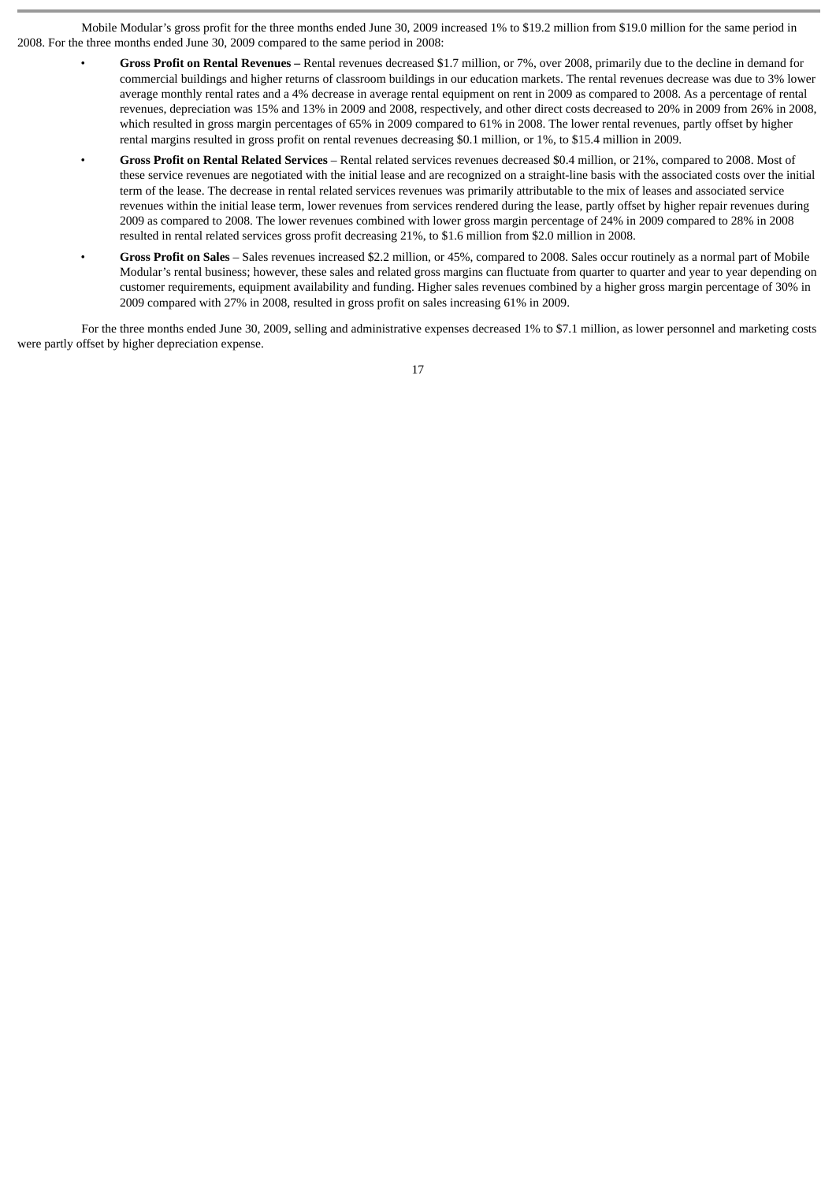Mobile Modular's gross profit for the three months ended June 30, 2009 increased 1% to $19.2 million from $19.0 million for the same period in 2008. For the three months ended June 30, 2009 compared to the same period in 2008:

- **Gross Profit on Rental Revenues –** Rental revenues decreased $1.7 million, or 7%, over 2008, primarily due to the decline in demand for commercial buildings and higher returns of classroom buildings in our education markets. The rental revenues decrease was due to 3% lower average monthly rental rates and a 4% decrease in average rental equipment on rent in 2009 as compared to 2008. As a percentage of rental revenues, depreciation was 15% and 13% in 2009 and 2008, respectively, and other direct costs decreased to 20% in 2009 from 26% in 2008, which resulted in gross margin percentages of 65% in 2009 compared to 61% in 2008. The lower rental revenues, partly offset by higher rental margins resulted in gross profit on rental revenues decreasing $0.1 million, or 1%, to $15.4 million in 2009.
- **Gross Profit on Rental Related Services** – Rental related services revenues decreased $0.4 million, or 21%, compared to 2008. Most of these service revenues are negotiated with the initial lease and are recognized on a straight-line basis with the associated costs over the initial term of the lease. The decrease in rental related services revenues was primarily attributable to the mix of leases and associated service revenues within the initial lease term, lower revenues from services rendered during the lease, partly offset by higher repair revenues during 2009 as compared to 2008. The lower revenues combined with lower gross margin percentage of 24% in 2009 compared to 28% in 2008 resulted in rental related services gross profit decreasing 21%, to $1.6 million from $2.0 million in 2008.
- **Gross Profit on Sales** – Sales revenues increased $2.2 million, or 45%, compared to 2008. Sales occur routinely as a normal part of Mobile Modular's rental business; however, these sales and related gross margins can fluctuate from quarter to quarter and year to year depending on customer requirements, equipment availability and funding. Higher sales revenues combined by a higher gross margin percentage of 30% in 2009 compared with 27% in 2008, resulted in gross profit on sales increasing 61% in 2009.

For the three months ended June 30, 2009, selling and administrative expenses decreased 1% to $7.1 million, as lower personnel and marketing costs were partly offset by higher depreciation expense.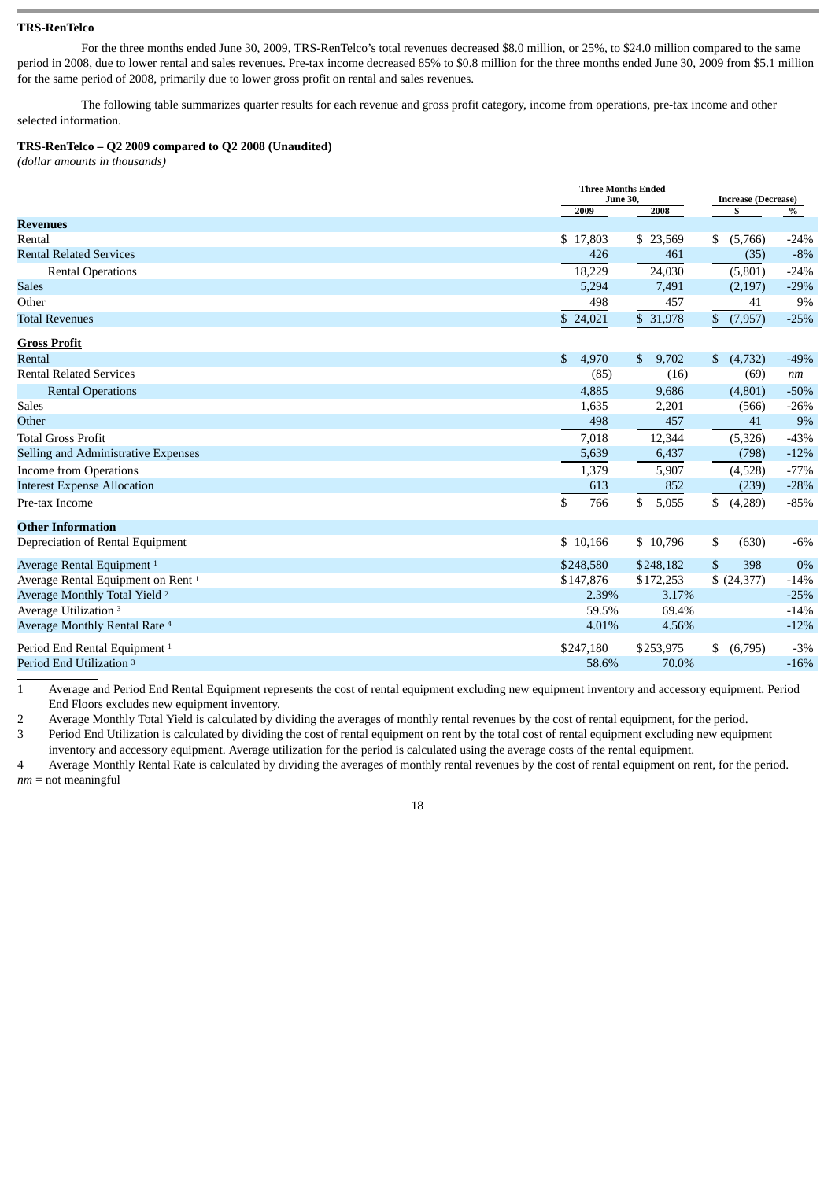**TRS-RenTelco**

For the three months ended June 30, 2009, TRS-RenTelco's total revenues decreased $8.0 million, or 25%, to $24.0 million compared to the same period in 2008, due to lower rental and sales revenues. Pre-tax income decreased 85% to $0.8 million for the three months ended June 30, 2009 from $5.1 million for the same period of 2008, primarily due to lower gross profit on rental and sales revenues.

The following table summarizes quarter results for each revenue and gross profit category, income from operations, pre-tax income and other selected information.

**TRS-RenTelco – Q2 2009 compared to Q2 2008 (Unaudited)**
*(dollar amounts in thousands)*

| | Three Months Ended June 30, | | Increase (Decrease) | |
|---|---|---|---|---|
| | 2009 | 2008 | $ | % |
| **Revenues** | | | | |
| Rental | $ 17,803 | $ 23,569 | $ (5,766) | -24% |
| Rental Related Services | 426 | 461 | (35) | -8% |
| Rental Operations | 18,229 | 24,030 | (5,801) | -24% |
| Sales | 5,294 | 7,491 | (2,197) | -29% |
| Other | 498 | 457 | 41 | 9% |
| Total Revenues | $ 24,021 | $ 31,978 | $ (7,957) | -25% |
| **Gross Profit** | | | | |
| Rental | $ 4,970 | $ 9,702 | $ (4,732) | -49% |
| Rental Related Services | (85) | (16) | (69) | *nm* |
| Rental Operations | 4,885 | 9,686 | (4,801) | -50% |
| Sales | 1,635 | 2,201 | (566) | -26% |
| Other | 498 | 457 | 41 | 9% |
| Total Gross Profit | 7,018 | 12,344 | (5,326) | -43% |
| Selling and Administrative Expenses | 5,639 | 6,437 | (798) | -12% |
| Income from Operations | 1,379 | 5,907 | (4,528) | -77% |
| Interest Expense Allocation | 613 | 852 | (239) | -28% |
| Pre-tax Income | $ 766 | $ 5,055 | $ (4,289) | -85% |
| **Other Information** | | | | |
| Depreciation of Rental Equipment | $ 10,166 | $ 10,796 | $ (630) | -6% |
| Average Rental Equipment [1] | $248,580 | $248,182 | $ 398 | 0% |
| Average Rental Equipment on Rent [1] | $147,876 | $172,253 | $ (24,377) | -14% |
| Average Monthly Total Yield [2] | 2.39% | 3.17% | | -25% |
| Average Utilization [3] | 59.5% | 69.4% | | -14% |
| Average Monthly Rental Rate [4] | 4.01% | 4.56% | | -12% |
| Period End Rental Equipment [1] | $247,180 | $253,975 | $ (6,795) | -3% |
| Period End Utilization [3] | 58.6% | 70.0% | | -16% |

1 Average and Period End Rental Equipment represents the cost of rental equipment excluding new equipment inventory and accessory equipment. Period End Floors excludes new equipment inventory.

2 Average Monthly Total Yield is calculated by dividing the averages of monthly rental revenues by the cost of rental equipment, for the period.

3 Period End Utilization is calculated by dividing the cost of rental equipment on rent by the total cost of rental equipment excluding new equipment inventory and accessory equipment. Average utilization for the period is calculated using the average costs of the rental equipment.

4 Average Monthly Rental Rate is calculated by dividing the averages of monthly rental revenues by the cost of rental equipment on rent, for the period.

*nm* = not meaningful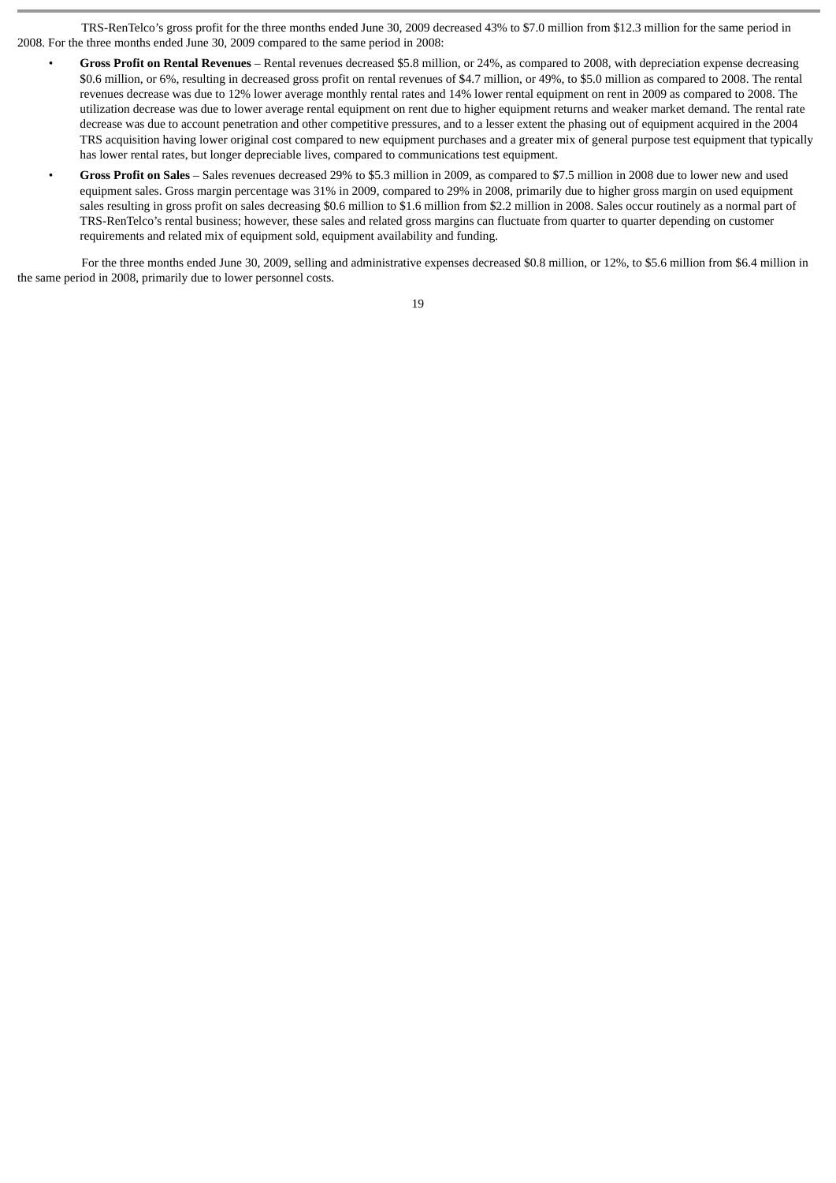TRS-RenTelco's gross profit for the three months ended June 30, 2009 decreased 43% to $7.0 million from $12.3 million for the same period in 2008. For the three months ended June 30, 2009 compared to the same period in 2008:

- **Gross Profit on Rental Revenues** – Rental revenues decreased $5.8 million, or 24%, as compared to 2008, with depreciation expense decreasing $0.6 million, or 6%, resulting in decreased gross profit on rental revenues of $4.7 million, or 49%, to $5.0 million as compared to 2008. The rental revenues decrease was due to 12% lower average monthly rental rates and 14% lower rental equipment on rent in 2009 as compared to 2008. The utilization decrease was due to lower average rental equipment on rent due to higher equipment returns and weaker market demand. The rental rate decrease was due to account penetration and other competitive pressures, and to a lesser extent the phasing out of equipment acquired in the 2004 TRS acquisition having lower original cost compared to new equipment purchases and a greater mix of general purpose test equipment that typically has lower rental rates, but longer depreciable lives, compared to communications test equipment.
- **Gross Profit on Sales** – Sales revenues decreased 29% to $5.3 million in 2009, as compared to $7.5 million in 2008 due to lower new and used equipment sales. Gross margin percentage was 31% in 2009, compared to 29% in 2008, primarily due to higher gross margin on used equipment sales resulting in gross profit on sales decreasing $0.6 million to $1.6 million from $2.2 million in 2008. Sales occur routinely as a normal part of TRS-RenTelco's rental business; however, these sales and related gross margins can fluctuate from quarter to quarter depending on customer requirements and related mix of equipment sold, equipment availability and funding.

For the three months ended June 30, 2009, selling and administrative expenses decreased $0.8 million, or 12%, to $5.6 million from $6.4 million in the same period in 2008, primarily due to lower personnel costs.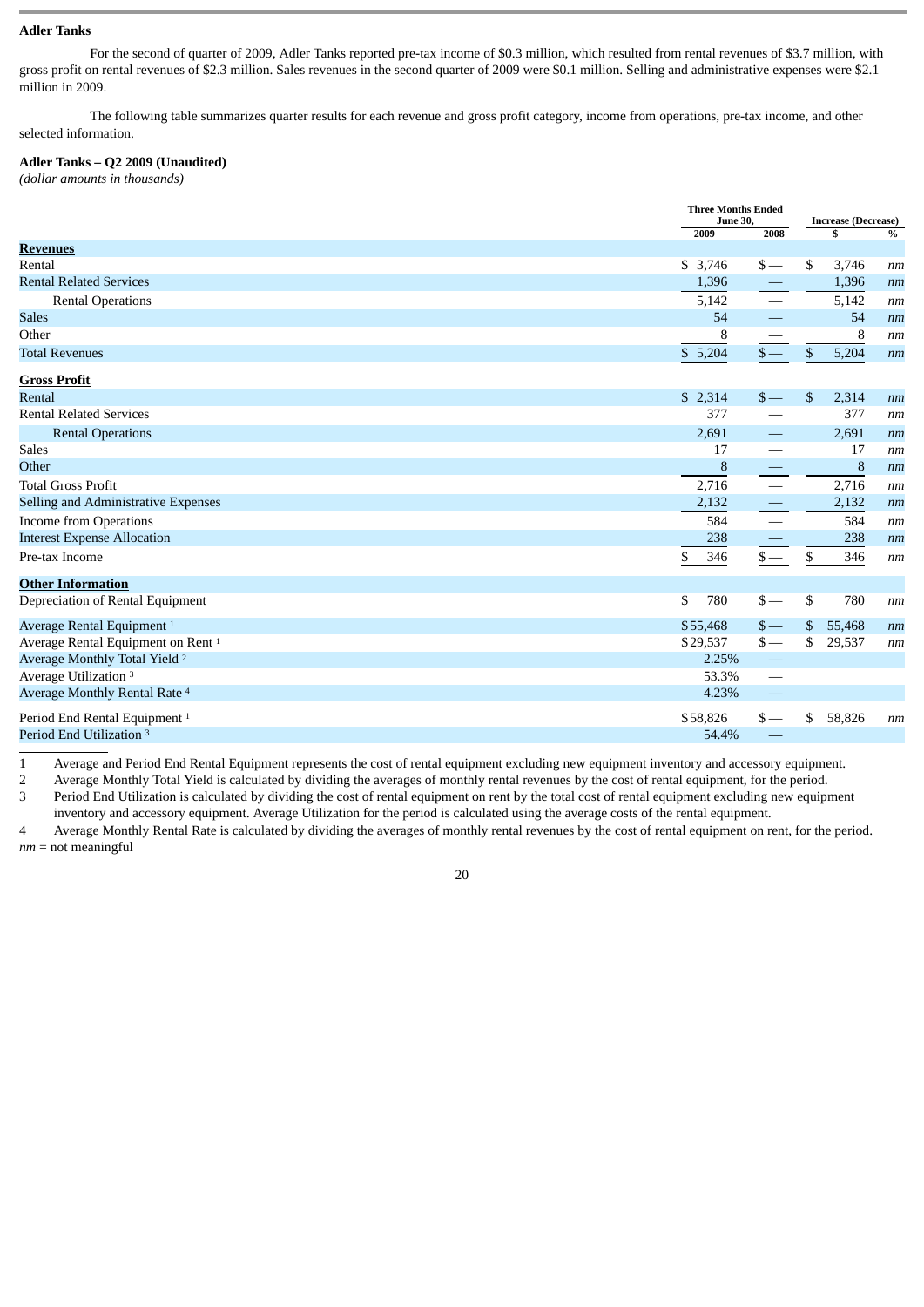**Adler Tanks**

For the second of quarter of 2009, Adler Tanks reported pre-tax income of $0.3 million, which resulted from rental revenues of $3.7 million, with gross profit on rental revenues of $2.3 million. Sales revenues in the second quarter of 2009 were $0.1 million. Selling and administrative expenses were $2.1 million in 2009.

The following table summarizes quarter results for each revenue and gross profit category, income from operations, pre-tax income, and other selected information.

**Adler Tanks – Q2 2009 (Unaudited)**
*(dollar amounts in thousands)*

| | Three Months Ended June 30, | | Increase (Decrease) | |
|---|---|---|---|---|
| | 2009 | 2008 | $ | % |
| **Revenues** | | | | |
| Rental | $ 3,746 | $ — | $ 3,746 | *nm* |
| Rental Related Services | 1,396 | — | 1,396 | *nm* |
| Rental Operations | 5,142 | — | 5,142 | *nm* |
| Sales | 54 | — | 54 | *nm* |
| Other | 8 | — | 8 | *nm* |
| Total Revenues | $ 5,204 | $ — | $ 5,204 | *nm* |
| **Gross Profit** | | | | |
| Rental | $ 2,314 | $ — | $ 2,314 | *nm* |
| Rental Related Services | 377 | — | 377 | *nm* |
| Rental Operations | 2,691 | — | 2,691 | *nm* |
| Sales | 17 | — | 17 | *nm* |
| Other | 8 | — | 8 | *nm* |
| Total Gross Profit | 2,716 | — | 2,716 | *nm* |
| Selling and Administrative Expenses | 2,132 | — | 2,132 | *nm* |
| Income from Operations | 584 | — | 584 | *nm* |
| Interest Expense Allocation | 238 | — | 238 | *nm* |
| Pre-tax Income | $ 346 | $ — | $ 346 | *nm* |
| **Other Information** | | | | |
| Depreciation of Rental Equipment | $ 780 | $ — | $ 780 | *nm* |
| Average Rental Equipment [1] | $ 55,468 | $ — | $ 55,468 | *nm* |
| Average Rental Equipment on Rent [1] | $ 29,537 | $ — | $ 29,537 | *nm* |
| Average Monthly Total Yield [2] | 2.25% | — | | |
| Average Utilization [3] | 53.3% | — | | |
| Average Monthly Rental Rate [4] | 4.23% | — | | |
| Period End Rental Equipment [1] | $ 58,826 | $ — | $ 58,826 | *nm* |
| Period End Utilization [3] | 54.4% | — | | |

1 Average and Period End Rental Equipment represents the cost of rental equipment excluding new equipment inventory and accessory equipment.

2 Average Monthly Total Yield is calculated by dividing the averages of monthly rental revenues by the cost of rental equipment, for the period.

3 Period End Utilization is calculated by dividing the cost of rental equipment on rent by the total cost of rental equipment excluding new equipment inventory and accessory equipment. Average Utilization for the period is calculated using the average costs of the rental equipment.

4 Average Monthly Rental Rate is calculated by dividing the averages of monthly rental revenues by the cost of rental equipment on rent, for the period.

*nm* = not meaningful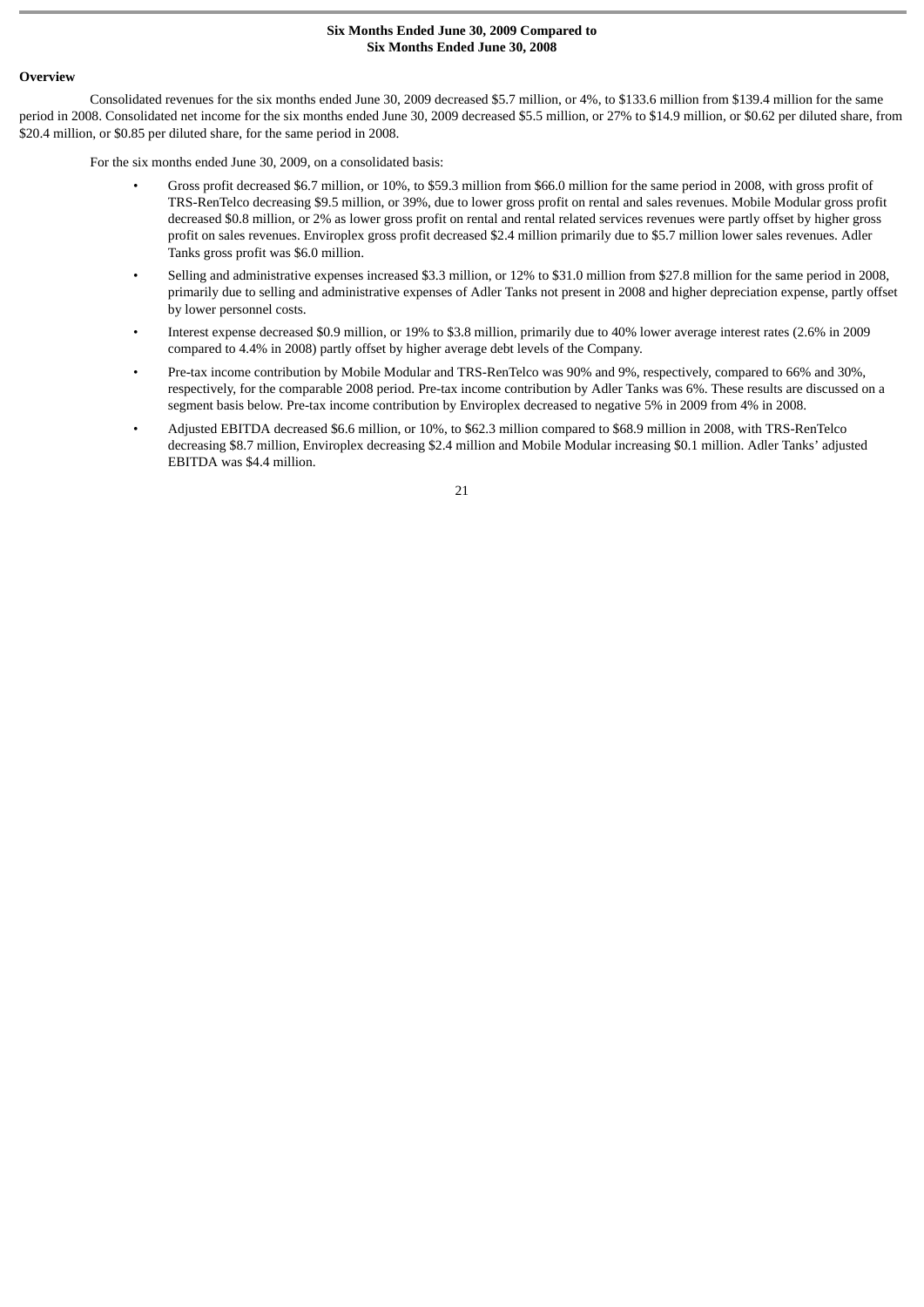**Six Months Ended June 30, 2009 Compared to Six Months Ended June 30, 2008**

**Overview**

Consolidated revenues for the six months ended June 30, 2009 decreased $5.7 million, or 4%, to $133.6 million from $139.4 million for the same period in 2008. Consolidated net income for the six months ended June 30, 2009 decreased $5.5 million, or 27% to $14.9 million, or $0.62 per diluted share, from $20.4 million, or $0.85 per diluted share, for the same period in 2008.

For the six months ended June 30, 2009, on a consolidated basis:

- Gross profit decreased $6.7 million, or 10%, to $59.3 million from $66.0 million for the same period in 2008, with gross profit of TRS-RenTelco decreasing $9.5 million, or 39%, due to lower gross profit on rental and sales revenues. Mobile Modular gross profit decreased $0.8 million, or 2% as lower gross profit on rental and rental related services revenues were partly offset by higher gross profit on sales revenues. Enviroplex gross profit decreased $2.4 million primarily due to $5.7 million lower sales revenues. Adler Tanks gross profit was $6.0 million.
- Selling and administrative expenses increased $3.3 million, or 12% to $31.0 million from $27.8 million for the same period in 2008, primarily due to selling and administrative expenses of Adler Tanks not present in 2008 and higher depreciation expense, partly offset by lower personnel costs.
- Interest expense decreased $0.9 million, or 19% to $3.8 million, primarily due to 40% lower average interest rates (2.6% in 2009 compared to 4.4% in 2008) partly offset by higher average debt levels of the Company.
- Pre-tax income contribution by Mobile Modular and TRS-RenTelco was 90% and 9%, respectively, compared to 66% and 30%, respectively, for the comparable 2008 period. Pre-tax income contribution by Adler Tanks was 6%. These results are discussed on a segment basis below. Pre-tax income contribution by Enviroplex decreased to negative 5% in 2009 from 4% in 2008.
- Adjusted EBITDA decreased $6.6 million, or 10%, to $62.3 million compared to $68.9 million in 2008, with TRS-RenTelco decreasing $8.7 million, Enviroplex decreasing $2.4 million and Mobile Modular increasing $0.1 million. Adler Tanks' adjusted EBITDA was $4.4 million.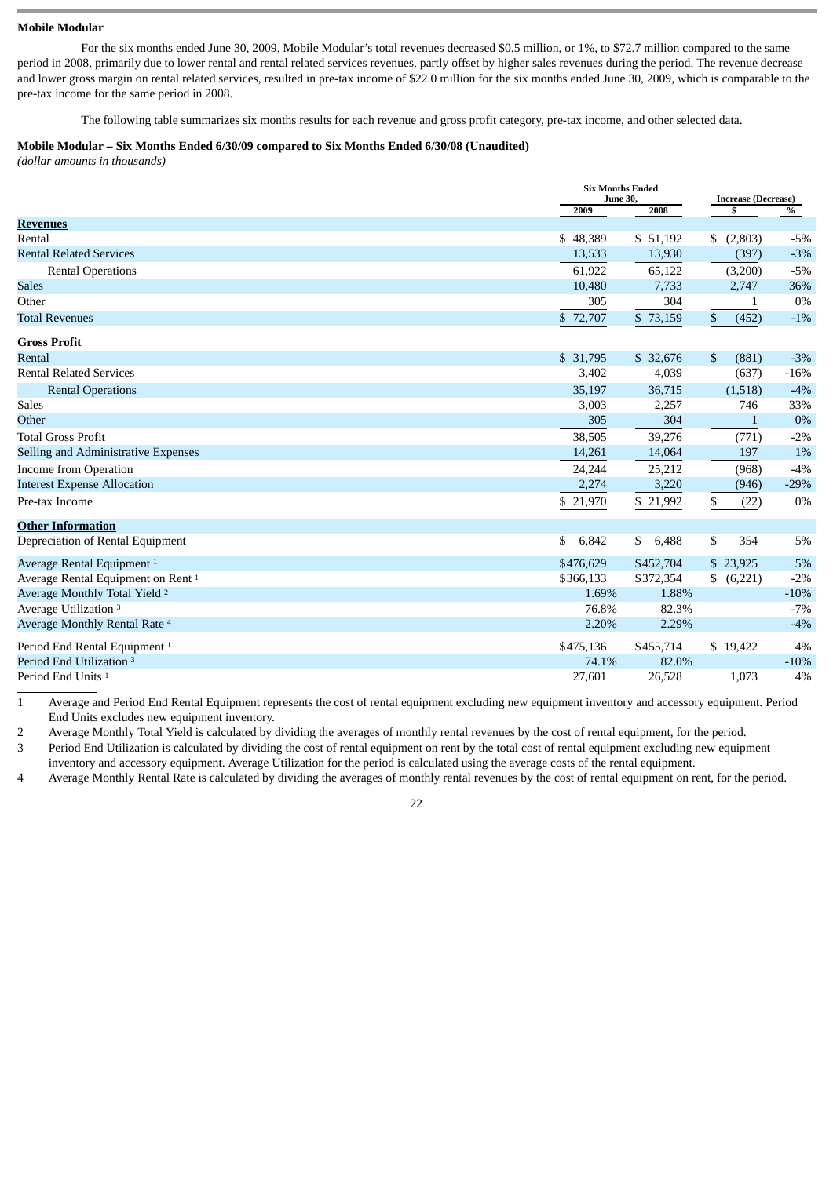**Mobile Modular**

For the six months ended June 30, 2009, Mobile Modular's total revenues decreased $0.5 million, or 1%, to $72.7 million compared to the same period in 2008, primarily due to lower rental and rental related services revenues, partly offset by higher sales revenues during the period. The revenue decrease and lower gross margin on rental related services, resulted in pre-tax income of $22.0 million for the six months ended June 30, 2009, which is comparable to the pre-tax income for the same period in 2008.

The following table summarizes six months results for each revenue and gross profit category, pre-tax income, and other selected data.

**Mobile Modular – Six Months Ended 6/30/09 compared to Six Months Ended 6/30/08 (Unaudited)**
*(dollar amounts in thousands)*

| | Six Months Ended June 30, | | Increase (Decrease) | |
|---|---|---|---|---|
| | 2009 | 2008 | $ | % |
| **Revenues** | | | | |
| Rental | $ 48,389 | $ 51,192 | $ (2,803) | -5% |
| Rental Related Services | 13,533 | 13,930 | (397) | -3% |
| Rental Operations | 61,922 | 65,122 | (3,200) | -5% |
| Sales | 10,480 | 7,733 | 2,747 | 36% |
| Other | 305 | 304 | 1 | 0% |
| Total Revenues | $ 72,707 | $ 73,159 | $ (452) | -1% |
| **Gross Profit** | | | | |
| Rental | $ 31,795 | $ 32,676 | $ (881) | -3% |
| Rental Related Services | 3,402 | 4,039 | (637) | -16% |
| Rental Operations | 35,197 | 36,715 | (1,518) | -4% |
| Sales | 3,003 | 2,257 | 746 | 33% |
| Other | 305 | 304 | 1 | 0% |
| Total Gross Profit | 38,505 | 39,276 | (771) | -2% |
| Selling and Administrative Expenses | 14,261 | 14,064 | 197 | 1% |
| Income from Operation | 24,244 | 25,212 | (968) | -4% |
| Interest Expense Allocation | 2,274 | 3,220 | (946) | -29% |
| Pre-tax Income | $ 21,970 | $ 21,992 | $ (22) | 0% |
| **Other Information** | | | | |
| Depreciation of Rental Equipment | $ 6,842 | $ 6,488 | $ 354 | 5% |
| Average Rental Equipment [1] | $476,629 | $452,704 | $ 23,925 | 5% |
| Average Rental Equipment on Rent [1] | $366,133 | $372,354 | $ (6,221) | -2% |
| Average Monthly Total Yield [2] | 1.69% | 1.88% | | -10% |
| Average Utilization [3] | 76.8% | 82.3% | | -7% |
| Average Monthly Rental Rate [4] | 2.20% | 2.29% | | -4% |
| Period End Rental Equipment [1] | $475,136 | $455,714 | $ 19,422 | 4% |
| Period End Utilization [3] | 74.1% | 82.0% | | -10% |
| Period End Units [1] | 27,601 | 26,528 | 1,073 | 4% |

1 Average and Period End Rental Equipment represents the cost of rental equipment excluding new equipment inventory and accessory equipment. Period End Units excludes new equipment inventory.

2 Average Monthly Total Yield is calculated by dividing the averages of monthly rental revenues by the cost of rental equipment, for the period.

3 Period End Utilization is calculated by dividing the cost of rental equipment on rent by the total cost of rental equipment excluding new equipment inventory and accessory equipment. Average Utilization for the period is calculated using the average costs of the rental equipment.

4 Average Monthly Rental Rate is calculated by dividing the averages of monthly rental revenues by the cost of rental equipment on rent, for the period.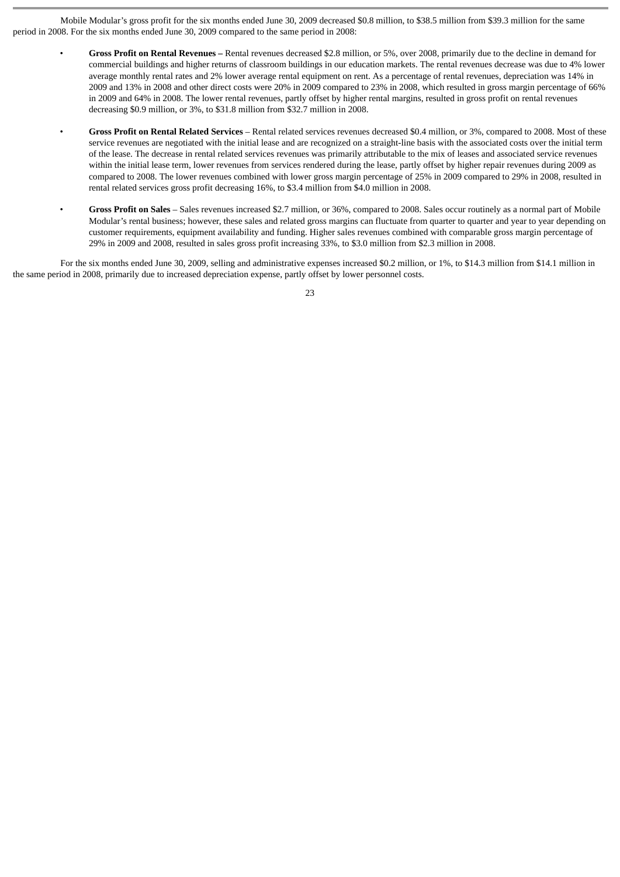Mobile Modular's gross profit for the six months ended June 30, 2009 decreased $0.8 million, to $38.5 million from $39.3 million for the same period in 2008. For the six months ended June 30, 2009 compared to the same period in 2008:

- **Gross Profit on Rental Revenues –** Rental revenues decreased $2.8 million, or 5%, over 2008, primarily due to the decline in demand for commercial buildings and higher returns of classroom buildings in our education markets. The rental revenues decrease was due to 4% lower average monthly rental rates and 2% lower average rental equipment on rent. As a percentage of rental revenues, depreciation was 14% in 2009 and 13% in 2008 and other direct costs were 20% in 2009 compared to 23% in 2008, which resulted in gross margin percentage of 66% in 2009 and 64% in 2008. The lower rental revenues, partly offset by higher rental margins, resulted in gross profit on rental revenues decreasing $0.9 million, or 3%, to $31.8 million from $32.7 million in 2008.

- **Gross Profit on Rental Related Services** – Rental related services revenues decreased $0.4 million, or 3%, compared to 2008. Most of these service revenues are negotiated with the initial lease and are recognized on a straight-line basis with the associated costs over the initial term of the lease. The decrease in rental related services revenues was primarily attributable to the mix of leases and associated service revenues within the initial lease term, lower revenues from services rendered during the lease, partly offset by higher repair revenues during 2009 as compared to 2008. The lower revenues combined with lower gross margin percentage of 25% in 2009 compared to 29% in 2008, resulted in rental related services gross profit decreasing 16%, to $3.4 million from $4.0 million in 2008.

- **Gross Profit on Sales** – Sales revenues increased $2.7 million, or 36%, compared to 2008. Sales occur routinely as a normal part of Mobile Modular's rental business; however, these sales and related gross margins can fluctuate from quarter to quarter and year to year depending on customer requirements, equipment availability and funding. Higher sales revenues combined with comparable gross margin percentage of 29% in 2009 and 2008, resulted in sales gross profit increasing 33%, to $3.0 million from $2.3 million in 2008.

For the six months ended June 30, 2009, selling and administrative expenses increased $0.2 million, or 1%, to $14.3 million from $14.1 million in the same period in 2008, primarily due to increased depreciation expense, partly offset by lower personnel costs.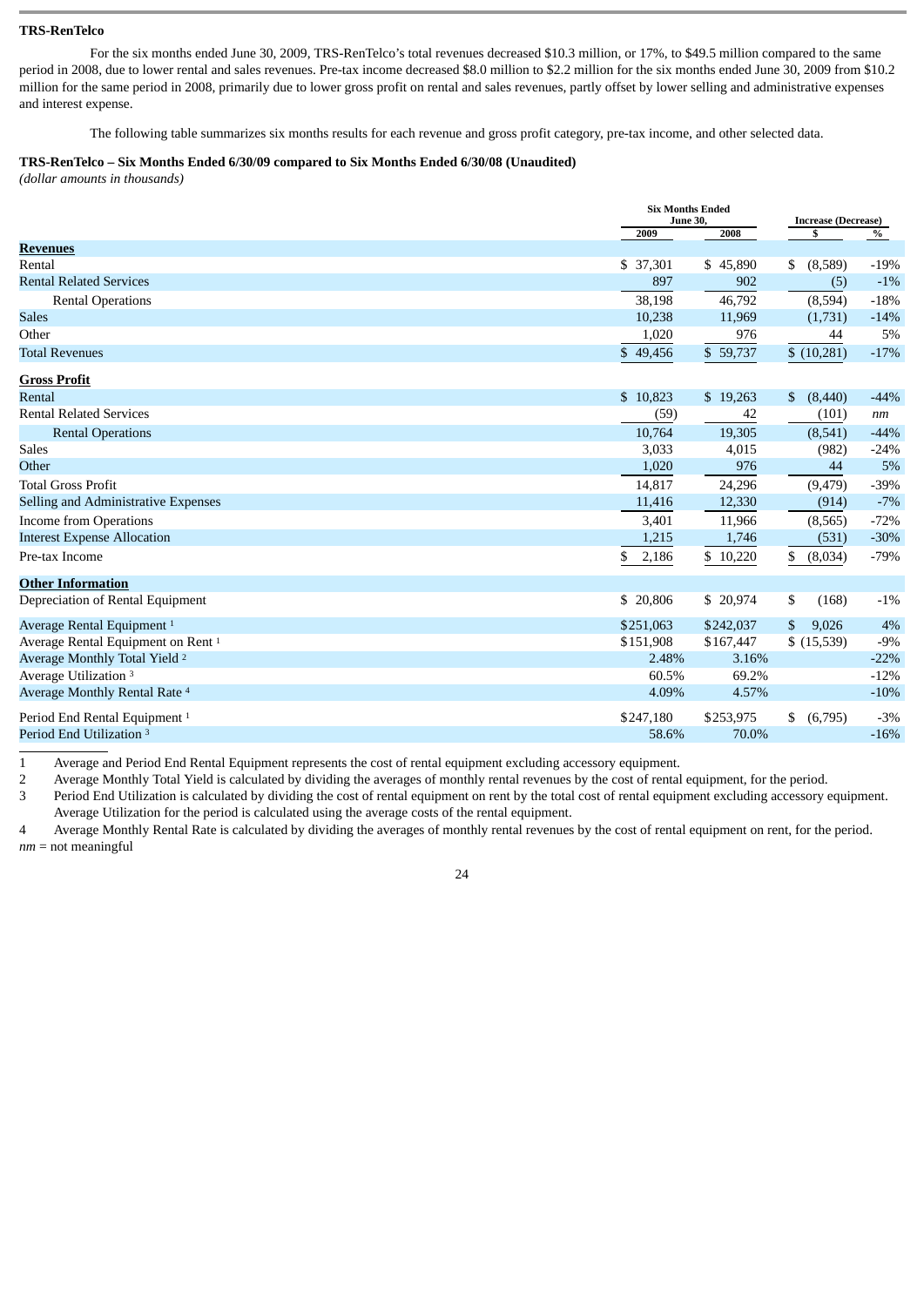**TRS-RenTelco**

For the six months ended June 30, 2009, TRS-RenTelco's total revenues decreased $10.3 million, or 17%, to $49.5 million compared to the same period in 2008, due to lower rental and sales revenues. Pre-tax income decreased $8.0 million to $2.2 million for the six months ended June 30, 2009 from $10.2 million for the same period in 2008, primarily due to lower gross profit on rental and sales revenues, partly offset by lower selling and administrative expenses and interest expense.

The following table summarizes six months results for each revenue and gross profit category, pre-tax income, and other selected data.

**TRS-RenTelco – Six Months Ended 6/30/09 compared to Six Months Ended 6/30/08 (Unaudited)**
*(dollar amounts in thousands)*

| | Six Months Ended June 30, | | Increase (Decrease) | |
|---|---|---|---|---|
| | 2009 | 2008 | $ | % |
| **Revenues** | | | | |
| Rental | $ 37,301 | $ 45,890 | $ (8,589) | -19% |
| Rental Related Services | 897 | 902 | (5) | -1% |
| Rental Operations | 38,198 | 46,792 | (8,594) | -18% |
| Sales | 10,238 | 11,969 | (1,731) | -14% |
| Other | 1,020 | 976 | 44 | 5% |
| Total Revenues | $ 49,456 | $ 59,737 | $ (10,281) | -17% |
| **Gross Profit** | | | | |
| Rental | $ 10,823 | $ 19,263 | $ (8,440) | -44% |
| Rental Related Services | (59) | 42 | (101) | *nm* |
| Rental Operations | 10,764 | 19,305 | (8,541) | -44% |
| Sales | 3,033 | 4,015 | (982) | -24% |
| Other | 1,020 | 976 | 44 | 5% |
| Total Gross Profit | 14,817 | 24,296 | (9,479) | -39% |
| Selling and Administrative Expenses | 11,416 | 12,330 | (914) | -7% |
| Income from Operations | 3,401 | 11,966 | (8,565) | -72% |
| Interest Expense Allocation | 1,215 | 1,746 | (531) | -30% |
| Pre-tax Income | $ 2,186 | $ 10,220 | $ (8,034) | -79% |
| **Other Information** | | | | |
| Depreciation of Rental Equipment | $ 20,806 | $ 20,974 | $ (168) | -1% |
| Average Rental Equipment [1] | $251,063 | $242,037 | $ 9,026 | 4% |
| Average Rental Equipment on Rent [1] | $151,908 | $167,447 | $ (15,539) | -9% |
| Average Monthly Total Yield [2] | 2.48% | 3.16% | | -22% |
| Average Utilization [3] | 60.5% | 69.2% | | -12% |
| Average Monthly Rental Rate [4] | 4.09% | 4.57% | | -10% |
| Period End Rental Equipment [1] | $247,180 | $253,975 | $ (6,795) | -3% |
| Period End Utilization [3] | 58.6% | 70.0% | | -16% |

1 Average and Period End Rental Equipment represents the cost of rental equipment excluding accessory equipment.

2 Average Monthly Total Yield is calculated by dividing the averages of monthly rental revenues by the cost of rental equipment, for the period.

3 Period End Utilization is calculated by dividing the cost of rental equipment on rent by the total cost of rental equipment excluding accessory equipment. Average Utilization for the period is calculated using the average costs of the rental equipment.

4 Average Monthly Rental Rate is calculated by dividing the averages of monthly rental revenues by the cost of rental equipment on rent, for the period.

*nm* = not meaningful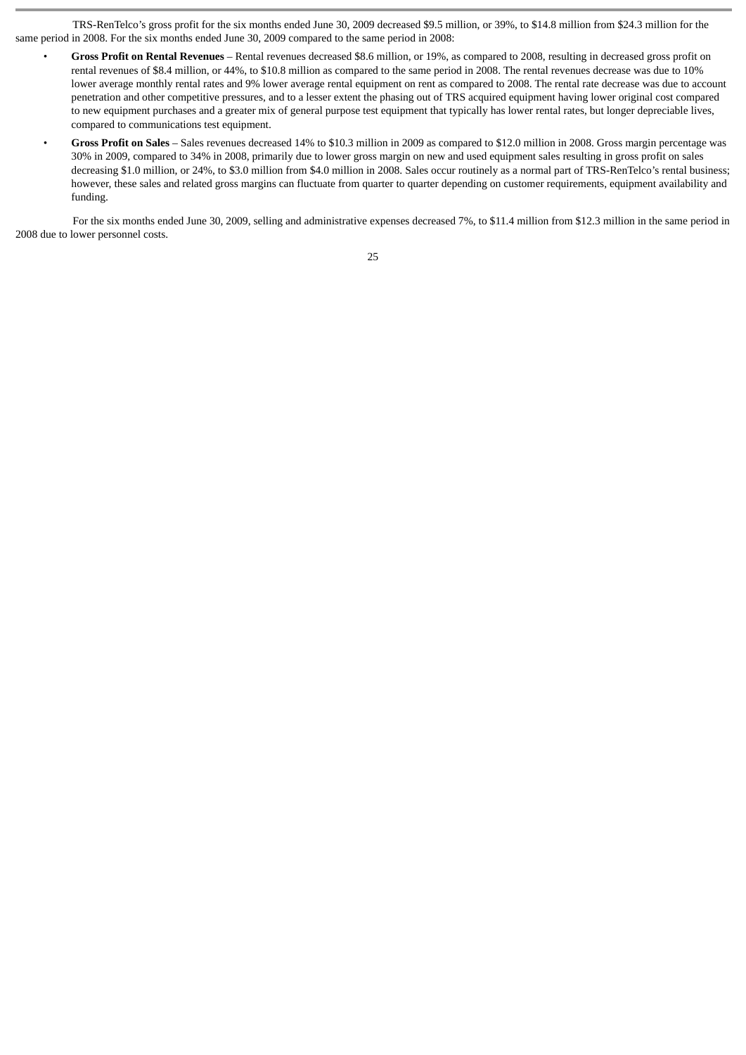TRS-RenTelco's gross profit for the six months ended June 30, 2009 decreased $9.5 million, or 39%, to $14.8 million from $24.3 million for the same period in 2008. For the six months ended June 30, 2009 compared to the same period in 2008:

- **Gross Profit on Rental Revenues** – Rental revenues decreased $8.6 million, or 19%, as compared to 2008, resulting in decreased gross profit on rental revenues of $8.4 million, or 44%, to $10.8 million as compared to the same period in 2008. The rental revenues decrease was due to 10% lower average monthly rental rates and 9% lower average rental equipment on rent as compared to 2008. The rental rate decrease was due to account penetration and other competitive pressures, and to a lesser extent the phasing out of TRS acquired equipment having lower original cost compared to new equipment purchases and a greater mix of general purpose test equipment that typically has lower rental rates, but longer depreciable lives, compared to communications test equipment.
- **Gross Profit on Sales** – Sales revenues decreased 14% to $10.3 million in 2009 as compared to $12.0 million in 2008. Gross margin percentage was 30% in 2009, compared to 34% in 2008, primarily due to lower gross margin on new and used equipment sales resulting in gross profit on sales decreasing $1.0 million, or 24%, to $3.0 million from $4.0 million in 2008. Sales occur routinely as a normal part of TRS-RenTelco's rental business; however, these sales and related gross margins can fluctuate from quarter to quarter depending on customer requirements, equipment availability and funding.

For the six months ended June 30, 2009, selling and administrative expenses decreased 7%, to $11.4 million from $12.3 million in the same period in 2008 due to lower personnel costs.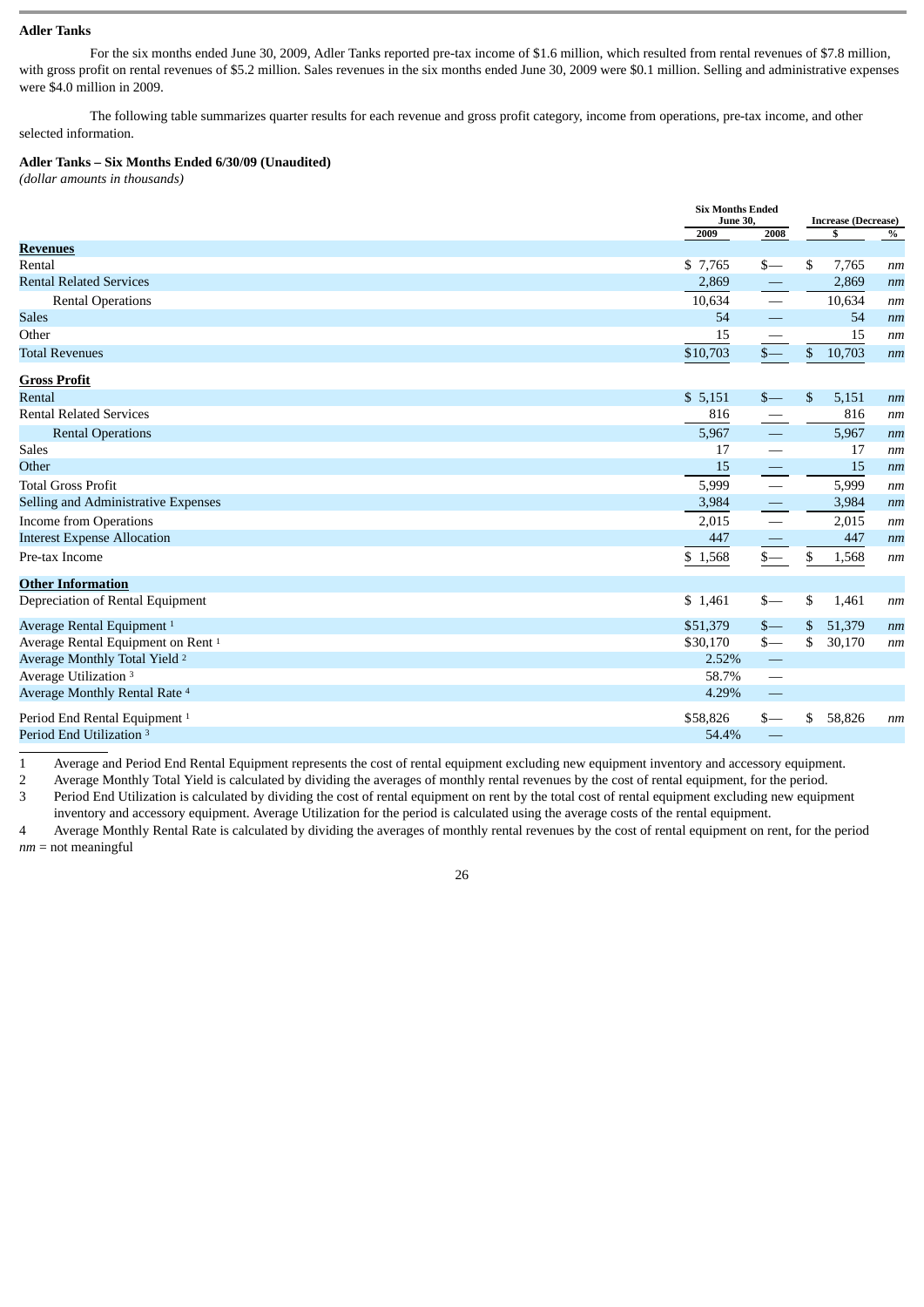**Adler Tanks**

For the six months ended June 30, 2009, Adler Tanks reported pre-tax income of $1.6 million, which resulted from rental revenues of $7.8 million, with gross profit on rental revenues of $5.2 million. Sales revenues in the six months ended June 30, 2009 were $0.1 million. Selling and administrative expenses were $4.0 million in 2009.

The following table summarizes quarter results for each revenue and gross profit category, income from operations, pre-tax income, and other selected information.

**Adler Tanks – Six Months Ended 6/30/09 (Unaudited)**
*(dollar amounts in thousands)*

| | Six Months Ended June 30, | | Increase (Decrease) | |
|---|---|---|---|---|
| | 2009 | 2008 | $ | % |
| **Revenues** | | | | |
| Rental | $ 7,765 | $— | $ 7,765 | *nm* |
| Rental Related Services | 2,869 | — | 2,869 | *nm* |
| Rental Operations | 10,634 | — | 10,634 | *nm* |
| Sales | 54 | — | 54 | *nm* |
| Other | 15 | — | 15 | *nm* |
| Total Revenues | $10,703 | $— | $ 10,703 | *nm* |
| **Gross Profit** | | | | |
| Rental | $ 5,151 | $— | $ 5,151 | *nm* |
| Rental Related Services | 816 | — | 816 | *nm* |
| Rental Operations | 5,967 | — | 5,967 | *nm* |
| Sales | 17 | — | 17 | *nm* |
| Other | 15 | — | 15 | *nm* |
| Total Gross Profit | 5,999 | — | 5,999 | *nm* |
| Selling and Administrative Expenses | 3,984 | — | 3,984 | *nm* |
| Income from Operations | 2,015 | — | 2,015 | *nm* |
| Interest Expense Allocation | 447 | — | 447 | *nm* |
| Pre-tax Income | $ 1,568 | $— | $ 1,568 | *nm* |
| **Other Information** | | | | |
| Depreciation of Rental Equipment | $ 1,461 | $— | $ 1,461 | *nm* |
| Average Rental Equipment [1] | $51,379 | $— | $ 51,379 | *nm* |
| Average Rental Equipment on Rent [1] | $30,170 | $— | $ 30,170 | *nm* |
| Average Monthly Total Yield [2] | 2.52% | — | | |
| Average Utilization [3] | 58.7% | — | | |
| Average Monthly Rental Rate [4] | 4.29% | — | | |
| Period End Rental Equipment [1] | $58,826 | $— | $ 58,826 | *nm* |
| Period End Utilization [3] | 54.4% | — | | |

1 Average and Period End Rental Equipment represents the cost of rental equipment excluding new equipment inventory and accessory equipment.

2 Average Monthly Total Yield is calculated by dividing the averages of monthly rental revenues by the cost of rental equipment, for the period.

3 Period End Utilization is calculated by dividing the cost of rental equipment on rent by the total cost of rental equipment excluding new equipment inventory and accessory equipment. Average Utilization for the period is calculated using the average costs of the rental equipment.

4 Average Monthly Rental Rate is calculated by dividing the averages of monthly rental revenues by the cost of rental equipment on rent, for the period

*nm* = not meaningful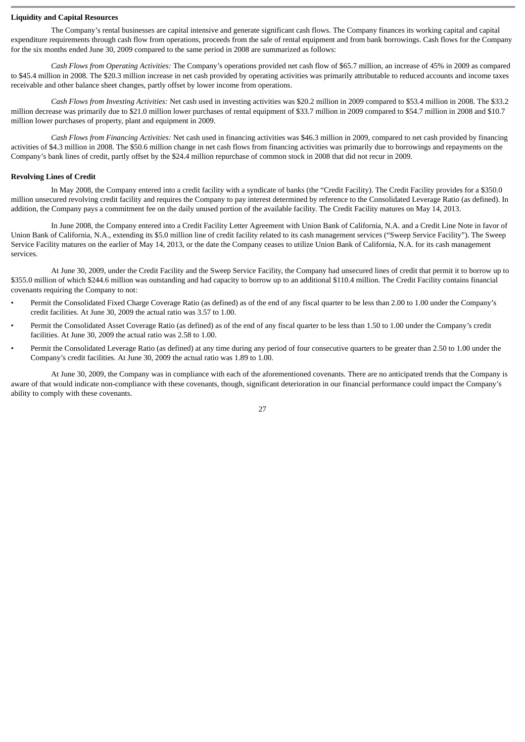**Liquidity and Capital Resources**

The Company's rental businesses are capital intensive and generate significant cash flows. The Company finances its working capital and capital expenditure requirements through cash flow from operations, proceeds from the sale of rental equipment and from bank borrowings. Cash flows for the Company for the six months ended June 30, 2009 compared to the same period in 2008 are summarized as follows:

*Cash Flows from Operating Activities:* The Company's operations provided net cash flow of $65.7 million, an increase of 45% in 2009 as compared to $45.4 million in 2008. The $20.3 million increase in net cash provided by operating activities was primarily attributable to reduced accounts and income taxes receivable and other balance sheet changes, partly offset by lower income from operations.

*Cash Flows from Investing Activities:* Net cash used in investing activities was $20.2 million in 2009 compared to $53.4 million in 2008. The $33.2 million decrease was primarily due to $21.0 million lower purchases of rental equipment of $33.7 million in 2009 compared to $54.7 million in 2008 and $10.7 million lower purchases of property, plant and equipment in 2009.

*Cash Flows from Financing Activities:* Net cash used in financing activities was $46.3 million in 2009, compared to net cash provided by financing activities of $4.3 million in 2008. The $50.6 million change in net cash flows from financing activities was primarily due to borrowings and repayments on the Company's bank lines of credit, partly offset by the $24.4 million repurchase of common stock in 2008 that did not recur in 2009.

**Revolving Lines of Credit**

In May 2008, the Company entered into a credit facility with a syndicate of banks (the "Credit Facility). The Credit Facility provides for a $350.0 million unsecured revolving credit facility and requires the Company to pay interest determined by reference to the Consolidated Leverage Ratio (as defined). In addition, the Company pays a commitment fee on the daily unused portion of the available facility. The Credit Facility matures on May 14, 2013.

In June 2008, the Company entered into a Credit Facility Letter Agreement with Union Bank of California, N.A. and a Credit Line Note in favor of Union Bank of California, N.A., extending its $5.0 million line of credit facility related to its cash management services ("Sweep Service Facility"). The Sweep Service Facility matures on the earlier of May 14, 2013, or the date the Company ceases to utilize Union Bank of California, N.A. for its cash management services.

At June 30, 2009, under the Credit Facility and the Sweep Service Facility, the Company had unsecured lines of credit that permit it to borrow up to $355.0 million of which $244.6 million was outstanding and had capacity to borrow up to an additional $110.4 million. The Credit Facility contains financial covenants requiring the Company to not:

- Permit the Consolidated Fixed Charge Coverage Ratio (as defined) as of the end of any fiscal quarter to be less than 2.00 to 1.00 under the Company's credit facilities. At June 30, 2009 the actual ratio was 3.57 to 1.00.
- Permit the Consolidated Asset Coverage Ratio (as defined) as of the end of any fiscal quarter to be less than 1.50 to 1.00 under the Company's credit facilities. At June 30, 2009 the actual ratio was 2.58 to 1.00.
- Permit the Consolidated Leverage Ratio (as defined) at any time during any period of four consecutive quarters to be greater than 2.50 to 1.00 under the Company's credit facilities. At June 30, 2009 the actual ratio was 1.89 to 1.00.

At June 30, 2009, the Company was in compliance with each of the aforementioned covenants. There are no anticipated trends that the Company is aware of that would indicate non-compliance with these covenants, though, significant deterioration in our financial performance could impact the Company's ability to comply with these covenants.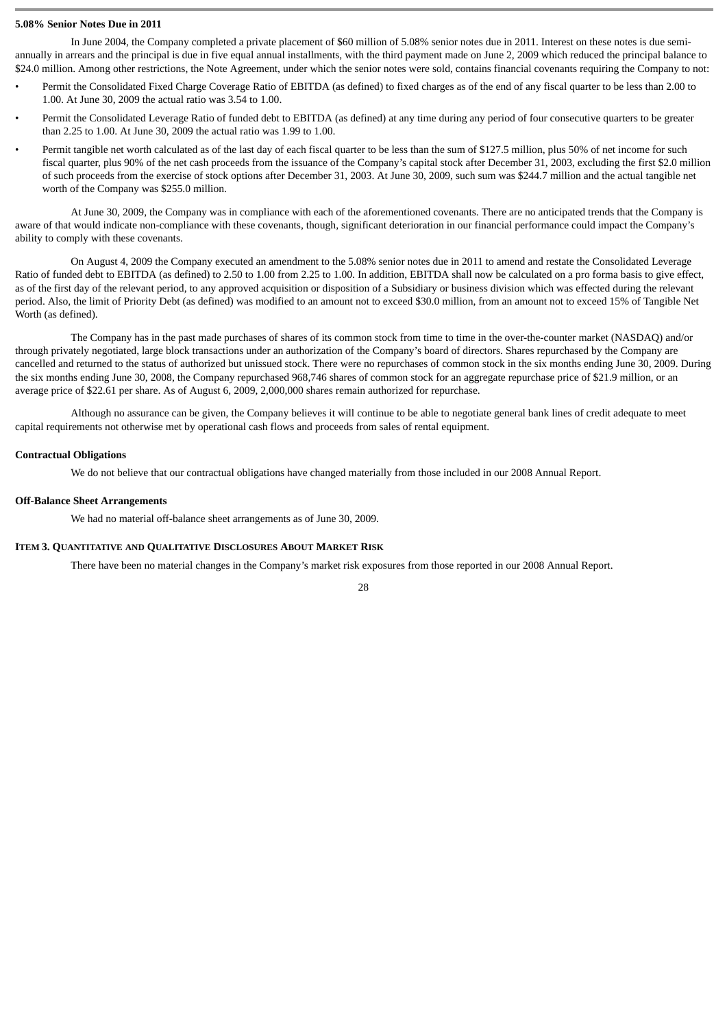**5.08% Senior Notes Due in 2011**

In June 2004, the Company completed a private placement of $60 million of 5.08% senior notes due in 2011. Interest on these notes is due semi-annually in arrears and the principal is due in five equal annual installments, with the third payment made on June 2, 2009 which reduced the principal balance to $24.0 million. Among other restrictions, the Note Agreement, under which the senior notes were sold, contains financial covenants requiring the Company to not:

- Permit the Consolidated Fixed Charge Coverage Ratio of EBITDA (as defined) to fixed charges as of the end of any fiscal quarter to be less than 2.00 to 1.00. At June 30, 2009 the actual ratio was 3.54 to 1.00.
- Permit the Consolidated Leverage Ratio of funded debt to EBITDA (as defined) at any time during any period of four consecutive quarters to be greater than 2.25 to 1.00. At June 30, 2009 the actual ratio was 1.99 to 1.00.
- Permit tangible net worth calculated as of the last day of each fiscal quarter to be less than the sum of $127.5 million, plus 50% of net income for such fiscal quarter, plus 90% of the net cash proceeds from the issuance of the Company's capital stock after December 31, 2003, excluding the first $2.0 million of such proceeds from the exercise of stock options after December 31, 2003. At June 30, 2009, such sum was $244.7 million and the actual tangible net worth of the Company was $255.0 million.

At June 30, 2009, the Company was in compliance with each of the aforementioned covenants. There are no anticipated trends that the Company is aware of that would indicate non-compliance with these covenants, though, significant deterioration in our financial performance could impact the Company's ability to comply with these covenants.

On August 4, 2009 the Company executed an amendment to the 5.08% senior notes due in 2011 to amend and restate the Consolidated Leverage Ratio of funded debt to EBITDA (as defined) to 2.50 to 1.00 from 2.25 to 1.00. In addition, EBITDA shall now be calculated on a pro forma basis to give effect, as of the first day of the relevant period, to any approved acquisition or disposition of a Subsidiary or business division which was effected during the relevant period. Also, the limit of Priority Debt (as defined) was modified to an amount not to exceed $30.0 million, from an amount not to exceed 15% of Tangible Net Worth (as defined).

The Company has in the past made purchases of shares of its common stock from time to time in the over-the-counter market (NASDAQ) and/or through privately negotiated, large block transactions under an authorization of the Company's board of directors. Shares repurchased by the Company are cancelled and returned to the status of authorized but unissued stock. There were no repurchases of common stock in the six months ending June 30, 2009. During the six months ending June 30, 2008, the Company repurchased 968,746 shares of common stock for an aggregate repurchase price of $21.9 million, or an average price of $22.61 per share. As of August 6, 2009, 2,000,000 shares remain authorized for repurchase.

Although no assurance can be given, the Company believes it will continue to be able to negotiate general bank lines of credit adequate to meet capital requirements not otherwise met by operational cash flows and proceeds from sales of rental equipment.

**Contractual Obligations**

We do not believe that our contractual obligations have changed materially from those included in our 2008 Annual Report.

**Off-Balance Sheet Arrangements**

We had no material off-balance sheet arrangements as of June 30, 2009.

## Item 3. Quantitative and Qualitative Disclosures About Market Risk

There have been no material changes in the Company's market risk exposures from those reported in our 2008 Annual Report.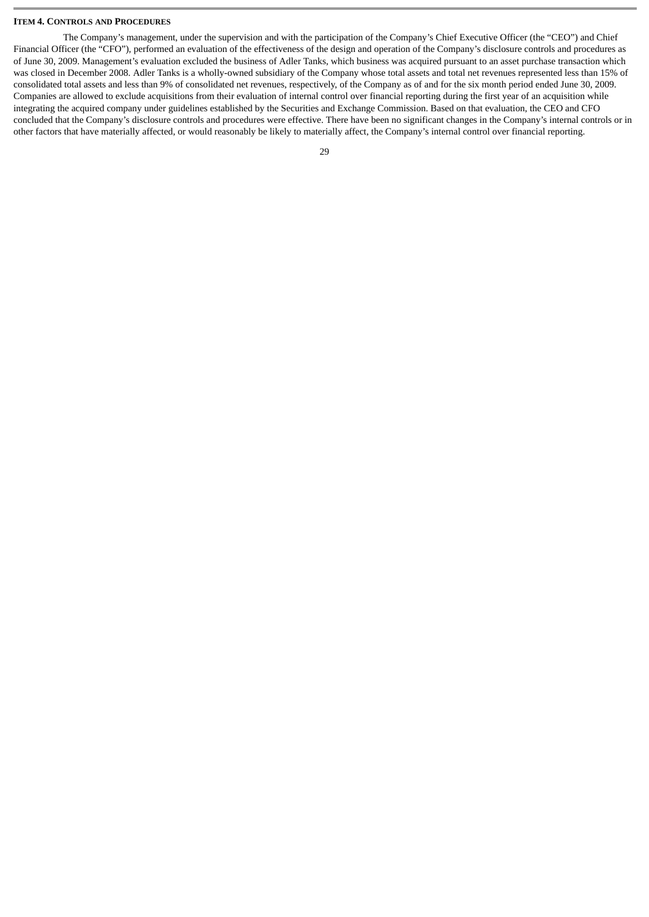### ITEM 4. CONTROLS AND PROCEDURES

The Company's management, under the supervision and with the participation of the Company's Chief Executive Officer (the "CEO") and Chief Financial Officer (the "CFO"), performed an evaluation of the effectiveness of the design and operation of the Company's disclosure controls and procedures as of June 30, 2009. Management's evaluation excluded the business of Adler Tanks, which business was acquired pursuant to an asset purchase transaction which was closed in December 2008. Adler Tanks is a wholly-owned subsidiary of the Company whose total assets and total net revenues represented less than 15% of consolidated total assets and less than 9% of consolidated net revenues, respectively, of the Company as of and for the six month period ended June 30, 2009. Companies are allowed to exclude acquisitions from their evaluation of internal control over financial reporting during the first year of an acquisition while integrating the acquired company under guidelines established by the Securities and Exchange Commission. Based on that evaluation, the CEO and CFO concluded that the Company's disclosure controls and procedures were effective. There have been no significant changes in the Company's internal controls or in other factors that have materially affected, or would reasonably be likely to materially affect, the Company's internal control over financial reporting.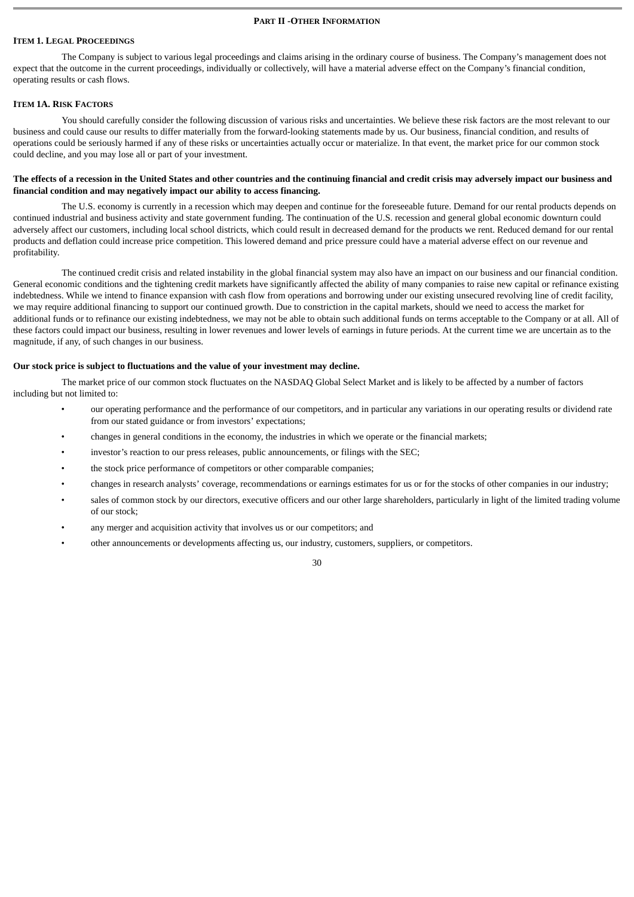## PART II - OTHER INFORMATION

### ITEM 1. LEGAL PROCEEDINGS

The Company is subject to various legal proceedings and claims arising in the ordinary course of business. The Company's management does not expect that the outcome in the current proceedings, individually or collectively, will have a material adverse effect on the Company's financial condition, operating results or cash flows.

### ITEM 1A. RISK FACTORS

You should carefully consider the following discussion of various risks and uncertainties. We believe these risk factors are the most relevant to our business and could cause our results to differ materially from the forward-looking statements made by us. Our business, financial condition, and results of operations could be seriously harmed if any of these risks or uncertainties actually occur or materialize. In that event, the market price for our common stock could decline, and you may lose all or part of your investment.

**The effects of a recession in the United States and other countries and the continuing financial and credit crisis may adversely impact our business and financial condition and may negatively impact our ability to access financing.**

The U.S. economy is currently in a recession which may deepen and continue for the foreseeable future. Demand for our rental products depends on continued industrial and business activity and state government funding. The continuation of the U.S. recession and general global economic downturn could adversely affect our customers, including local school districts, which could result in decreased demand for the products we rent. Reduced demand for our rental products and deflation could increase price competition. This lowered demand and price pressure could have a material adverse effect on our revenue and profitability.

The continued credit crisis and related instability in the global financial system may also have an impact on our business and our financial condition. General economic conditions and the tightening credit markets have significantly affected the ability of many companies to raise new capital or refinance existing indebtedness. While we intend to finance expansion with cash flow from operations and borrowing under our existing unsecured revolving line of credit facility, we may require additional financing to support our continued growth. Due to constriction in the capital markets, should we need to access the market for additional funds or to refinance our existing indebtedness, we may not be able to obtain such additional funds on terms acceptable to the Company or at all. All of these factors could impact our business, resulting in lower revenues and lower levels of earnings in future periods. At the current time we are uncertain as to the magnitude, if any, of such changes in our business.

**Our stock price is subject to fluctuations and the value of your investment may decline.**

The market price of our common stock fluctuates on the NASDAQ Global Select Market and is likely to be affected by a number of factors including but not limited to:

- our operating performance and the performance of our competitors, and in particular any variations in our operating results or dividend rate from our stated guidance or from investors' expectations;
- changes in general conditions in the economy, the industries in which we operate or the financial markets;
- investor's reaction to our press releases, public announcements, or filings with the SEC;
- the stock price performance of competitors or other comparable companies;
- changes in research analysts' coverage, recommendations or earnings estimates for us or for the stocks of other companies in our industry;
- sales of common stock by our directors, executive officers and our other large shareholders, particularly in light of the limited trading volume of our stock;
- any merger and acquisition activity that involves us or our competitors; and
- other announcements or developments affecting us, our industry, customers, suppliers, or competitors.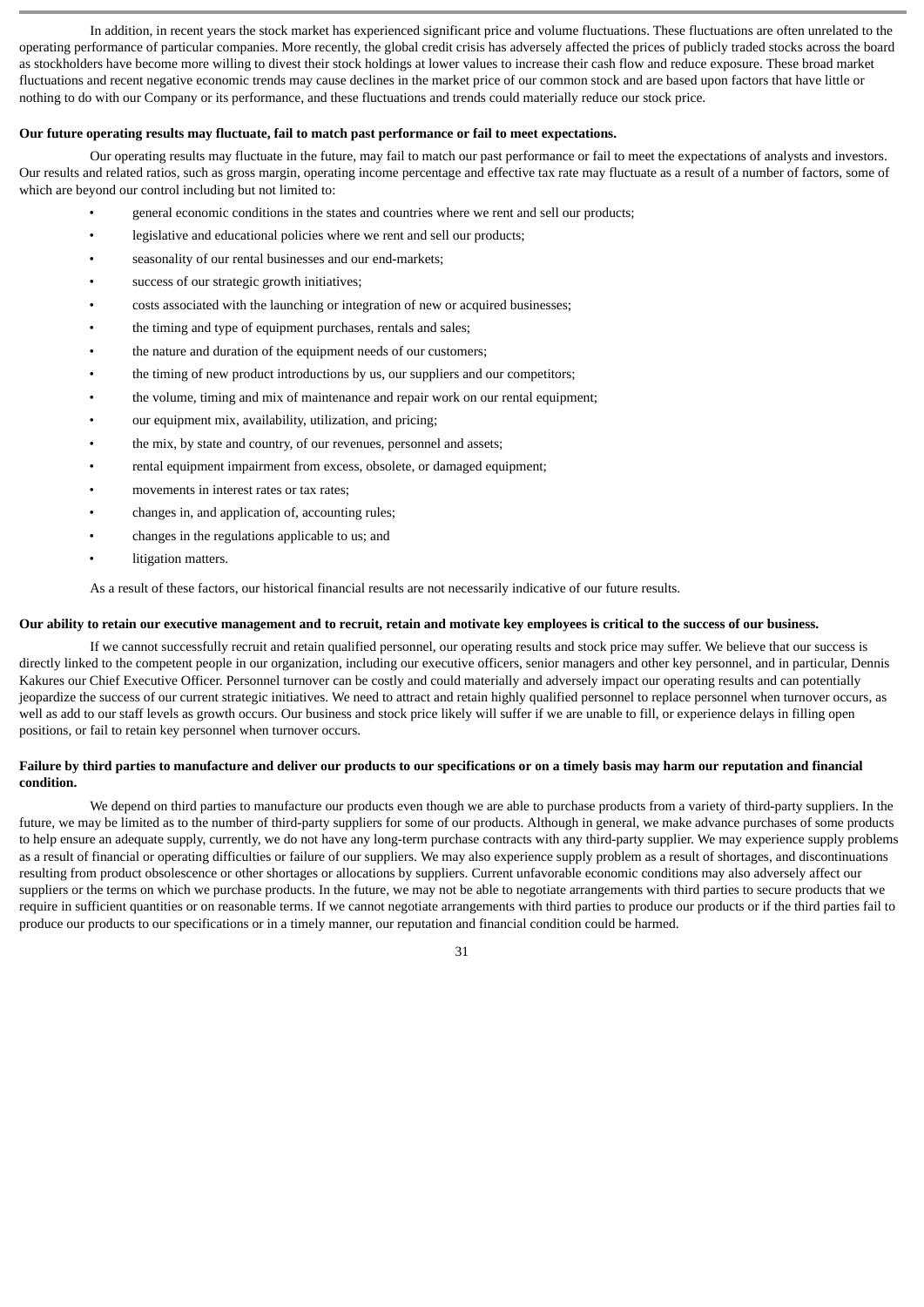In addition, in recent years the stock market has experienced significant price and volume fluctuations. These fluctuations are often unrelated to the operating performance of particular companies. More recently, the global credit crisis has adversely affected the prices of publicly traded stocks across the board as stockholders have become more willing to divest their stock holdings at lower values to increase their cash flow and reduce exposure. These broad market fluctuations and recent negative economic trends may cause declines in the market price of our common stock and are based upon factors that have little or nothing to do with our Company or its performance, and these fluctuations and trends could materially reduce our stock price.

**Our future operating results may fluctuate, fail to match past performance or fail to meet expectations.**

Our operating results may fluctuate in the future, may fail to match our past performance or fail to meet the expectations of analysts and investors. Our results and related ratios, such as gross margin, operating income percentage and effective tax rate may fluctuate as a result of a number of factors, some of which are beyond our control including but not limited to:

- general economic conditions in the states and countries where we rent and sell our products;
- legislative and educational policies where we rent and sell our products;
- seasonality of our rental businesses and our end-markets;
- success of our strategic growth initiatives;
- costs associated with the launching or integration of new or acquired businesses;
- the timing and type of equipment purchases, rentals and sales;
- the nature and duration of the equipment needs of our customers;
- the timing of new product introductions by us, our suppliers and our competitors;
- the volume, timing and mix of maintenance and repair work on our rental equipment;
- our equipment mix, availability, utilization, and pricing;
- the mix, by state and country, of our revenues, personnel and assets;
- rental equipment impairment from excess, obsolete, or damaged equipment;
- movements in interest rates or tax rates;
- changes in, and application of, accounting rules;
- changes in the regulations applicable to us; and
- litigation matters.

As a result of these factors, our historical financial results are not necessarily indicative of our future results.

**Our ability to retain our executive management and to recruit, retain and motivate key employees is critical to the success of our business.**

If we cannot successfully recruit and retain qualified personnel, our operating results and stock price may suffer. We believe that our success is directly linked to the competent people in our organization, including our executive officers, senior managers and other key personnel, and in particular, Dennis Kakures our Chief Executive Officer. Personnel turnover can be costly and could materially and adversely impact our operating results and can potentially jeopardize the success of our current strategic initiatives. We need to attract and retain highly qualified personnel to replace personnel when turnover occurs, as well as add to our staff levels as growth occurs. Our business and stock price likely will suffer if we are unable to fill, or experience delays in filling open positions, or fail to retain key personnel when turnover occurs.

**Failure by third parties to manufacture and deliver our products to our specifications or on a timely basis may harm our reputation and financial condition.**

We depend on third parties to manufacture our products even though we are able to purchase products from a variety of third-party suppliers. In the future, we may be limited as to the number of third-party suppliers for some of our products. Although in general, we make advance purchases of some products to help ensure an adequate supply, currently, we do not have any long-term purchase contracts with any third-party supplier. We may experience supply problems as a result of financial or operating difficulties or failure of our suppliers. We may also experience supply problem as a result of shortages, and discontinuations resulting from product obsolescence or other shortages or allocations by suppliers. Current unfavorable economic conditions may also adversely affect our suppliers or the terms on which we purchase products. In the future, we may not be able to negotiate arrangements with third parties to secure products that we require in sufficient quantities or on reasonable terms. If we cannot negotiate arrangements with third parties to produce our products or if the third parties fail to produce our products to our specifications or in a timely manner, our reputation and financial condition could be harmed.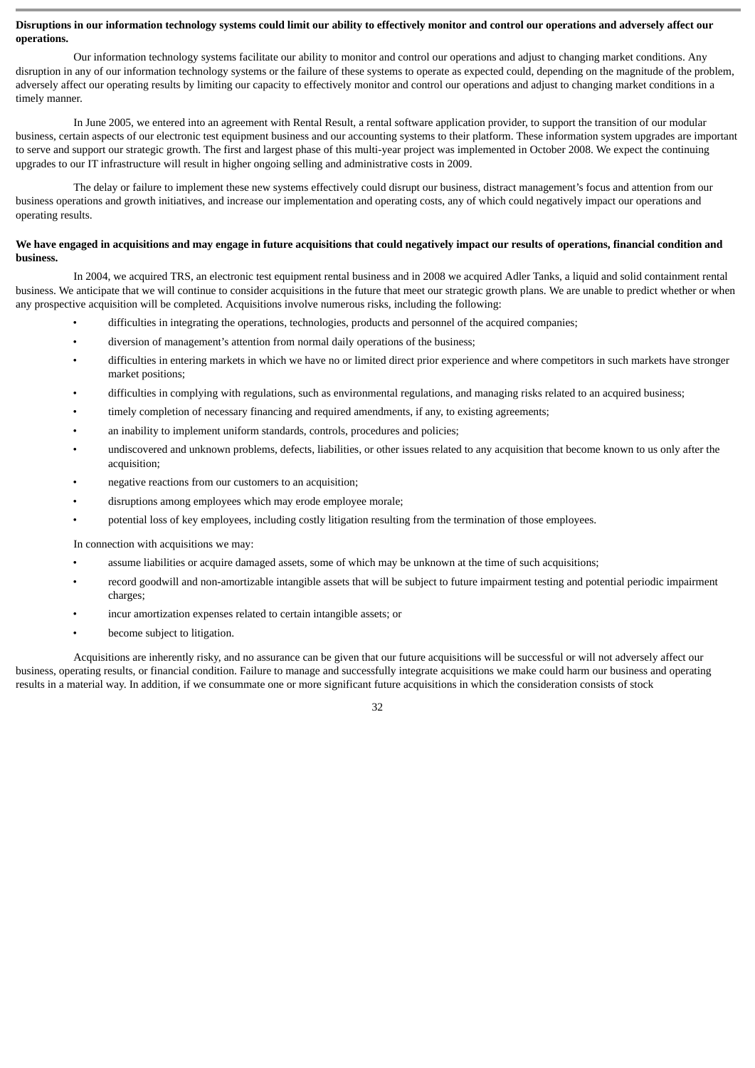**Disruptions in our information technology systems could limit our ability to effectively monitor and control our operations and adversely affect our operations.**

Our information technology systems facilitate our ability to monitor and control our operations and adjust to changing market conditions. Any disruption in any of our information technology systems or the failure of these systems to operate as expected could, depending on the magnitude of the problem, adversely affect our operating results by limiting our capacity to effectively monitor and control our operations and adjust to changing market conditions in a timely manner.

In June 2005, we entered into an agreement with Rental Result, a rental software application provider, to support the transition of our modular business, certain aspects of our electronic test equipment business and our accounting systems to their platform. These information system upgrades are important to serve and support our strategic growth. The first and largest phase of this multi-year project was implemented in October 2008. We expect the continuing upgrades to our IT infrastructure will result in higher ongoing selling and administrative costs in 2009.

The delay or failure to implement these new systems effectively could disrupt our business, distract management's focus and attention from our business operations and growth initiatives, and increase our implementation and operating costs, any of which could negatively impact our operations and operating results.

**We have engaged in acquisitions and may engage in future acquisitions that could negatively impact our results of operations, financial condition and business.**

In 2004, we acquired TRS, an electronic test equipment rental business and in 2008 we acquired Adler Tanks, a liquid and solid containment rental business. We anticipate that we will continue to consider acquisitions in the future that meet our strategic growth plans. We are unable to predict whether or when any prospective acquisition will be completed. Acquisitions involve numerous risks, including the following:

- difficulties in integrating the operations, technologies, products and personnel of the acquired companies;
- diversion of management's attention from normal daily operations of the business;
- difficulties in entering markets in which we have no or limited direct prior experience and where competitors in such markets have stronger market positions;
- difficulties in complying with regulations, such as environmental regulations, and managing risks related to an acquired business;
- timely completion of necessary financing and required amendments, if any, to existing agreements;
- an inability to implement uniform standards, controls, procedures and policies;
- undiscovered and unknown problems, defects, liabilities, or other issues related to any acquisition that become known to us only after the acquisition;
- negative reactions from our customers to an acquisition;
- disruptions among employees which may erode employee morale;
- potential loss of key employees, including costly litigation resulting from the termination of those employees.

In connection with acquisitions we may:

- assume liabilities or acquire damaged assets, some of which may be unknown at the time of such acquisitions;
- record goodwill and non-amortizable intangible assets that will be subject to future impairment testing and potential periodic impairment charges;
- incur amortization expenses related to certain intangible assets; or
- become subject to litigation.

Acquisitions are inherently risky, and no assurance can be given that our future acquisitions will be successful or will not adversely affect our business, operating results, or financial condition. Failure to manage and successfully integrate acquisitions we make could harm our business and operating results in a material way. In addition, if we consummate one or more significant future acquisitions in which the consideration consists of stock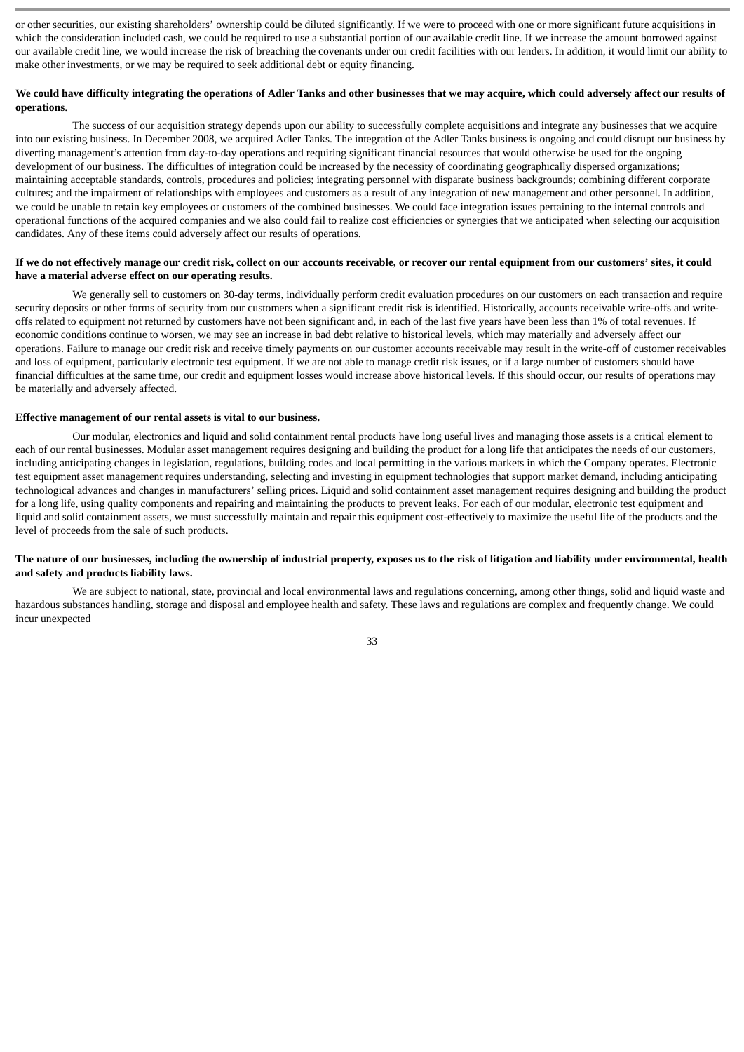or other securities, our existing shareholders' ownership could be diluted significantly. If we were to proceed with one or more significant future acquisitions in which the consideration included cash, we could be required to use a substantial portion of our available credit line. If we increase the amount borrowed against our available credit line, we would increase the risk of breaching the covenants under our credit facilities with our lenders. In addition, it would limit our ability to make other investments, or we may be required to seek additional debt or equity financing.

**We could have difficulty integrating the operations of Adler Tanks and other businesses that we may acquire, which could adversely affect our results of operations**.

The success of our acquisition strategy depends upon our ability to successfully complete acquisitions and integrate any businesses that we acquire into our existing business. In December 2008, we acquired Adler Tanks. The integration of the Adler Tanks business is ongoing and could disrupt our business by diverting management's attention from day-to-day operations and requiring significant financial resources that would otherwise be used for the ongoing development of our business. The difficulties of integration could be increased by the necessity of coordinating geographically dispersed organizations; maintaining acceptable standards, controls, procedures and policies; integrating personnel with disparate business backgrounds; combining different corporate cultures; and the impairment of relationships with employees and customers as a result of any integration of new management and other personnel. In addition, we could be unable to retain key employees or customers of the combined businesses. We could face integration issues pertaining to the internal controls and operational functions of the acquired companies and we also could fail to realize cost efficiencies or synergies that we anticipated when selecting our acquisition candidates. Any of these items could adversely affect our results of operations.

**If we do not effectively manage our credit risk, collect on our accounts receivable, or recover our rental equipment from our customers' sites, it could have a material adverse effect on our operating results.**

We generally sell to customers on 30-day terms, individually perform credit evaluation procedures on our customers on each transaction and require security deposits or other forms of security from our customers when a significant credit risk is identified. Historically, accounts receivable write-offs and write-offs related to equipment not returned by customers have not been significant and, in each of the last five years have been less than 1% of total revenues. If economic conditions continue to worsen, we may see an increase in bad debt relative to historical levels, which may materially and adversely affect our operations. Failure to manage our credit risk and receive timely payments on our customer accounts receivable may result in the write-off of customer receivables and loss of equipment, particularly electronic test equipment. If we are not able to manage credit risk issues, or if a large number of customers should have financial difficulties at the same time, our credit and equipment losses would increase above historical levels. If this should occur, our results of operations may be materially and adversely affected.

**Effective management of our rental assets is vital to our business.**

Our modular, electronics and liquid and solid containment rental products have long useful lives and managing those assets is a critical element to each of our rental businesses. Modular asset management requires designing and building the product for a long life that anticipates the needs of our customers, including anticipating changes in legislation, regulations, building codes and local permitting in the various markets in which the Company operates. Electronic test equipment asset management requires understanding, selecting and investing in equipment technologies that support market demand, including anticipating technological advances and changes in manufacturers' selling prices. Liquid and solid containment asset management requires designing and building the product for a long life, using quality components and repairing and maintaining the products to prevent leaks. For each of our modular, electronic test equipment and liquid and solid containment assets, we must successfully maintain and repair this equipment cost-effectively to maximize the useful life of the products and the level of proceeds from the sale of such products.

**The nature of our businesses, including the ownership of industrial property, exposes us to the risk of litigation and liability under environmental, health and safety and products liability laws.**

We are subject to national, state, provincial and local environmental laws and regulations concerning, among other things, solid and liquid waste and hazardous substances handling, storage and disposal and employee health and safety. These laws and regulations are complex and frequently change. We could incur unexpected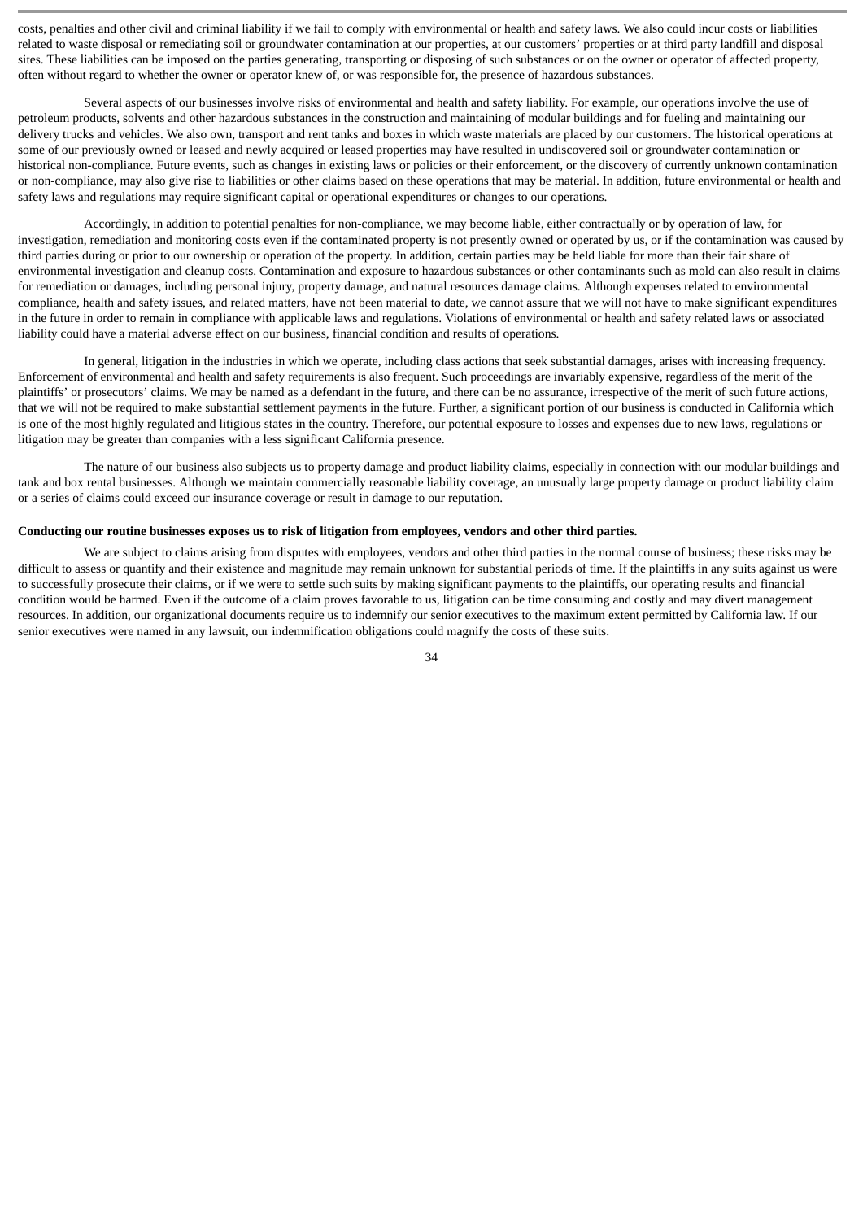costs, penalties and other civil and criminal liability if we fail to comply with environmental or health and safety laws. We also could incur costs or liabilities related to waste disposal or remediating soil or groundwater contamination at our properties, at our customers' properties or at third party landfill and disposal sites. These liabilities can be imposed on the parties generating, transporting or disposing of such substances or on the owner or operator of affected property, often without regard to whether the owner or operator knew of, or was responsible for, the presence of hazardous substances.

Several aspects of our businesses involve risks of environmental and health and safety liability. For example, our operations involve the use of petroleum products, solvents and other hazardous substances in the construction and maintaining of modular buildings and for fueling and maintaining our delivery trucks and vehicles. We also own, transport and rent tanks and boxes in which waste materials are placed by our customers. The historical operations at some of our previously owned or leased and newly acquired or leased properties may have resulted in undiscovered soil or groundwater contamination or historical non-compliance. Future events, such as changes in existing laws or policies or their enforcement, or the discovery of currently unknown contamination or non-compliance, may also give rise to liabilities or other claims based on these operations that may be material. In addition, future environmental or health and safety laws and regulations may require significant capital or operational expenditures or changes to our operations.

Accordingly, in addition to potential penalties for non-compliance, we may become liable, either contractually or by operation of law, for investigation, remediation and monitoring costs even if the contaminated property is not presently owned or operated by us, or if the contamination was caused by third parties during or prior to our ownership or operation of the property. In addition, certain parties may be held liable for more than their fair share of environmental investigation and cleanup costs. Contamination and exposure to hazardous substances or other contaminants such as mold can also result in claims for remediation or damages, including personal injury, property damage, and natural resources damage claims. Although expenses related to environmental compliance, health and safety issues, and related matters, have not been material to date, we cannot assure that we will not have to make significant expenditures in the future in order to remain in compliance with applicable laws and regulations. Violations of environmental or health and safety related laws or associated liability could have a material adverse effect on our business, financial condition and results of operations.

In general, litigation in the industries in which we operate, including class actions that seek substantial damages, arises with increasing frequency. Enforcement of environmental and health and safety requirements is also frequent. Such proceedings are invariably expensive, regardless of the merit of the plaintiffs' or prosecutors' claims. We may be named as a defendant in the future, and there can be no assurance, irrespective of the merit of such future actions, that we will not be required to make substantial settlement payments in the future. Further, a significant portion of our business is conducted in California which is one of the most highly regulated and litigious states in the country. Therefore, our potential exposure to losses and expenses due to new laws, regulations or litigation may be greater than companies with a less significant California presence.

The nature of our business also subjects us to property damage and product liability claims, especially in connection with our modular buildings and tank and box rental businesses. Although we maintain commercially reasonable liability coverage, an unusually large property damage or product liability claim or a series of claims could exceed our insurance coverage or result in damage to our reputation.

**Conducting our routine businesses exposes us to risk of litigation from employees, vendors and other third parties.**

We are subject to claims arising from disputes with employees, vendors and other third parties in the normal course of business; these risks may be difficult to assess or quantify and their existence and magnitude may remain unknown for substantial periods of time. If the plaintiffs in any suits against us were to successfully prosecute their claims, or if we were to settle such suits by making significant payments to the plaintiffs, our operating results and financial condition would be harmed. Even if the outcome of a claim proves favorable to us, litigation can be time consuming and costly and may divert management resources. In addition, our organizational documents require us to indemnify our senior executives to the maximum extent permitted by California law. If our senior executives were named in any lawsuit, our indemnification obligations could magnify the costs of these suits.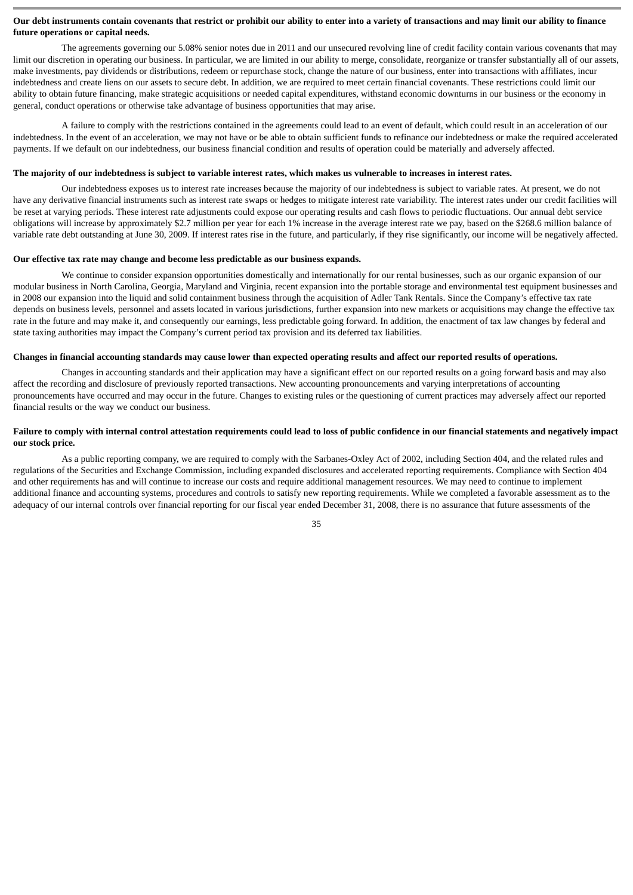**Our debt instruments contain covenants that restrict or prohibit our ability to enter into a variety of transactions and may limit our ability to finance future operations or capital needs.**

The agreements governing our 5.08% senior notes due in 2011 and our unsecured revolving line of credit facility contain various covenants that may limit our discretion in operating our business. In particular, we are limited in our ability to merge, consolidate, reorganize or transfer substantially all of our assets, make investments, pay dividends or distributions, redeem or repurchase stock, change the nature of our business, enter into transactions with affiliates, incur indebtedness and create liens on our assets to secure debt. In addition, we are required to meet certain financial covenants. These restrictions could limit our ability to obtain future financing, make strategic acquisitions or needed capital expenditures, withstand economic downturns in our business or the economy in general, conduct operations or otherwise take advantage of business opportunities that may arise.

A failure to comply with the restrictions contained in the agreements could lead to an event of default, which could result in an acceleration of our indebtedness. In the event of an acceleration, we may not have or be able to obtain sufficient funds to refinance our indebtedness or make the required accelerated payments. If we default on our indebtedness, our business financial condition and results of operation could be materially and adversely affected.

**The majority of our indebtedness is subject to variable interest rates, which makes us vulnerable to increases in interest rates.**

Our indebtedness exposes us to interest rate increases because the majority of our indebtedness is subject to variable rates. At present, we do not have any derivative financial instruments such as interest rate swaps or hedges to mitigate interest rate variability. The interest rates under our credit facilities will be reset at varying periods. These interest rate adjustments could expose our operating results and cash flows to periodic fluctuations. Our annual debt service obligations will increase by approximately $2.7 million per year for each 1% increase in the average interest rate we pay, based on the $268.6 million balance of variable rate debt outstanding at June 30, 2009. If interest rates rise in the future, and particularly, if they rise significantly, our income will be negatively affected.

**Our effective tax rate may change and become less predictable as our business expands.**

We continue to consider expansion opportunities domestically and internationally for our rental businesses, such as our organic expansion of our modular business in North Carolina, Georgia, Maryland and Virginia, recent expansion into the portable storage and environmental test equipment businesses and in 2008 our expansion into the liquid and solid containment business through the acquisition of Adler Tank Rentals. Since the Company's effective tax rate depends on business levels, personnel and assets located in various jurisdictions, further expansion into new markets or acquisitions may change the effective tax rate in the future and may make it, and consequently our earnings, less predictable going forward. In addition, the enactment of tax law changes by federal and state taxing authorities may impact the Company's current period tax provision and its deferred tax liabilities.

**Changes in financial accounting standards may cause lower than expected operating results and affect our reported results of operations.**

Changes in accounting standards and their application may have a significant effect on our reported results on a going forward basis and may also affect the recording and disclosure of previously reported transactions. New accounting pronouncements and varying interpretations of accounting pronouncements have occurred and may occur in the future. Changes to existing rules or the questioning of current practices may adversely affect our reported financial results or the way we conduct our business.

**Failure to comply with internal control attestation requirements could lead to loss of public confidence in our financial statements and negatively impact our stock price.**

As a public reporting company, we are required to comply with the Sarbanes-Oxley Act of 2002, including Section 404, and the related rules and regulations of the Securities and Exchange Commission, including expanded disclosures and accelerated reporting requirements. Compliance with Section 404 and other requirements has and will continue to increase our costs and require additional management resources. We may need to continue to implement additional finance and accounting systems, procedures and controls to satisfy new reporting requirements. While we completed a favorable assessment as to the adequacy of our internal controls over financial reporting for our fiscal year ended December 31, 2008, there is no assurance that future assessments of the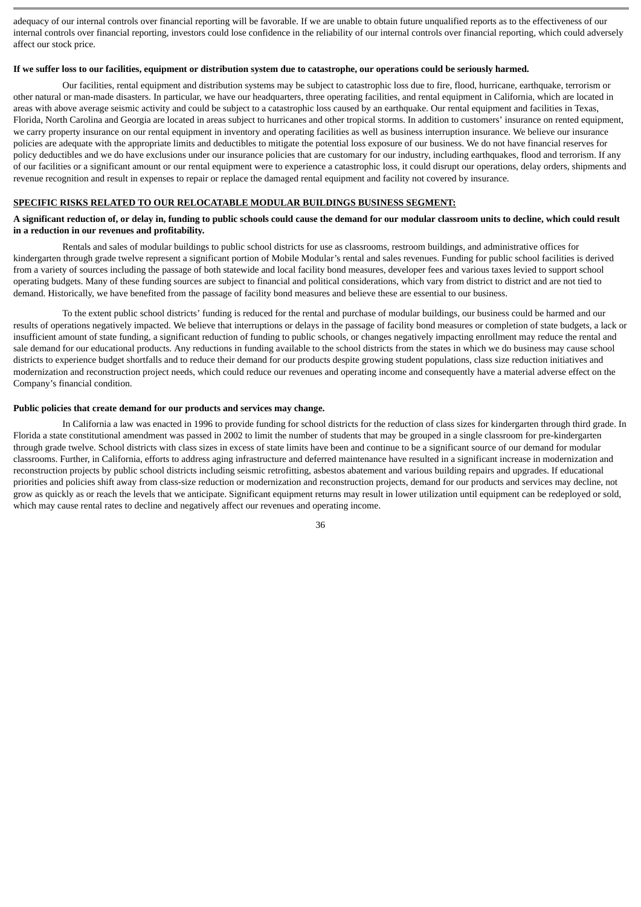adequacy of our internal controls over financial reporting will be favorable. If we are unable to obtain future unqualified reports as to the effectiveness of our internal controls over financial reporting, investors could lose confidence in the reliability of our internal controls over financial reporting, which could adversely affect our stock price.

**If we suffer loss to our facilities, equipment or distribution system due to catastrophe, our operations could be seriously harmed.**

Our facilities, rental equipment and distribution systems may be subject to catastrophic loss due to fire, flood, hurricane, earthquake, terrorism or other natural or man-made disasters. In particular, we have our headquarters, three operating facilities, and rental equipment in California, which are located in areas with above average seismic activity and could be subject to a catastrophic loss caused by an earthquake. Our rental equipment and facilities in Texas, Florida, North Carolina and Georgia are located in areas subject to hurricanes and other tropical storms. In addition to customers' insurance on rented equipment, we carry property insurance on our rental equipment in inventory and operating facilities as well as business interruption insurance. We believe our insurance policies are adequate with the appropriate limits and deductibles to mitigate the potential loss exposure of our business. We do not have financial reserves for policy deductibles and we do have exclusions under our insurance policies that are customary for our industry, including earthquakes, flood and terrorism. If any of our facilities or a significant amount or our rental equipment were to experience a catastrophic loss, it could disrupt our operations, delay orders, shipments and revenue recognition and result in expenses to repair or replace the damaged rental equipment and facility not covered by insurance.

**SPECIFIC RISKS RELATED TO OUR RELOCATABLE MODULAR BUILDINGS BUSINESS SEGMENT:**

**A significant reduction of, or delay in, funding to public schools could cause the demand for our modular classroom units to decline, which could result in a reduction in our revenues and profitability.**

Rentals and sales of modular buildings to public school districts for use as classrooms, restroom buildings, and administrative offices for kindergarten through grade twelve represent a significant portion of Mobile Modular's rental and sales revenues. Funding for public school facilities is derived from a variety of sources including the passage of both statewide and local facility bond measures, developer fees and various taxes levied to support school operating budgets. Many of these funding sources are subject to financial and political considerations, which vary from district to district and are not tied to demand. Historically, we have benefited from the passage of facility bond measures and believe these are essential to our business.

To the extent public school districts' funding is reduced for the rental and purchase of modular buildings, our business could be harmed and our results of operations negatively impacted. We believe that interruptions or delays in the passage of facility bond measures or completion of state budgets, a lack or insufficient amount of state funding, a significant reduction of funding to public schools, or changes negatively impacting enrollment may reduce the rental and sale demand for our educational products. Any reductions in funding available to the school districts from the states in which we do business may cause school districts to experience budget shortfalls and to reduce their demand for our products despite growing student populations, class size reduction initiatives and modernization and reconstruction project needs, which could reduce our revenues and operating income and consequently have a material adverse effect on the Company's financial condition.

**Public policies that create demand for our products and services may change.**

In California a law was enacted in 1996 to provide funding for school districts for the reduction of class sizes for kindergarten through third grade. In Florida a state constitutional amendment was passed in 2002 to limit the number of students that may be grouped in a single classroom for pre-kindergarten through grade twelve. School districts with class sizes in excess of state limits have been and continue to be a significant source of our demand for modular classrooms. Further, in California, efforts to address aging infrastructure and deferred maintenance have resulted in a significant increase in modernization and reconstruction projects by public school districts including seismic retrofitting, asbestos abatement and various building repairs and upgrades. If educational priorities and policies shift away from class-size reduction or modernization and reconstruction projects, demand for our products and services may decline, not grow as quickly as or reach the levels that we anticipate. Significant equipment returns may result in lower utilization until equipment can be redeployed or sold, which may cause rental rates to decline and negatively affect our revenues and operating income.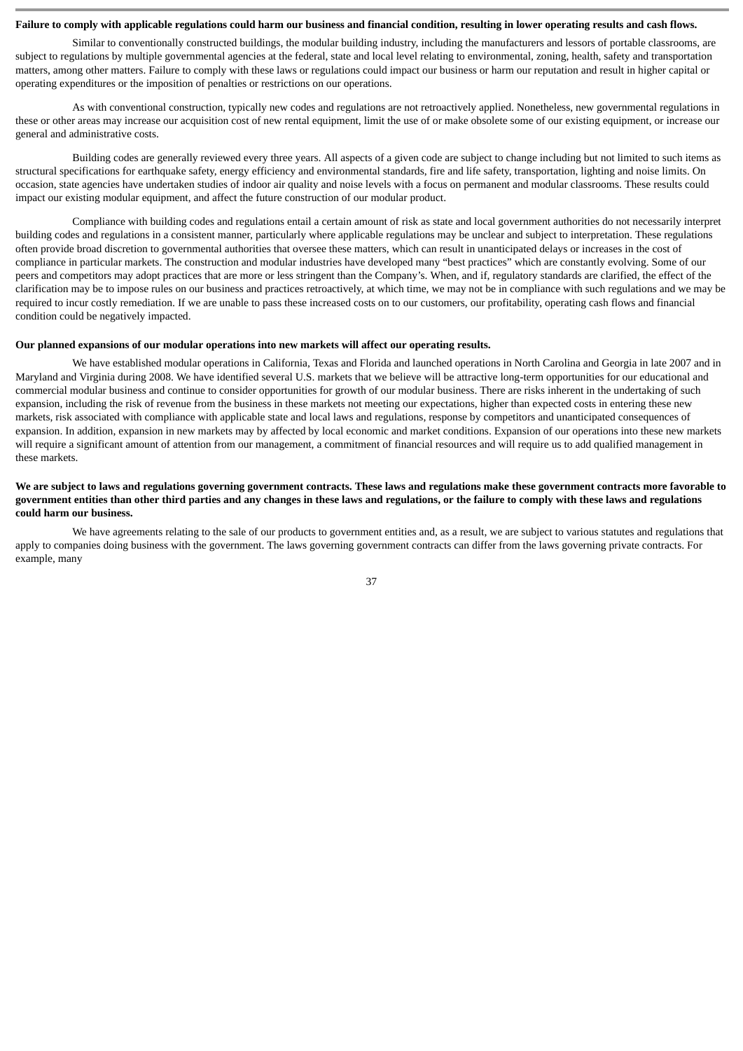**Failure to comply with applicable regulations could harm our business and financial condition, resulting in lower operating results and cash flows.**

Similar to conventionally constructed buildings, the modular building industry, including the manufacturers and lessors of portable classrooms, are subject to regulations by multiple governmental agencies at the federal, state and local level relating to environmental, zoning, health, safety and transportation matters, among other matters. Failure to comply with these laws or regulations could impact our business or harm our reputation and result in higher capital or operating expenditures or the imposition of penalties or restrictions on our operations.

As with conventional construction, typically new codes and regulations are not retroactively applied. Nonetheless, new governmental regulations in these or other areas may increase our acquisition cost of new rental equipment, limit the use of or make obsolete some of our existing equipment, or increase our general and administrative costs.

Building codes are generally reviewed every three years. All aspects of a given code are subject to change including but not limited to such items as structural specifications for earthquake safety, energy efficiency and environmental standards, fire and life safety, transportation, lighting and noise limits. On occasion, state agencies have undertaken studies of indoor air quality and noise levels with a focus on permanent and modular classrooms. These results could impact our existing modular equipment, and affect the future construction of our modular product.

Compliance with building codes and regulations entail a certain amount of risk as state and local government authorities do not necessarily interpret building codes and regulations in a consistent manner, particularly where applicable regulations may be unclear and subject to interpretation. These regulations often provide broad discretion to governmental authorities that oversee these matters, which can result in unanticipated delays or increases in the cost of compliance in particular markets. The construction and modular industries have developed many "best practices" which are constantly evolving. Some of our peers and competitors may adopt practices that are more or less stringent than the Company's. When, and if, regulatory standards are clarified, the effect of the clarification may be to impose rules on our business and practices retroactively, at which time, we may not be in compliance with such regulations and we may be required to incur costly remediation. If we are unable to pass these increased costs on to our customers, our profitability, operating cash flows and financial condition could be negatively impacted.

**Our planned expansions of our modular operations into new markets will affect our operating results.**

We have established modular operations in California, Texas and Florida and launched operations in North Carolina and Georgia in late 2007 and in Maryland and Virginia during 2008. We have identified several U.S. markets that we believe will be attractive long-term opportunities for our educational and commercial modular business and continue to consider opportunities for growth of our modular business. There are risks inherent in the undertaking of such expansion, including the risk of revenue from the business in these markets not meeting our expectations, higher than expected costs in entering these new markets, risk associated with compliance with applicable state and local laws and regulations, response by competitors and unanticipated consequences of expansion. In addition, expansion in new markets may by affected by local economic and market conditions. Expansion of our operations into these new markets will require a significant amount of attention from our management, a commitment of financial resources and will require us to add qualified management in these markets.

**We are subject to laws and regulations governing government contracts. These laws and regulations make these government contracts more favorable to government entities than other third parties and any changes in these laws and regulations, or the failure to comply with these laws and regulations could harm our business.**

We have agreements relating to the sale of our products to government entities and, as a result, we are subject to various statutes and regulations that apply to companies doing business with the government. The laws governing government contracts can differ from the laws governing private contracts. For example, many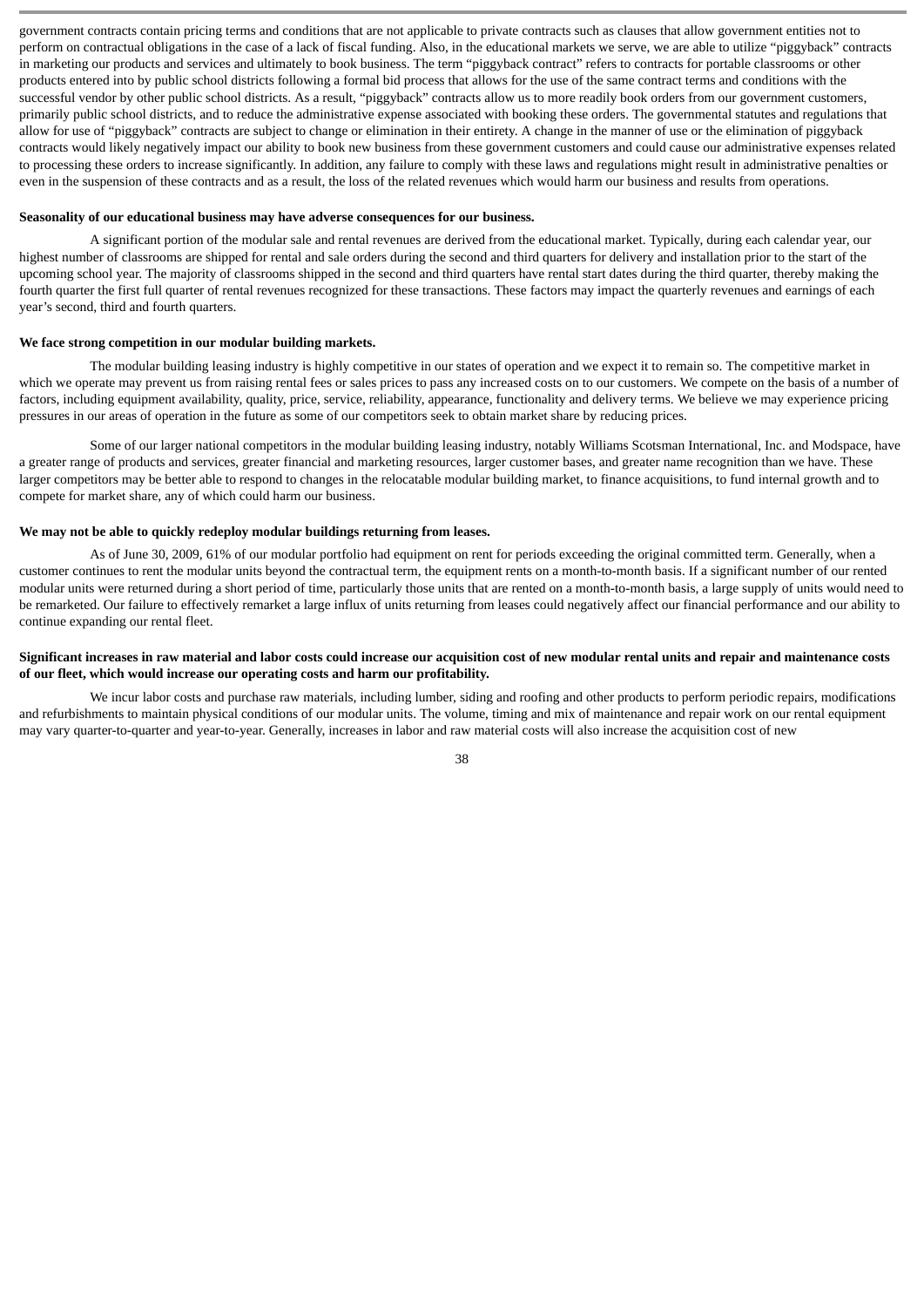government contracts contain pricing terms and conditions that are not applicable to private contracts such as clauses that allow government entities not to perform on contractual obligations in the case of a lack of fiscal funding. Also, in the educational markets we serve, we are able to utilize "piggyback" contracts in marketing our products and services and ultimately to book business. The term "piggyback contract" refers to contracts for portable classrooms or other products entered into by public school districts following a formal bid process that allows for the use of the same contract terms and conditions with the successful vendor by other public school districts. As a result, "piggyback" contracts allow us to more readily book orders from our government customers, primarily public school districts, and to reduce the administrative expense associated with booking these orders. The governmental statutes and regulations that allow for use of "piggyback" contracts are subject to change or elimination in their entirety. A change in the manner of use or the elimination of piggyback contracts would likely negatively impact our ability to book new business from these government customers and could cause our administrative expenses related to processing these orders to increase significantly. In addition, any failure to comply with these laws and regulations might result in administrative penalties or even in the suspension of these contracts and as a result, the loss of the related revenues which would harm our business and results from operations.

**Seasonality of our educational business may have adverse consequences for our business.**

A significant portion of the modular sale and rental revenues are derived from the educational market. Typically, during each calendar year, our highest number of classrooms are shipped for rental and sale orders during the second and third quarters for delivery and installation prior to the start of the upcoming school year. The majority of classrooms shipped in the second and third quarters have rental start dates during the third quarter, thereby making the fourth quarter the first full quarter of rental revenues recognized for these transactions. These factors may impact the quarterly revenues and earnings of each year's second, third and fourth quarters.

**We face strong competition in our modular building markets.**

The modular building leasing industry is highly competitive in our states of operation and we expect it to remain so. The competitive market in which we operate may prevent us from raising rental fees or sales prices to pass any increased costs on to our customers. We compete on the basis of a number of factors, including equipment availability, quality, price, service, reliability, appearance, functionality and delivery terms. We believe we may experience pricing pressures in our areas of operation in the future as some of our competitors seek to obtain market share by reducing prices.

Some of our larger national competitors in the modular building leasing industry, notably Williams Scotsman International, Inc. and Modspace, have a greater range of products and services, greater financial and marketing resources, larger customer bases, and greater name recognition than we have. These larger competitors may be better able to respond to changes in the relocatable modular building market, to finance acquisitions, to fund internal growth and to compete for market share, any of which could harm our business.

**We may not be able to quickly redeploy modular buildings returning from leases.**

As of June 30, 2009, 61% of our modular portfolio had equipment on rent for periods exceeding the original committed term. Generally, when a customer continues to rent the modular units beyond the contractual term, the equipment rents on a month-to-month basis. If a significant number of our rented modular units were returned during a short period of time, particularly those units that are rented on a month-to-month basis, a large supply of units would need to be remarketed. Our failure to effectively remarket a large influx of units returning from leases could negatively affect our financial performance and our ability to continue expanding our rental fleet.

**Significant increases in raw material and labor costs could increase our acquisition cost of new modular rental units and repair and maintenance costs of our fleet, which would increase our operating costs and harm our profitability.**

We incur labor costs and purchase raw materials, including lumber, siding and roofing and other products to perform periodic repairs, modifications and refurbishments to maintain physical conditions of our modular units. The volume, timing and mix of maintenance and repair work on our rental equipment may vary quarter-to-quarter and year-to-year. Generally, increases in labor and raw material costs will also increase the acquisition cost of new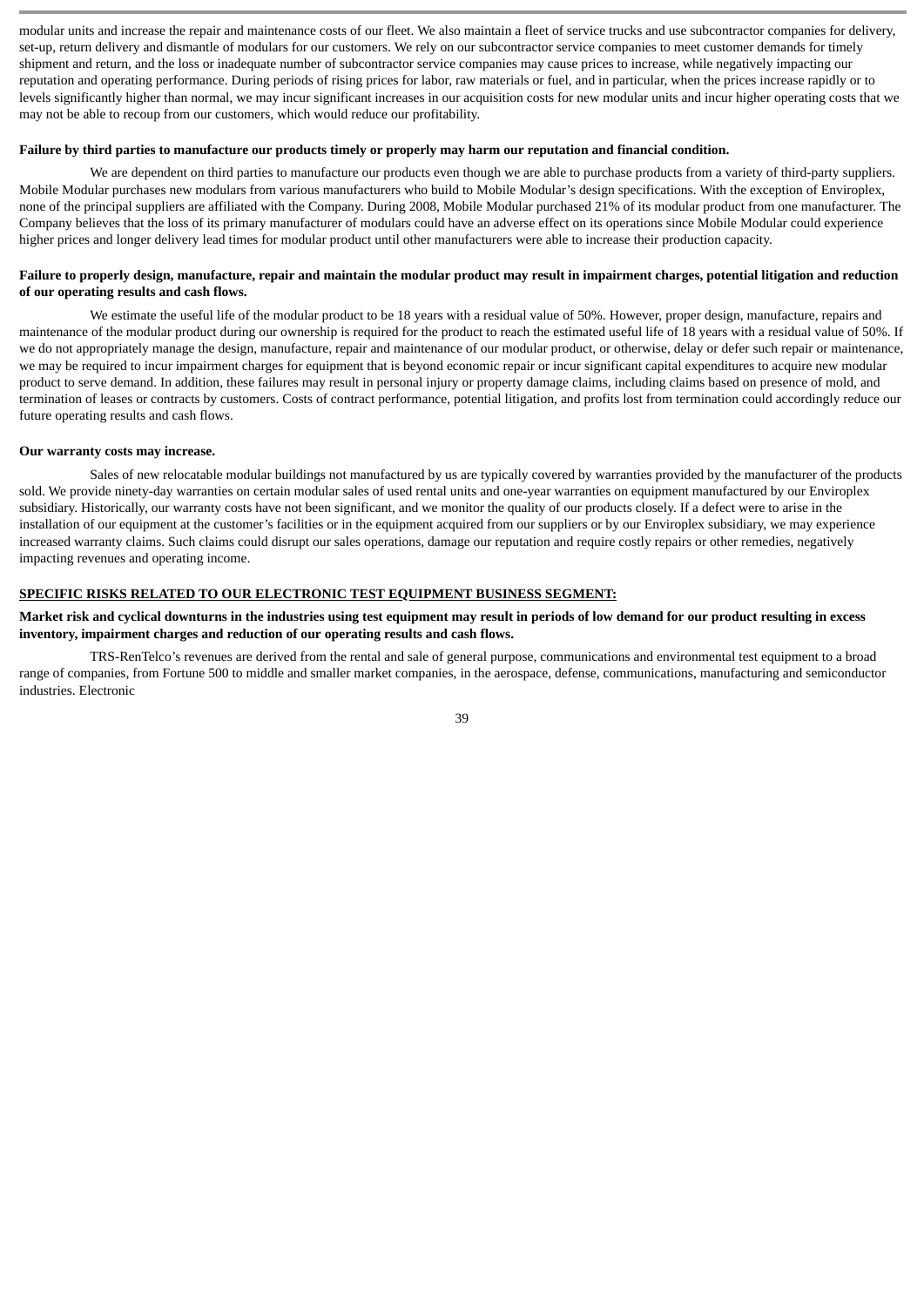modular units and increase the repair and maintenance costs of our fleet. We also maintain a fleet of service trucks and use subcontractor companies for delivery, set-up, return delivery and dismantle of modulars for our customers. We rely on our subcontractor service companies to meet customer demands for timely shipment and return, and the loss or inadequate number of subcontractor service companies may cause prices to increase, while negatively impacting our reputation and operating performance. During periods of rising prices for labor, raw materials or fuel, and in particular, when the prices increase rapidly or to levels significantly higher than normal, we may incur significant increases in our acquisition costs for new modular units and incur higher operating costs that we may not be able to recoup from our customers, which would reduce our profitability.

**Failure by third parties to manufacture our products timely or properly may harm our reputation and financial condition.**

We are dependent on third parties to manufacture our products even though we are able to purchase products from a variety of third-party suppliers. Mobile Modular purchases new modulars from various manufacturers who build to Mobile Modular's design specifications. With the exception of Enviroplex, none of the principal suppliers are affiliated with the Company. During 2008, Mobile Modular purchased 21% of its modular product from one manufacturer. The Company believes that the loss of its primary manufacturer of modulars could have an adverse effect on its operations since Mobile Modular could experience higher prices and longer delivery lead times for modular product until other manufacturers were able to increase their production capacity.

**Failure to properly design, manufacture, repair and maintain the modular product may result in impairment charges, potential litigation and reduction of our operating results and cash flows.**

We estimate the useful life of the modular product to be 18 years with a residual value of 50%. However, proper design, manufacture, repairs and maintenance of the modular product during our ownership is required for the product to reach the estimated useful life of 18 years with a residual value of 50%. If we do not appropriately manage the design, manufacture, repair and maintenance of our modular product, or otherwise, delay or defer such repair or maintenance, we may be required to incur impairment charges for equipment that is beyond economic repair or incur significant capital expenditures to acquire new modular product to serve demand. In addition, these failures may result in personal injury or property damage claims, including claims based on presence of mold, and termination of leases or contracts by customers. Costs of contract performance, potential litigation, and profits lost from termination could accordingly reduce our future operating results and cash flows.

**Our warranty costs may increase.**

Sales of new relocatable modular buildings not manufactured by us are typically covered by warranties provided by the manufacturer of the products sold. We provide ninety-day warranties on certain modular sales of used rental units and one-year warranties on equipment manufactured by our Enviroplex subsidiary. Historically, our warranty costs have not been significant, and we monitor the quality of our products closely. If a defect were to arise in the installation of our equipment at the customer's facilities or in the equipment acquired from our suppliers or by our Enviroplex subsidiary, we may experience increased warranty claims. Such claims could disrupt our sales operations, damage our reputation and require costly repairs or other remedies, negatively impacting revenues and operating income.

**SPECIFIC RISKS RELATED TO OUR ELECTRONIC TEST EQUIPMENT BUSINESS SEGMENT:**

**Market risk and cyclical downturns in the industries using test equipment may result in periods of low demand for our product resulting in excess inventory, impairment charges and reduction of our operating results and cash flows.**

TRS-RenTelco's revenues are derived from the rental and sale of general purpose, communications and environmental test equipment to a broad range of companies, from Fortune 500 to middle and smaller market companies, in the aerospace, defense, communications, manufacturing and semiconductor industries. Electronic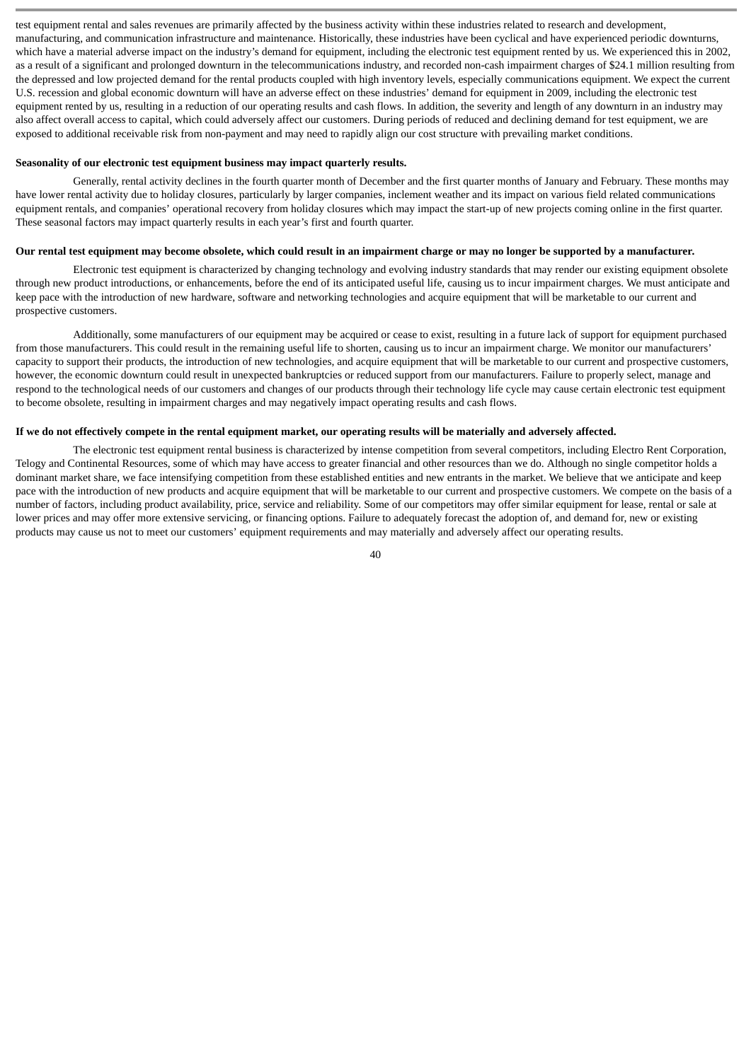test equipment rental and sales revenues are primarily affected by the business activity within these industries related to research and development, manufacturing, and communication infrastructure and maintenance. Historically, these industries have been cyclical and have experienced periodic downturns, which have a material adverse impact on the industry's demand for equipment, including the electronic test equipment rented by us. We experienced this in 2002, as a result of a significant and prolonged downturn in the telecommunications industry, and recorded non-cash impairment charges of $24.1 million resulting from the depressed and low projected demand for the rental products coupled with high inventory levels, especially communications equipment. We expect the current U.S. recession and global economic downturn will have an adverse effect on these industries' demand for equipment in 2009, including the electronic test equipment rented by us, resulting in a reduction of our operating results and cash flows. In addition, the severity and length of any downturn in an industry may also affect overall access to capital, which could adversely affect our customers. During periods of reduced and declining demand for test equipment, we are exposed to additional receivable risk from non-payment and may need to rapidly align our cost structure with prevailing market conditions.

**Seasonality of our electronic test equipment business may impact quarterly results.**

Generally, rental activity declines in the fourth quarter month of December and the first quarter months of January and February. These months may have lower rental activity due to holiday closures, particularly by larger companies, inclement weather and its impact on various field related communications equipment rentals, and companies' operational recovery from holiday closures which may impact the start-up of new projects coming online in the first quarter. These seasonal factors may impact quarterly results in each year's first and fourth quarter.

**Our rental test equipment may become obsolete, which could result in an impairment charge or may no longer be supported by a manufacturer.**

Electronic test equipment is characterized by changing technology and evolving industry standards that may render our existing equipment obsolete through new product introductions, or enhancements, before the end of its anticipated useful life, causing us to incur impairment charges. We must anticipate and keep pace with the introduction of new hardware, software and networking technologies and acquire equipment that will be marketable to our current and prospective customers.

Additionally, some manufacturers of our equipment may be acquired or cease to exist, resulting in a future lack of support for equipment purchased from those manufacturers. This could result in the remaining useful life to shorten, causing us to incur an impairment charge. We monitor our manufacturers' capacity to support their products, the introduction of new technologies, and acquire equipment that will be marketable to our current and prospective customers, however, the economic downturn could result in unexpected bankruptcies or reduced support from our manufacturers. Failure to properly select, manage and respond to the technological needs of our customers and changes of our products through their technology life cycle may cause certain electronic test equipment to become obsolete, resulting in impairment charges and may negatively impact operating results and cash flows.

**If we do not effectively compete in the rental equipment market, our operating results will be materially and adversely affected.**

The electronic test equipment rental business is characterized by intense competition from several competitors, including Electro Rent Corporation, Telogy and Continental Resources, some of which may have access to greater financial and other resources than we do. Although no single competitor holds a dominant market share, we face intensifying competition from these established entities and new entrants in the market. We believe that we anticipate and keep pace with the introduction of new products and acquire equipment that will be marketable to our current and prospective customers. We compete on the basis of a number of factors, including product availability, price, service and reliability. Some of our competitors may offer similar equipment for lease, rental or sale at lower prices and may offer more extensive servicing, or financing options. Failure to adequately forecast the adoption of, and demand for, new or existing products may cause us not to meet our customers' equipment requirements and may materially and adversely affect our operating results.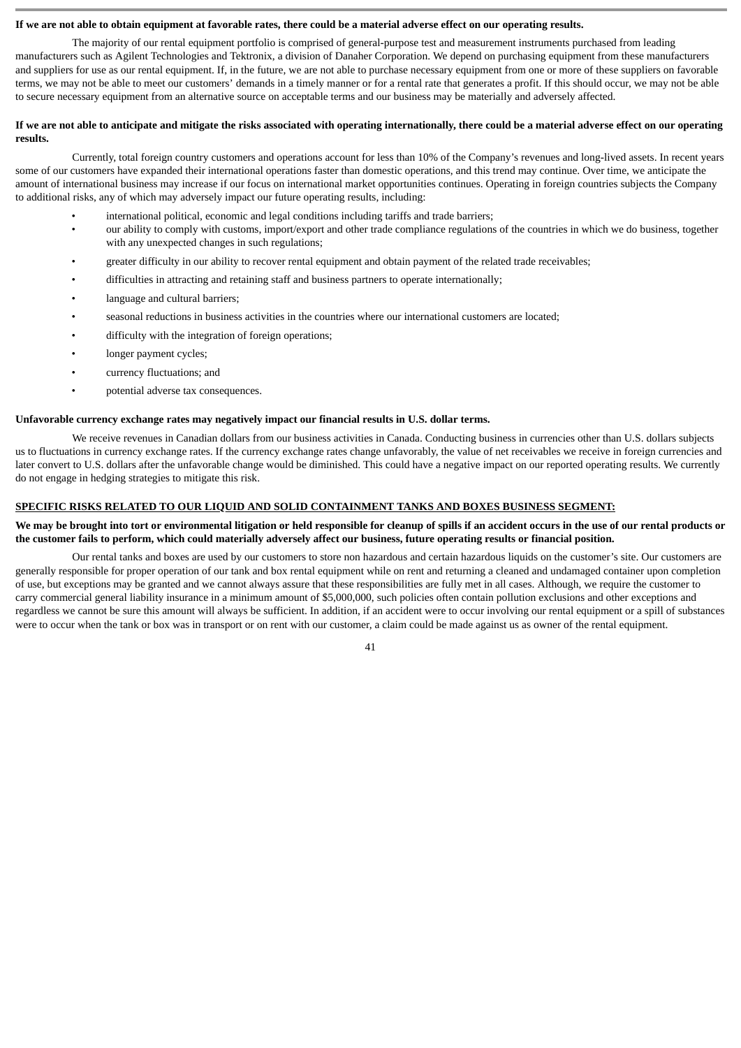**If we are not able to obtain equipment at favorable rates, there could be a material adverse effect on our operating results.**

The majority of our rental equipment portfolio is comprised of general-purpose test and measurement instruments purchased from leading manufacturers such as Agilent Technologies and Tektronix, a division of Danaher Corporation. We depend on purchasing equipment from these manufacturers and suppliers for use as our rental equipment. If, in the future, we are not able to purchase necessary equipment from one or more of these suppliers on favorable terms, we may not be able to meet our customers' demands in a timely manner or for a rental rate that generates a profit. If this should occur, we may not be able to secure necessary equipment from an alternative source on acceptable terms and our business may be materially and adversely affected.

**If we are not able to anticipate and mitigate the risks associated with operating internationally, there could be a material adverse effect on our operating results.**

Currently, total foreign country customers and operations account for less than 10% of the Company's revenues and long-lived assets. In recent years some of our customers have expanded their international operations faster than domestic operations, and this trend may continue. Over time, we anticipate the amount of international business may increase if our focus on international market opportunities continues. Operating in foreign countries subjects the Company to additional risks, any of which may adversely impact our future operating results, including:

- international political, economic and legal conditions including tariffs and trade barriers;
- our ability to comply with customs, import/export and other trade compliance regulations of the countries in which we do business, together with any unexpected changes in such regulations;
- greater difficulty in our ability to recover rental equipment and obtain payment of the related trade receivables;
- difficulties in attracting and retaining staff and business partners to operate internationally;
- language and cultural barriers;
- seasonal reductions in business activities in the countries where our international customers are located;
- difficulty with the integration of foreign operations;
- longer payment cycles;
- currency fluctuations; and
- potential adverse tax consequences.

**Unfavorable currency exchange rates may negatively impact our financial results in U.S. dollar terms.**

We receive revenues in Canadian dollars from our business activities in Canada. Conducting business in currencies other than U.S. dollars subjects us to fluctuations in currency exchange rates. If the currency exchange rates change unfavorably, the value of net receivables we receive in foreign currencies and later convert to U.S. dollars after the unfavorable change would be diminished. This could have a negative impact on our reported operating results. We currently do not engage in hedging strategies to mitigate this risk.

**SPECIFIC RISKS RELATED TO OUR LIQUID AND SOLID CONTAINMENT TANKS AND BOXES BUSINESS SEGMENT:**

**We may be brought into tort or environmental litigation or held responsible for cleanup of spills if an accident occurs in the use of our rental products or the customer fails to perform, which could materially adversely affect our business, future operating results or financial position.**

Our rental tanks and boxes are used by our customers to store non hazardous and certain hazardous liquids on the customer's site. Our customers are generally responsible for proper operation of our tank and box rental equipment while on rent and returning a cleaned and undamaged container upon completion of use, but exceptions may be granted and we cannot always assure that these responsibilities are fully met in all cases. Although, we require the customer to carry commercial general liability insurance in a minimum amount of $5,000,000, such policies often contain pollution exclusions and other exceptions and regardless we cannot be sure this amount will always be sufficient. In addition, if an accident were to occur involving our rental equipment or a spill of substances were to occur when the tank or box was in transport or on rent with our customer, a claim could be made against us as owner of the rental equipment.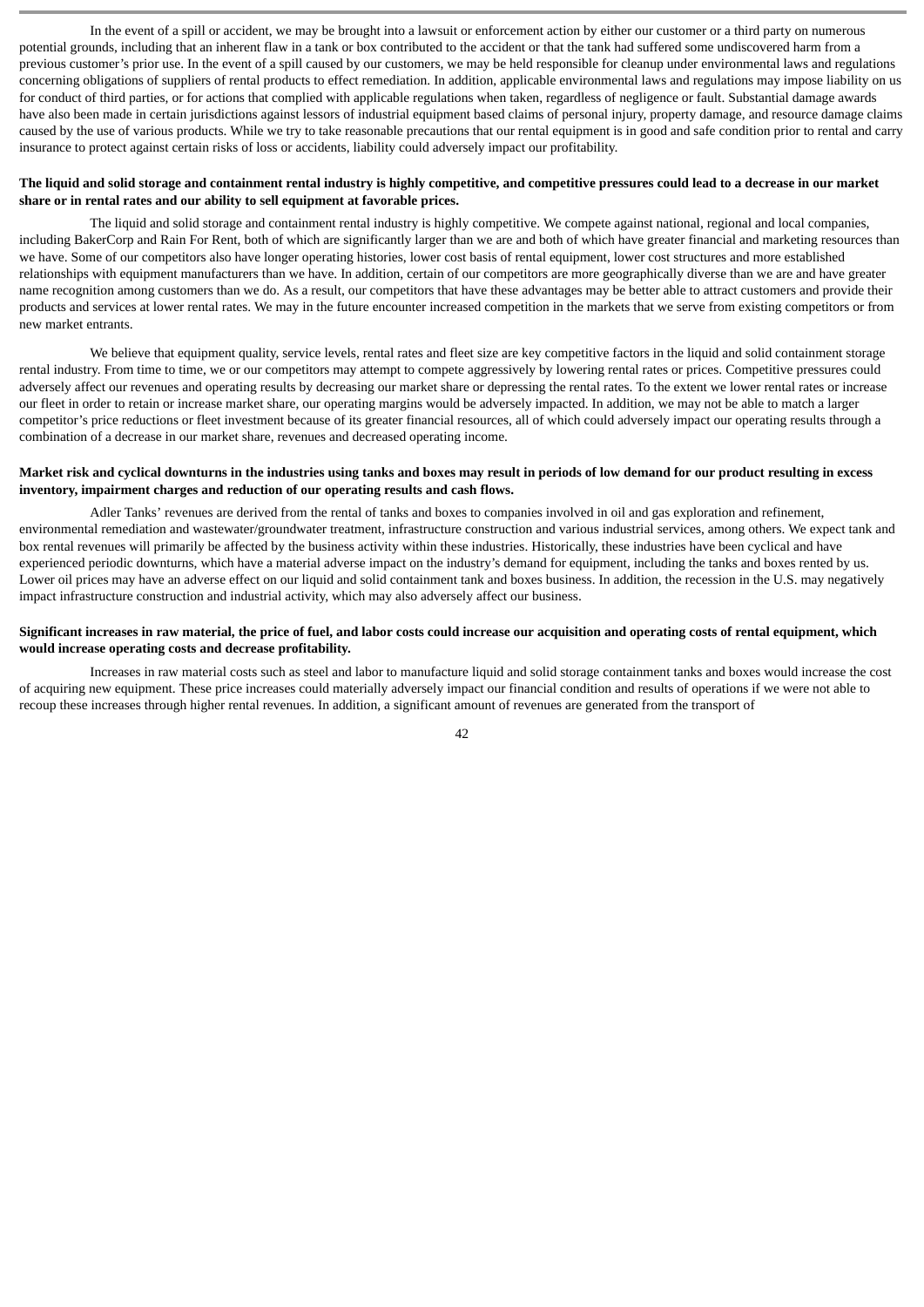In the event of a spill or accident, we may be brought into a lawsuit or enforcement action by either our customer or a third party on numerous potential grounds, including that an inherent flaw in a tank or box contributed to the accident or that the tank had suffered some undiscovered harm from a previous customer's prior use. In the event of a spill caused by our customers, we may be held responsible for cleanup under environmental laws and regulations concerning obligations of suppliers of rental products to effect remediation. In addition, applicable environmental laws and regulations may impose liability on us for conduct of third parties, or for actions that complied with applicable regulations when taken, regardless of negligence or fault. Substantial damage awards have also been made in certain jurisdictions against lessors of industrial equipment based claims of personal injury, property damage, and resource damage claims caused by the use of various products. While we try to take reasonable precautions that our rental equipment is in good and safe condition prior to rental and carry insurance to protect against certain risks of loss or accidents, liability could adversely impact our profitability.

**The liquid and solid storage and containment rental industry is highly competitive, and competitive pressures could lead to a decrease in our market share or in rental rates and our ability to sell equipment at favorable prices.**

The liquid and solid storage and containment rental industry is highly competitive. We compete against national, regional and local companies, including BakerCorp and Rain For Rent, both of which are significantly larger than we are and both of which have greater financial and marketing resources than we have. Some of our competitors also have longer operating histories, lower cost basis of rental equipment, lower cost structures and more established relationships with equipment manufacturers than we have. In addition, certain of our competitors are more geographically diverse than we are and have greater name recognition among customers than we do. As a result, our competitors that have these advantages may be better able to attract customers and provide their products and services at lower rental rates. We may in the future encounter increased competition in the markets that we serve from existing competitors or from new market entrants.

We believe that equipment quality, service levels, rental rates and fleet size are key competitive factors in the liquid and solid containment storage rental industry. From time to time, we or our competitors may attempt to compete aggressively by lowering rental rates or prices. Competitive pressures could adversely affect our revenues and operating results by decreasing our market share or depressing the rental rates. To the extent we lower rental rates or increase our fleet in order to retain or increase market share, our operating margins would be adversely impacted. In addition, we may not be able to match a larger competitor's price reductions or fleet investment because of its greater financial resources, all of which could adversely impact our operating results through a combination of a decrease in our market share, revenues and decreased operating income.

**Market risk and cyclical downturns in the industries using tanks and boxes may result in periods of low demand for our product resulting in excess inventory, impairment charges and reduction of our operating results and cash flows.**

Adler Tanks' revenues are derived from the rental of tanks and boxes to companies involved in oil and gas exploration and refinement, environmental remediation and wastewater/groundwater treatment, infrastructure construction and various industrial services, among others. We expect tank and box rental revenues will primarily be affected by the business activity within these industries. Historically, these industries have been cyclical and have experienced periodic downturns, which have a material adverse impact on the industry's demand for equipment, including the tanks and boxes rented by us. Lower oil prices may have an adverse effect on our liquid and solid containment tank and boxes business. In addition, the recession in the U.S. may negatively impact infrastructure construction and industrial activity, which may also adversely affect our business.

**Significant increases in raw material, the price of fuel, and labor costs could increase our acquisition and operating costs of rental equipment, which would increase operating costs and decrease profitability.**

Increases in raw material costs such as steel and labor to manufacture liquid and solid storage containment tanks and boxes would increase the cost of acquiring new equipment. These price increases could materially adversely impact our financial condition and results of operations if we were not able to recoup these increases through higher rental revenues. In addition, a significant amount of revenues are generated from the transport of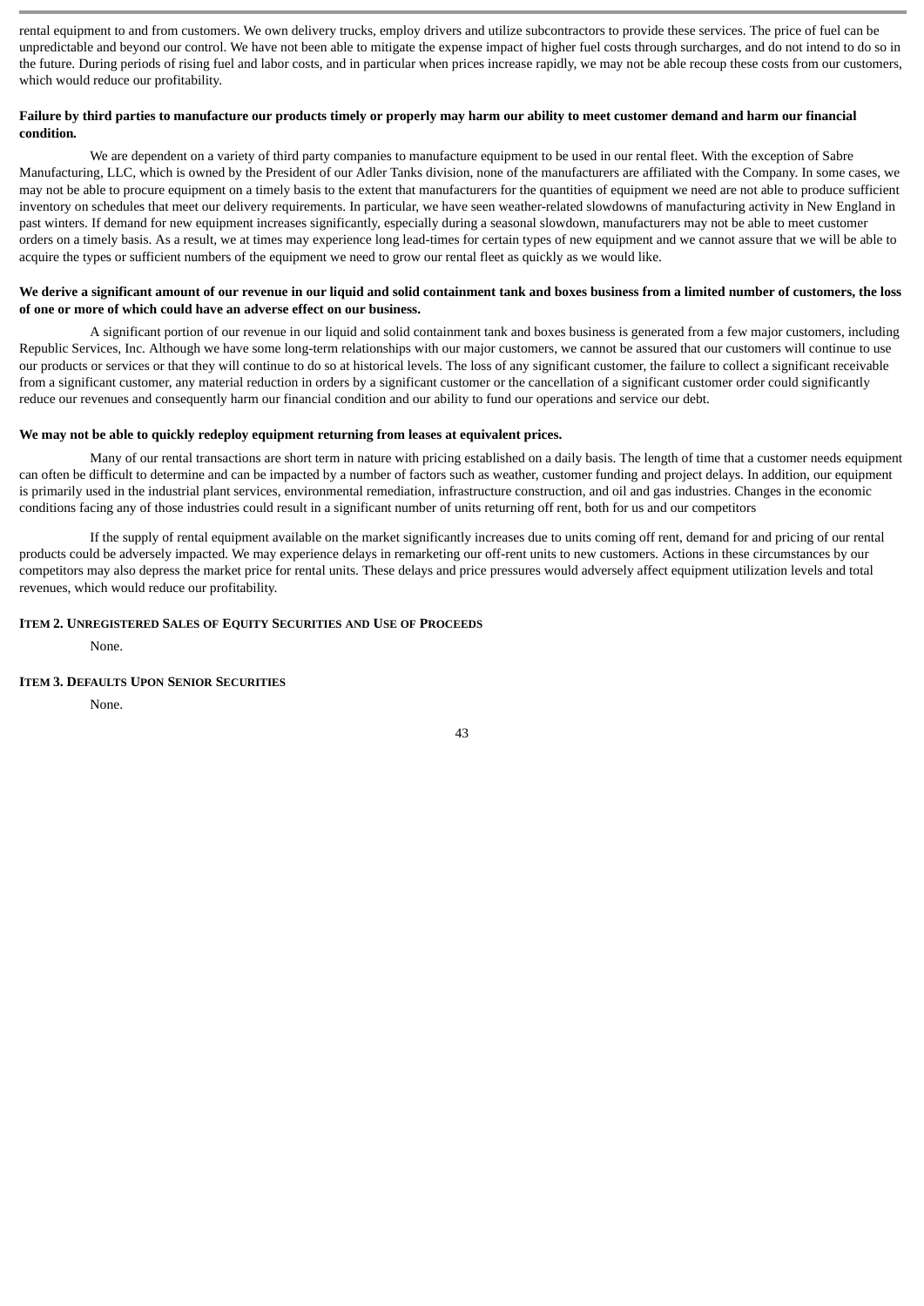rental equipment to and from customers. We own delivery trucks, employ drivers and utilize subcontractors to provide these services. The price of fuel can be unpredictable and beyond our control. We have not been able to mitigate the expense impact of higher fuel costs through surcharges, and do not intend to do so in the future. During periods of rising fuel and labor costs, and in particular when prices increase rapidly, we may not be able recoup these costs from our customers, which would reduce our profitability.

**Failure by third parties to manufacture our products timely or properly may harm our ability to meet customer demand and harm our financial condition.**

We are dependent on a variety of third party companies to manufacture equipment to be used in our rental fleet. With the exception of Sabre Manufacturing, LLC, which is owned by the President of our Adler Tanks division, none of the manufacturers are affiliated with the Company. In some cases, we may not be able to procure equipment on a timely basis to the extent that manufacturers for the quantities of equipment we need are not able to produce sufficient inventory on schedules that meet our delivery requirements. In particular, we have seen weather-related slowdowns of manufacturing activity in New England in past winters. If demand for new equipment increases significantly, especially during a seasonal slowdown, manufacturers may not be able to meet customer orders on a timely basis. As a result, we at times may experience long lead-times for certain types of new equipment and we cannot assure that we will be able to acquire the types or sufficient numbers of the equipment we need to grow our rental fleet as quickly as we would like.

**We derive a significant amount of our revenue in our liquid and solid containment tank and boxes business from a limited number of customers, the loss of one or more of which could have an adverse effect on our business.**

A significant portion of our revenue in our liquid and solid containment tank and boxes business is generated from a few major customers, including Republic Services, Inc. Although we have some long-term relationships with our major customers, we cannot be assured that our customers will continue to use our products or services or that they will continue to do so at historical levels. The loss of any significant customer, the failure to collect a significant receivable from a significant customer, any material reduction in orders by a significant customer or the cancellation of a significant customer order could significantly reduce our revenues and consequently harm our financial condition and our ability to fund our operations and service our debt.

**We may not be able to quickly redeploy equipment returning from leases at equivalent prices.**

Many of our rental transactions are short term in nature with pricing established on a daily basis. The length of time that a customer needs equipment can often be difficult to determine and can be impacted by a number of factors such as weather, customer funding and project delays. In addition, our equipment is primarily used in the industrial plant services, environmental remediation, infrastructure construction, and oil and gas industries. Changes in the economic conditions facing any of those industries could result in a significant number of units returning off rent, both for us and our competitors

If the supply of rental equipment available on the market significantly increases due to units coming off rent, demand for and pricing of our rental products could be adversely impacted. We may experience delays in remarketing our off-rent units to new customers. Actions in these circumstances by our competitors may also depress the market price for rental units. These delays and price pressures would adversely affect equipment utilization levels and total revenues, which would reduce our profitability.

## ITEM 2. UNREGISTERED SALES OF EQUITY SECURITIES AND USE OF PROCEEDS

None.

## ITEM 3. DEFAULTS UPON SENIOR SECURITIES

None.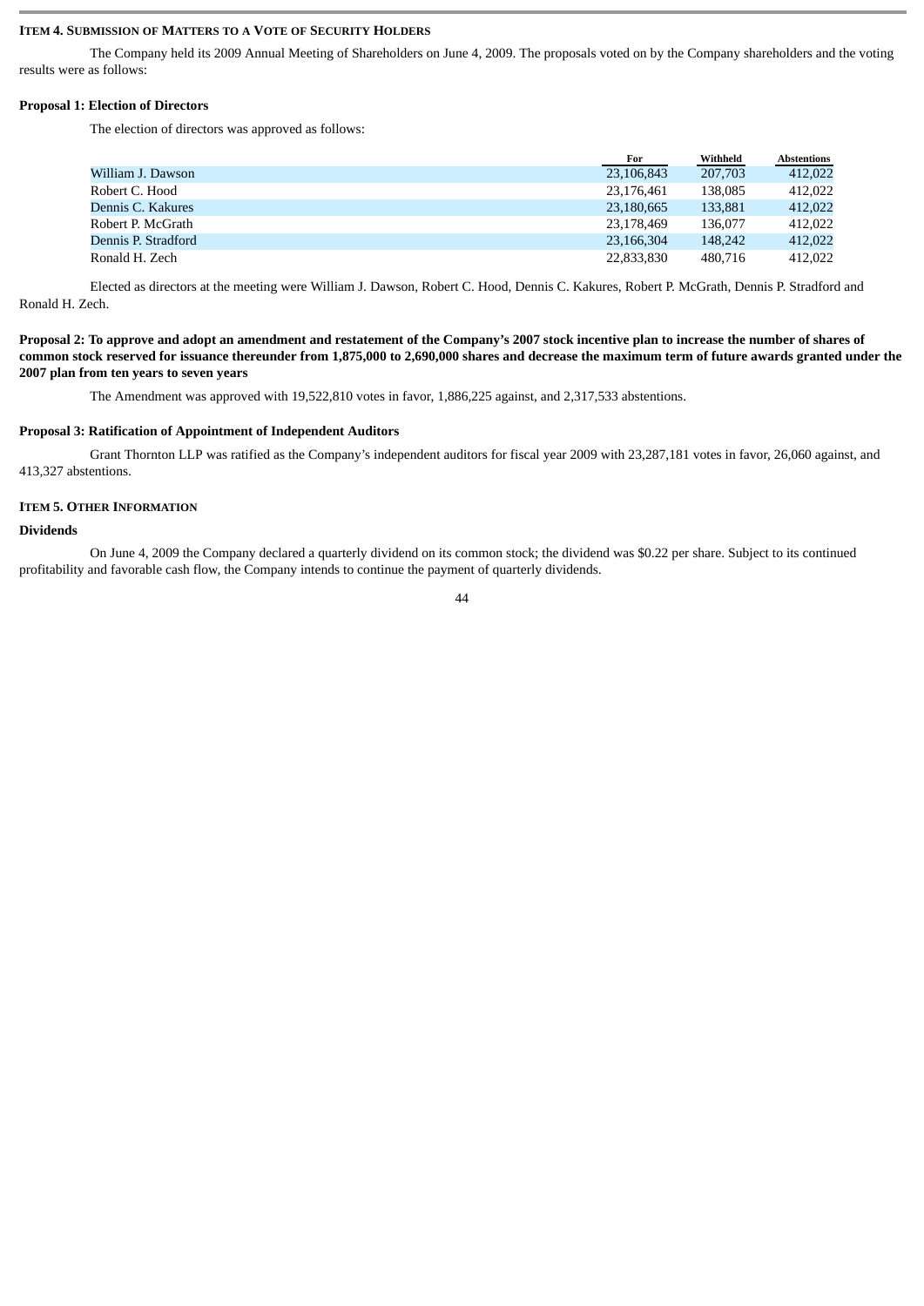## ITEM 4. SUBMISSION OF MATTERS TO A VOTE OF SECURITY HOLDERS

The Company held its 2009 Annual Meeting of Shareholders on June 4, 2009. The proposals voted on by the Company shareholders and the voting results were as follows:

### Proposal 1: Election of Directors

The election of directors was approved as follows:

| | For | Withheld | Abstentions |
|---|---|---|---|
| William J. Dawson | 23,106,843 | 207,703 | 412,022 |
| Robert C. Hood | 23,176,461 | 138,085 | 412,022 |
| Dennis C. Kakures | 23,180,665 | 133,881 | 412,022 |
| Robert P. McGrath | 23,178,469 | 136,077 | 412,022 |
| Dennis P. Stradford | 23,166,304 | 148,242 | 412,022 |
| Ronald H. Zech | 22,833,830 | 480,716 | 412,022 |

Elected as directors at the meeting were William J. Dawson, Robert C. Hood, Dennis C. Kakures, Robert P. McGrath, Dennis P. Stradford and Ronald H. Zech.

### Proposal 2: To approve and adopt an amendment and restatement of the Company's 2007 stock incentive plan to increase the number of shares of common stock reserved for issuance thereunder from 1,875,000 to 2,690,000 shares and decrease the maximum term of future awards granted under the 2007 plan from ten years to seven years

The Amendment was approved with 19,522,810 votes in favor, 1,886,225 against, and 2,317,533 abstentions.

### Proposal 3: Ratification of Appointment of Independent Auditors

Grant Thornton LLP was ratified as the Company's independent auditors for fiscal year 2009 with 23,287,181 votes in favor, 26,060 against, and 413,327 abstentions.

## ITEM 5. OTHER INFORMATION

### Dividends

On June 4, 2009 the Company declared a quarterly dividend on its common stock; the dividend was $0.22 per share. Subject to its continued profitability and favorable cash flow, the Company intends to continue the payment of quarterly dividends.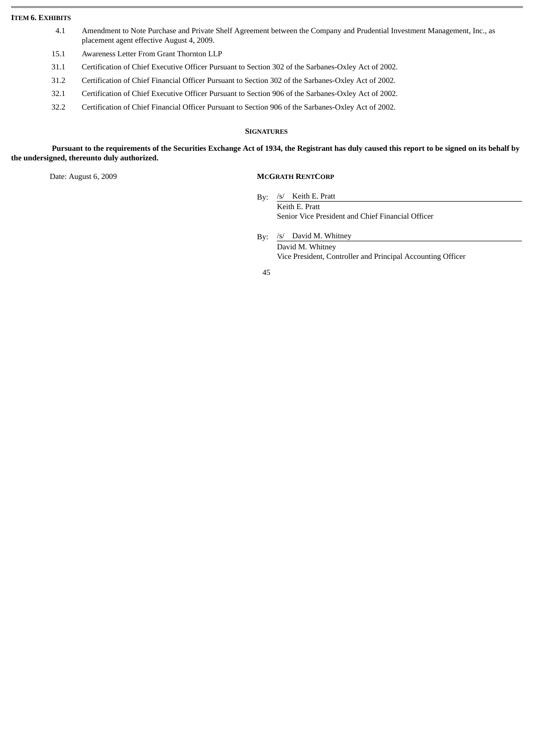## ITEM 6. EXHIBITS

| | |
|---|---|
| 4.1 | Amendment to Note Purchase and Private Shelf Agreement between the Company and Prudential Investment Management, Inc., as placement agent effective August 4, 2009. |
| 15.1 | Awareness Letter From Grant Thornton LLP |
| 31.1 | Certification of Chief Executive Officer Pursuant to Section 302 of the Sarbanes-Oxley Act of 2002. |
| 31.2 | Certification of Chief Financial Officer Pursuant to Section 302 of the Sarbanes-Oxley Act of 2002. |
| 32.1 | Certification of Chief Executive Officer Pursuant to Section 906 of the Sarbanes-Oxley Act of 2002. |
| 32.2 | Certification of Chief Financial Officer Pursuant to Section 906 of the Sarbanes-Oxley Act of 2002. |

## SIGNATURES

**Pursuant to the requirements of the Securities Exchange Act of 1934, the Registrant has duly caused this report to be signed on its behalf by the undersigned, thereunto duly authorized.**

Date: August 6, 2009

**MCGRATH RENTCORP**

By: /s/ Keith E. Pratt
Keith E. Pratt
Senior Vice President and Chief Financial Officer

By: /s/ David M. Whitney
David M. Whitney
Vice President, Controller and Principal Accounting Officer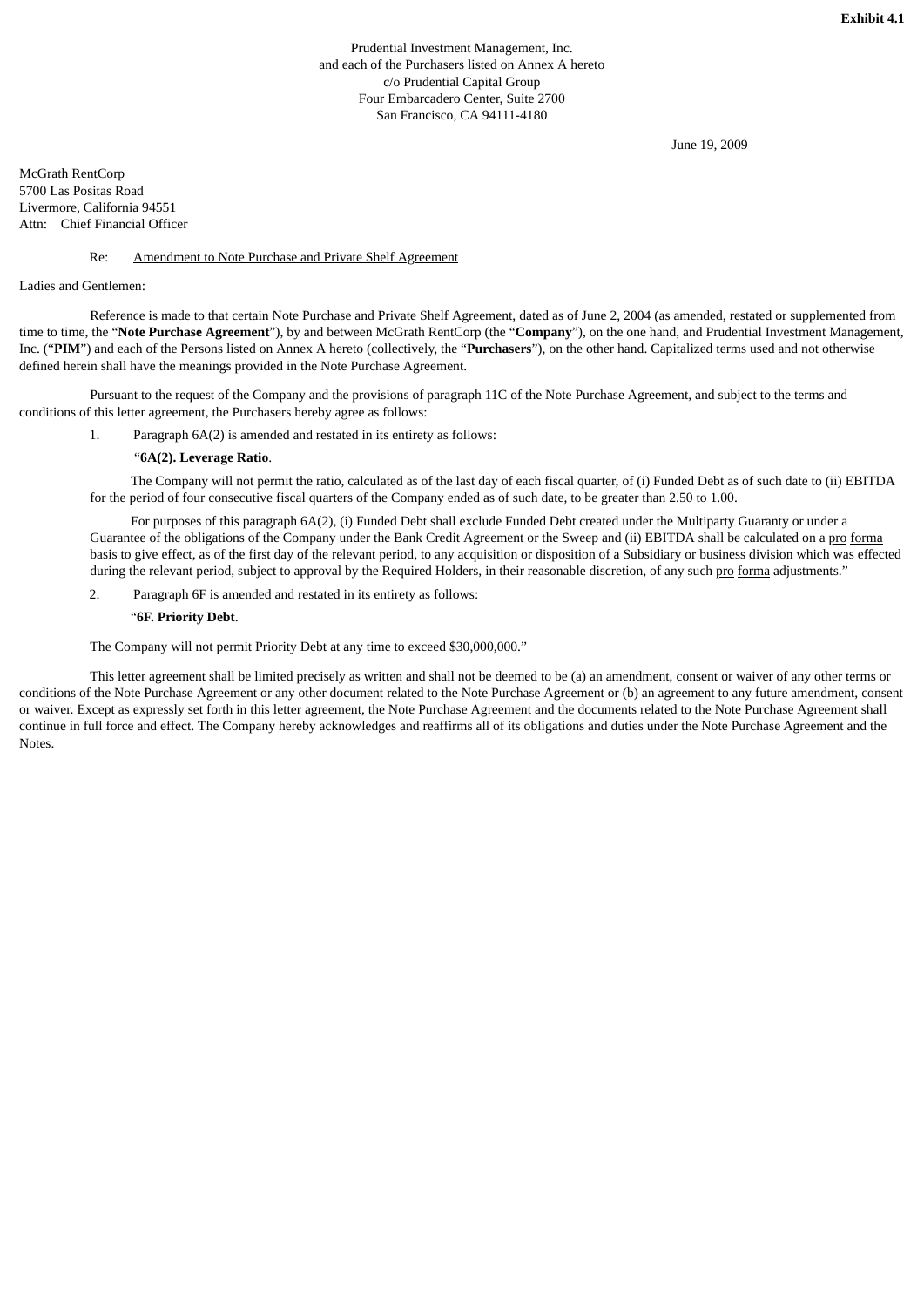**Exhibit 4.1**

Prudential Investment Management, Inc.
and each of the Purchasers listed on Annex A hereto
c/o Prudential Capital Group
Four Embarcadero Center, Suite 2700
San Francisco, CA 94111-4180

June 19, 2009

McGrath RentCorp
5700 Las Positas Road
Livermore, California 94551
Attn: Chief Financial Officer

Re: Amendment to Note Purchase and Private Shelf Agreement

Ladies and Gentlemen:

Reference is made to that certain Note Purchase and Private Shelf Agreement, dated as of June 2, 2004 (as amended, restated or supplemented from time to time, the "**Note Purchase Agreement**"), by and between McGrath RentCorp (the "**Company**"), on the one hand, and Prudential Investment Management, Inc. ("**PIM**") and each of the Persons listed on Annex A hereto (collectively, the "**Purchasers**"), on the other hand. Capitalized terms used and not otherwise defined herein shall have the meanings provided in the Note Purchase Agreement.

Pursuant to the request of the Company and the provisions of paragraph 11C of the Note Purchase Agreement, and subject to the terms and conditions of this letter agreement, the Purchasers hereby agree as follows:

1. Paragraph 6A(2) is amended and restated in its entirety as follows:

"**6A(2). Leverage Ratio**.

The Company will not permit the ratio, calculated as of the last day of each fiscal quarter, of (i) Funded Debt as of such date to (ii) EBITDA for the period of four consecutive fiscal quarters of the Company ended as of such date, to be greater than 2.50 to 1.00.

For purposes of this paragraph 6A(2), (i) Funded Debt shall exclude Funded Debt created under the Multiparty Guaranty or under a Guarantee of the obligations of the Company under the Bank Credit Agreement or the Sweep and (ii) EBITDA shall be calculated on a pro forma basis to give effect, as of the first day of the relevant period, to any acquisition or disposition of a Subsidiary or business division which was effected during the relevant period, subject to approval by the Required Holders, in their reasonable discretion, of any such pro forma adjustments."

2. Paragraph 6F is amended and restated in its entirety as follows:

"**6F. Priority Debt**.

The Company will not permit Priority Debt at any time to exceed $30,000,000."

This letter agreement shall be limited precisely as written and shall not be deemed to be (a) an amendment, consent or waiver of any other terms or conditions of the Note Purchase Agreement or any other document related to the Note Purchase Agreement or (b) an agreement to any future amendment, consent or waiver. Except as expressly set forth in this letter agreement, the Note Purchase Agreement and the documents related to the Note Purchase Agreement shall continue in full force and effect. The Company hereby acknowledges and reaffirms all of its obligations and duties under the Note Purchase Agreement and the Notes.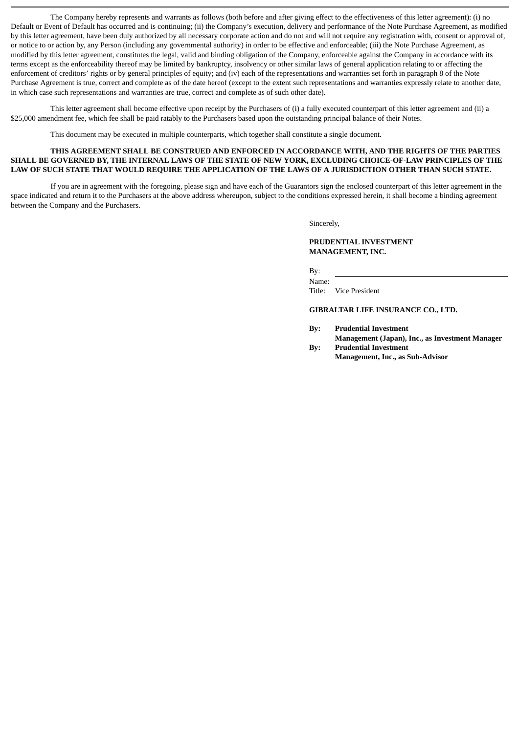The Company hereby represents and warrants as follows (both before and after giving effect to the effectiveness of this letter agreement): (i) no Default or Event of Default has occurred and is continuing; (ii) the Company's execution, delivery and performance of the Note Purchase Agreement, as modified by this letter agreement, have been duly authorized by all necessary corporate action and do not and will not require any registration with, consent or approval of, or notice to or action by, any Person (including any governmental authority) in order to be effective and enforceable; (iii) the Note Purchase Agreement, as modified by this letter agreement, constitutes the legal, valid and binding obligation of the Company, enforceable against the Company in accordance with its terms except as the enforceability thereof may be limited by bankruptcy, insolvency or other similar laws of general application relating to or affecting the enforcement of creditors' rights or by general principles of equity; and (iv) each of the representations and warranties set forth in paragraph 8 of the Note Purchase Agreement is true, correct and complete as of the date hereof (except to the extent such representations and warranties expressly relate to another date, in which case such representations and warranties are true, correct and complete as of such other date).

This letter agreement shall become effective upon receipt by the Purchasers of (i) a fully executed counterpart of this letter agreement and (ii) a $25,000 amendment fee, which fee shall be paid ratably to the Purchasers based upon the outstanding principal balance of their Notes.

This document may be executed in multiple counterparts, which together shall constitute a single document.

**THIS AGREEMENT SHALL BE CONSTRUED AND ENFORCED IN ACCORDANCE WITH, AND THE RIGHTS OF THE PARTIES SHALL BE GOVERNED BY, THE INTERNAL LAWS OF THE STATE OF NEW YORK, EXCLUDING CHOICE-OF-LAW PRINCIPLES OF THE LAW OF SUCH STATE THAT WOULD REQUIRE THE APPLICATION OF THE LAWS OF A JURISDICTION OTHER THAN SUCH STATE.**

If you are in agreement with the foregoing, please sign and have each of the Guarantors sign the enclosed counterpart of this letter agreement in the space indicated and return it to the Purchasers at the above address whereupon, subject to the conditions expressed herein, it shall become a binding agreement between the Company and the Purchasers.

Sincerely,

**PRUDENTIAL INVESTMENT MANAGEMENT, INC.**

By: \_\_\_\_\_\_\_\_\_\_\_\_\_\_\_\_\_\_\_\_\_\_\_\_\_\_\_\_\_\_

Name:

Title: Vice President

**GIBRALTAR LIFE INSURANCE CO., LTD.**

**By: Prudential Investment Management (Japan), Inc., as Investment Manager**

**By: Prudential Investment Management, Inc., as Sub-Advisor**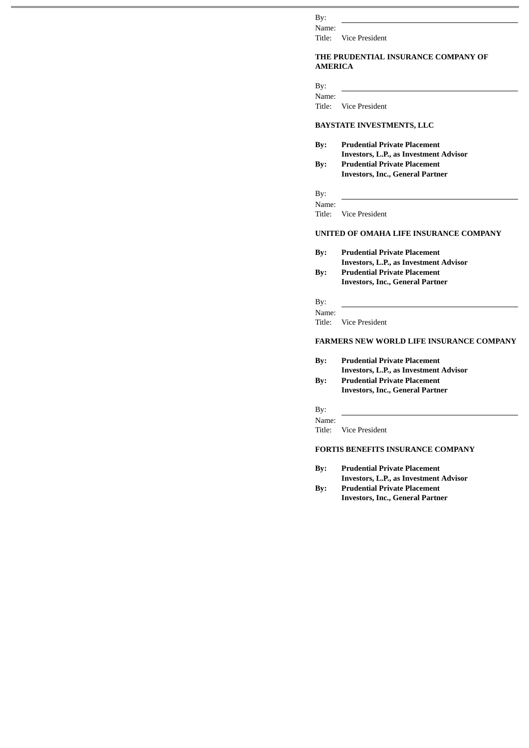By: \_\_\_\_\_\_\_\_\_\_\_\_\_\_\_\_\_\_\_\_\_\_\_\_\_\_\_\_\_\_
Name:
Title: Vice President

**THE PRUDENTIAL INSURANCE COMPANY OF AMERICA**

By: \_\_\_\_\_\_\_\_\_\_\_\_\_\_\_\_\_\_\_\_\_\_\_\_\_\_\_\_\_\_
Name:
Title: Vice President

**BAYSTATE INVESTMENTS, LLC**

**By: Prudential Private Placement Investors, L.P., as Investment Advisor**
**By: Prudential Private Placement Investors, Inc., General Partner**

By: \_\_\_\_\_\_\_\_\_\_\_\_\_\_\_\_\_\_\_\_\_\_\_\_\_\_\_\_\_\_
Name:
Title: Vice President

**UNITED OF OMAHA LIFE INSURANCE COMPANY**

**By: Prudential Private Placement Investors, L.P., as Investment Advisor**
**By: Prudential Private Placement Investors, Inc., General Partner**

By: \_\_\_\_\_\_\_\_\_\_\_\_\_\_\_\_\_\_\_\_\_\_\_\_\_\_\_\_\_\_
Name:
Title: Vice President

**FARMERS NEW WORLD LIFE INSURANCE COMPANY**

**By: Prudential Private Placement Investors, L.P., as Investment Advisor**
**By: Prudential Private Placement Investors, Inc., General Partner**

By: \_\_\_\_\_\_\_\_\_\_\_\_\_\_\_\_\_\_\_\_\_\_\_\_\_\_\_\_\_\_
Name:
Title: Vice President

**FORTIS BENEFITS INSURANCE COMPANY**

**By: Prudential Private Placement Investors, L.P., as Investment Advisor**
**By: Prudential Private Placement Investors, Inc., General Partner**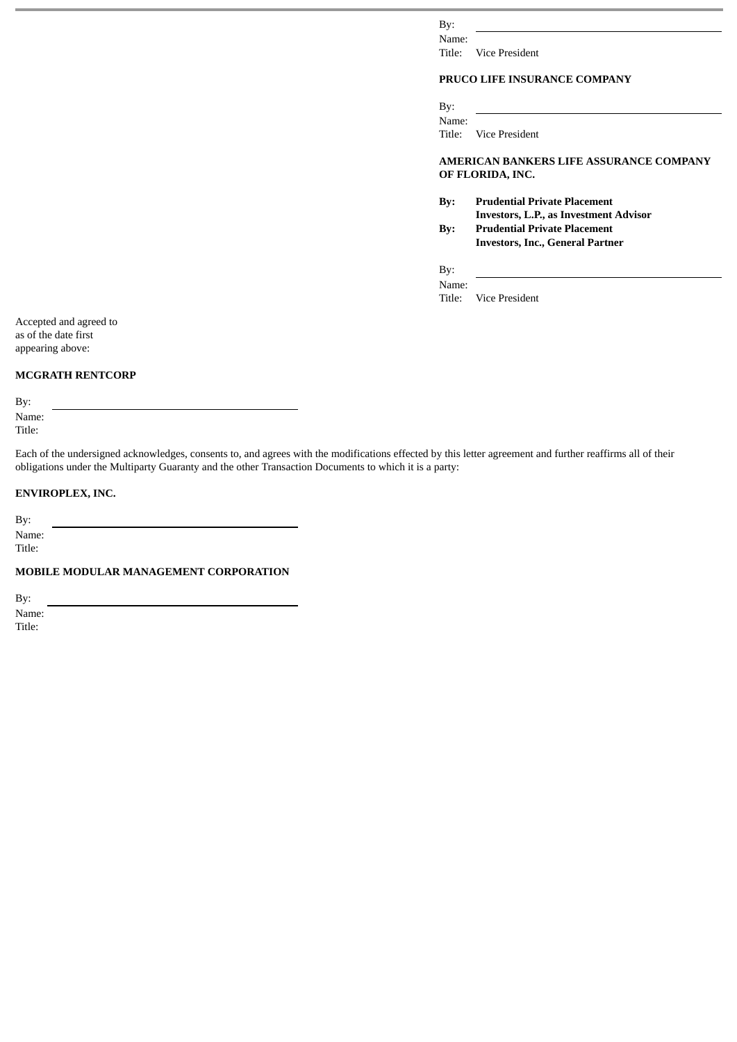By: \_\_\_\_\_\_\_\_\_\_\_\_\_\_\_\_\_\_\_\_\_\_\_\_\_\_\_\_\_\_
Name:
Title: Vice President

**PRUCO LIFE INSURANCE COMPANY**

By: \_\_\_\_\_\_\_\_\_\_\_\_\_\_\_\_\_\_\_\_\_\_\_\_\_\_\_\_\_\_
Name:
Title: Vice President

**AMERICAN BANKERS LIFE ASSURANCE COMPANY OF FLORIDA, INC.**

**By: Prudential Private Placement Investors, L.P., as Investment Advisor**
**By: Prudential Private Placement Investors, Inc., General Partner**

By: \_\_\_\_\_\_\_\_\_\_\_\_\_\_\_\_\_\_\_\_\_\_\_\_\_\_\_\_\_\_
Name:
Title: Vice President

Accepted and agreed to
as of the date first
appearing above:

**MCGRATH RENTCORP**

By: \_\_\_\_\_\_\_\_\_\_\_\_\_\_\_\_\_\_\_\_\_\_\_\_\_\_\_\_\_\_
Name:
Title:

Each of the undersigned acknowledges, consents to, and agrees with the modifications effected by this letter agreement and further reaffirms all of their obligations under the Multiparty Guaranty and the other Transaction Documents to which it is a party:

**ENVIROPLEX, INC.**

By: \_\_\_\_\_\_\_\_\_\_\_\_\_\_\_\_\_\_\_\_\_\_\_\_\_\_\_\_\_\_
Name:
Title:

**MOBILE MODULAR MANAGEMENT CORPORATION**

By: \_\_\_\_\_\_\_\_\_\_\_\_\_\_\_\_\_\_\_\_\_\_\_\_\_\_\_\_\_\_
Name:
Title: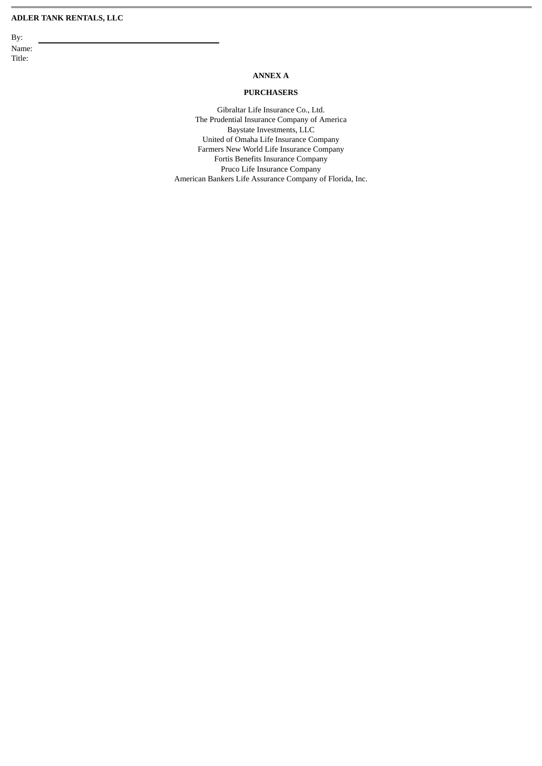**ADLER TANK RENTALS, LLC**

By: \_\_\_\_\_\_\_\_\_\_\_\_\_\_\_\_\_\_\_\_\_\_\_\_\_\_\_\_\_\_\_\_\_\_\_\_\_\_\_\_
Name:
Title:

## ANNEX A

## PURCHASERS

Gibraltar Life Insurance Co., Ltd.
The Prudential Insurance Company of America
Baystate Investments, LLC
United of Omaha Life Insurance Company
Farmers New World Life Insurance Company
Fortis Benefits Insurance Company
Pruco Life Insurance Company
American Bankers Life Assurance Company of Florida, Inc.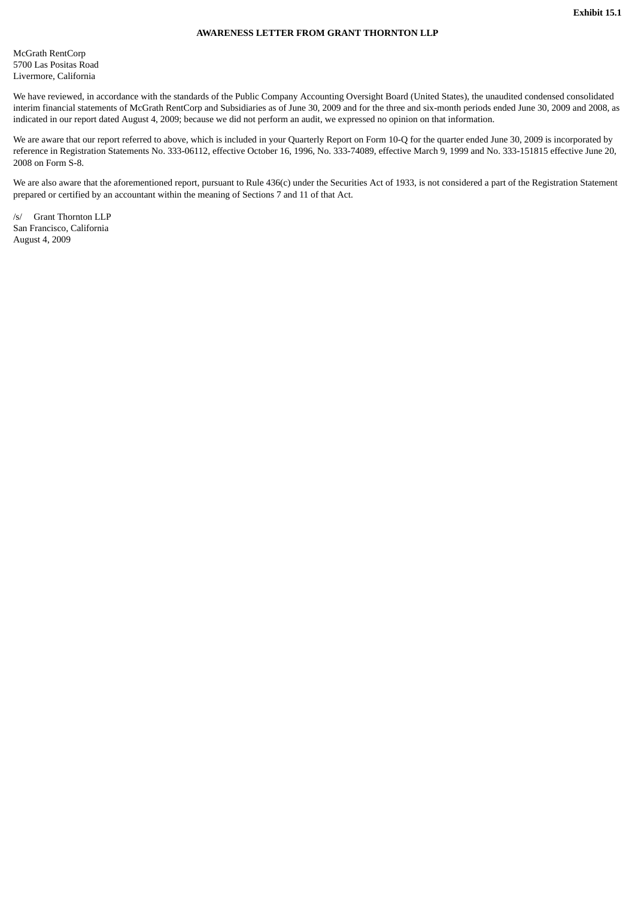**Exhibit 15.1**

**AWARENESS LETTER FROM GRANT THORNTON LLP**

McGrath RentCorp
5700 Las Positas Road
Livermore, California

We have reviewed, in accordance with the standards of the Public Company Accounting Oversight Board (United States), the unaudited condensed consolidated interim financial statements of McGrath RentCorp and Subsidiaries as of June 30, 2009 and for the three and six-month periods ended June 30, 2009 and 2008, as indicated in our report dated August 4, 2009; because we did not perform an audit, we expressed no opinion on that information.

We are aware that our report referred to above, which is included in your Quarterly Report on Form 10-Q for the quarter ended June 30, 2009 is incorporated by reference in Registration Statements No. 333-06112, effective October 16, 1996, No. 333-74089, effective March 9, 1999 and No. 333-151815 effective June 20, 2008 on Form S-8.

We are also aware that the aforementioned report, pursuant to Rule 436(c) under the Securities Act of 1933, is not considered a part of the Registration Statement prepared or certified by an accountant within the meaning of Sections 7 and 11 of that Act.

/s/ Grant Thornton LLP
San Francisco, California
August 4, 2009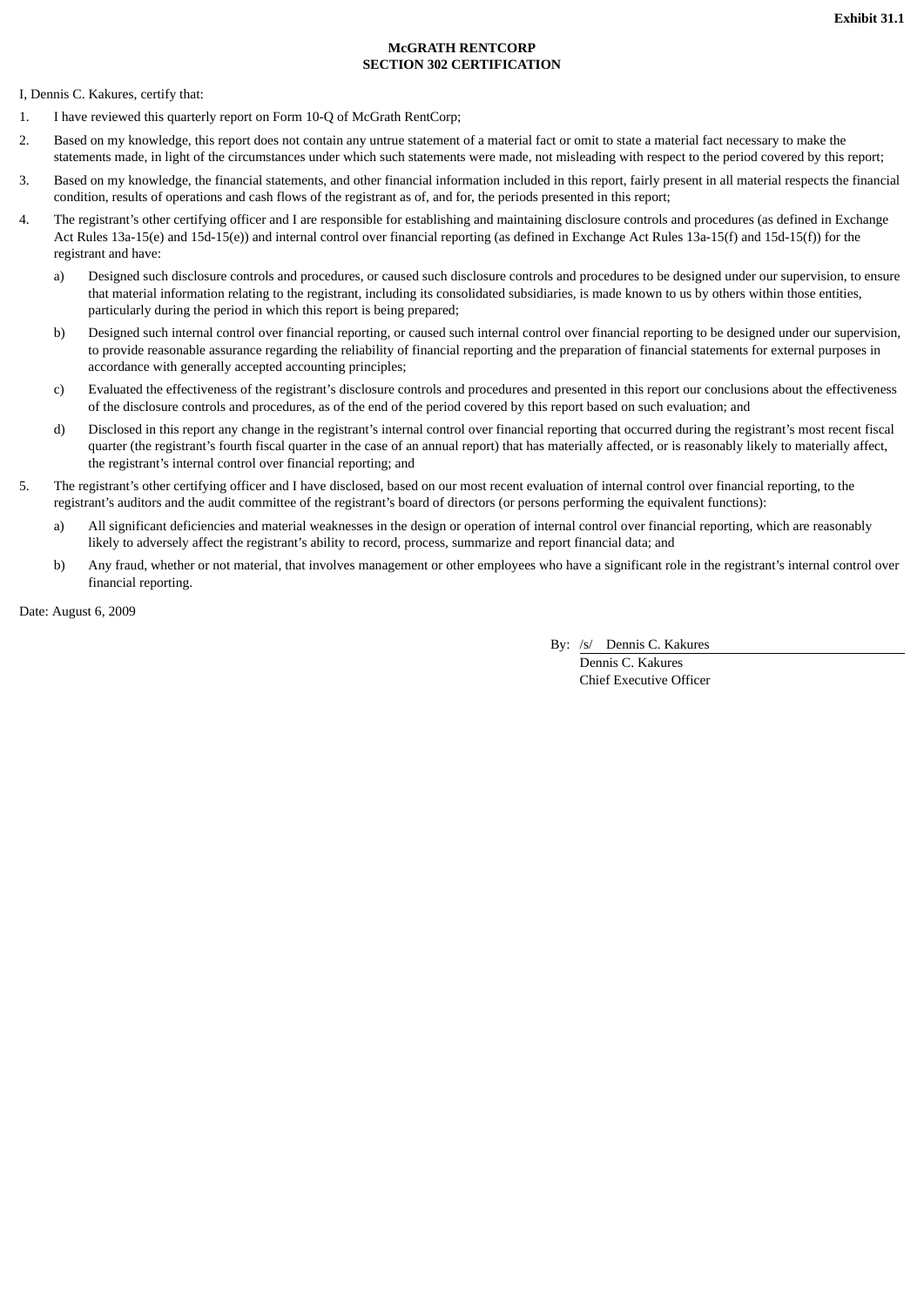**Exhibit 31.1**

**McGRATH RENTCORP**
**SECTION 302 CERTIFICATION**

I, Dennis C. Kakures, certify that:

1. I have reviewed this quarterly report on Form 10-Q of McGrath RentCorp;

2. Based on my knowledge, this report does not contain any untrue statement of a material fact or omit to state a material fact necessary to make the statements made, in light of the circumstances under which such statements were made, not misleading with respect to the period covered by this report;

3. Based on my knowledge, the financial statements, and other financial information included in this report, fairly present in all material respects the financial condition, results of operations and cash flows of the registrant as of, and for, the periods presented in this report;

4. The registrant's other certifying officer and I are responsible for establishing and maintaining disclosure controls and procedures (as defined in Exchange Act Rules 13a-15(e) and 15d-15(e)) and internal control over financial reporting (as defined in Exchange Act Rules 13a-15(f) and 15d-15(f)) for the registrant and have:

   a) Designed such disclosure controls and procedures, or caused such disclosure controls and procedures to be designed under our supervision, to ensure that material information relating to the registrant, including its consolidated subsidiaries, is made known to us by others within those entities, particularly during the period in which this report is being prepared;

   b) Designed such internal control over financial reporting, or caused such internal control over financial reporting to be designed under our supervision, to provide reasonable assurance regarding the reliability of financial reporting and the preparation of financial statements for external purposes in accordance with generally accepted accounting principles;

   c) Evaluated the effectiveness of the registrant's disclosure controls and procedures and presented in this report our conclusions about the effectiveness of the disclosure controls and procedures, as of the end of the period covered by this report based on such evaluation; and

   d) Disclosed in this report any change in the registrant's internal control over financial reporting that occurred during the registrant's most recent fiscal quarter (the registrant's fourth fiscal quarter in the case of an annual report) that has materially affected, or is reasonably likely to materially affect, the registrant's internal control over financial reporting; and

5. The registrant's other certifying officer and I have disclosed, based on our most recent evaluation of internal control over financial reporting, to the registrant's auditors and the audit committee of the registrant's board of directors (or persons performing the equivalent functions):

   a) All significant deficiencies and material weaknesses in the design or operation of internal control over financial reporting, which are reasonably likely to adversely affect the registrant's ability to record, process, summarize and report financial data; and

   b) Any fraud, whether or not material, that involves management or other employees who have a significant role in the registrant's internal control over financial reporting.

Date: August 6, 2009

By: /s/ Dennis C. Kakures
Dennis C. Kakures
Chief Executive Officer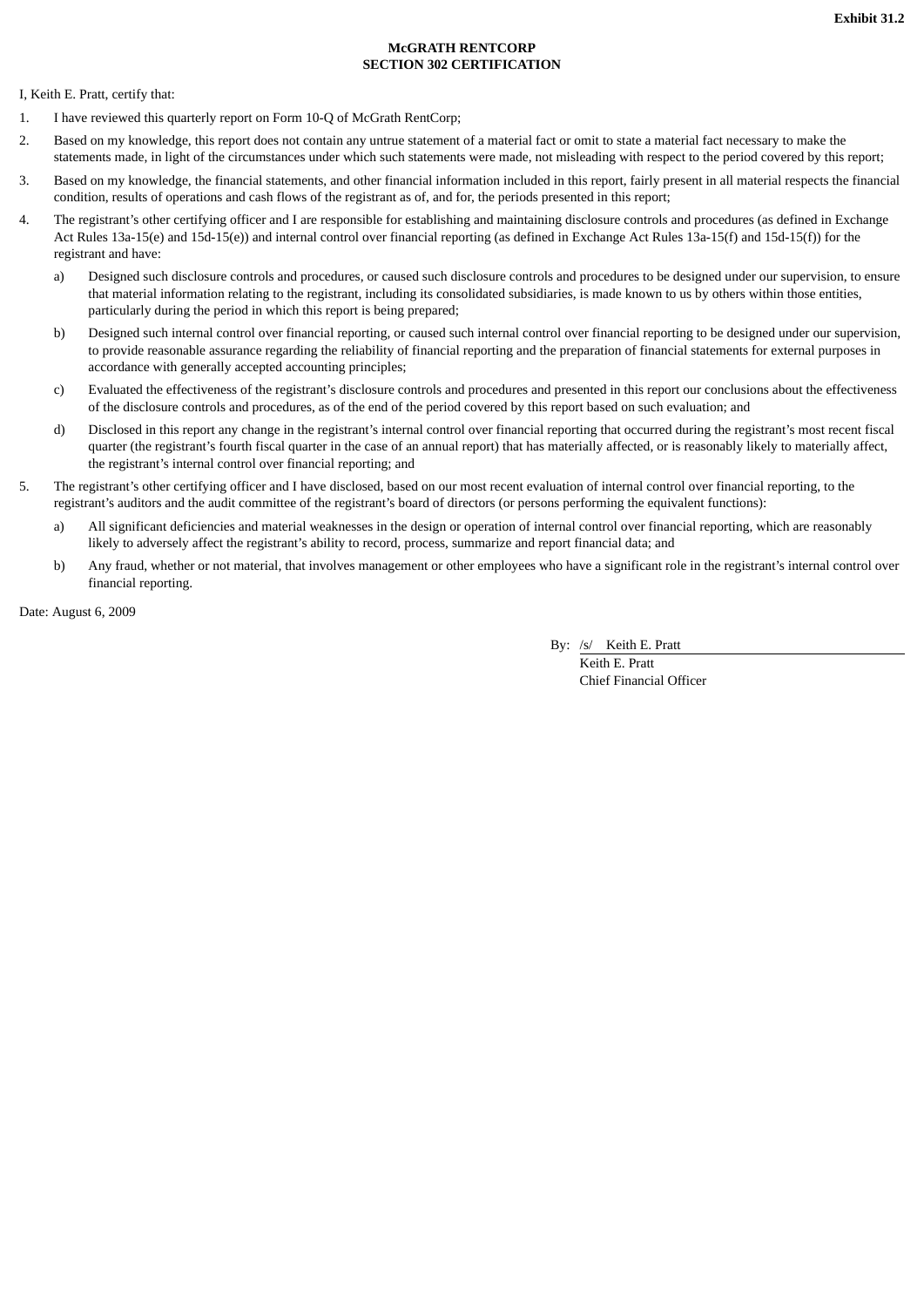**Exhibit 31.2**

**McGRATH RENTCORP**
**SECTION 302 CERTIFICATION**

I, Keith E. Pratt, certify that:

1. I have reviewed this quarterly report on Form 10-Q of McGrath RentCorp;
2. Based on my knowledge, this report does not contain any untrue statement of a material fact or omit to state a material fact necessary to make the statements made, in light of the circumstances under which such statements were made, not misleading with respect to the period covered by this report;
3. Based on my knowledge, the financial statements, and other financial information included in this report, fairly present in all material respects the financial condition, results of operations and cash flows of the registrant as of, and for, the periods presented in this report;
4. The registrant's other certifying officer and I are responsible for establishing and maintaining disclosure controls and procedures (as defined in Exchange Act Rules 13a-15(e) and 15d-15(e)) and internal control over financial reporting (as defined in Exchange Act Rules 13a-15(f) and 15d-15(f)) for the registrant and have:
   a) Designed such disclosure controls and procedures, or caused such disclosure controls and procedures to be designed under our supervision, to ensure that material information relating to the registrant, including its consolidated subsidiaries, is made known to us by others within those entities, particularly during the period in which this report is being prepared;
   b) Designed such internal control over financial reporting, or caused such internal control over financial reporting to be designed under our supervision, to provide reasonable assurance regarding the reliability of financial reporting and the preparation of financial statements for external purposes in accordance with generally accepted accounting principles;
   c) Evaluated the effectiveness of the registrant's disclosure controls and procedures and presented in this report our conclusions about the effectiveness of the disclosure controls and procedures, as of the end of the period covered by this report based on such evaluation; and
   d) Disclosed in this report any change in the registrant's internal control over financial reporting that occurred during the registrant's most recent fiscal quarter (the registrant's fourth fiscal quarter in the case of an annual report) that has materially affected, or is reasonably likely to materially affect, the registrant's internal control over financial reporting; and
5. The registrant's other certifying officer and I have disclosed, based on our most recent evaluation of internal control over financial reporting, to the registrant's auditors and the audit committee of the registrant's board of directors (or persons performing the equivalent functions):
   a) All significant deficiencies and material weaknesses in the design or operation of internal control over financial reporting, which are reasonably likely to adversely affect the registrant's ability to record, process, summarize and report financial data; and
   b) Any fraud, whether or not material, that involves management or other employees who have a significant role in the registrant's internal control over financial reporting.

Date: August 6, 2009

By: /s/ Keith E. Pratt
Keith E. Pratt
Chief Financial Officer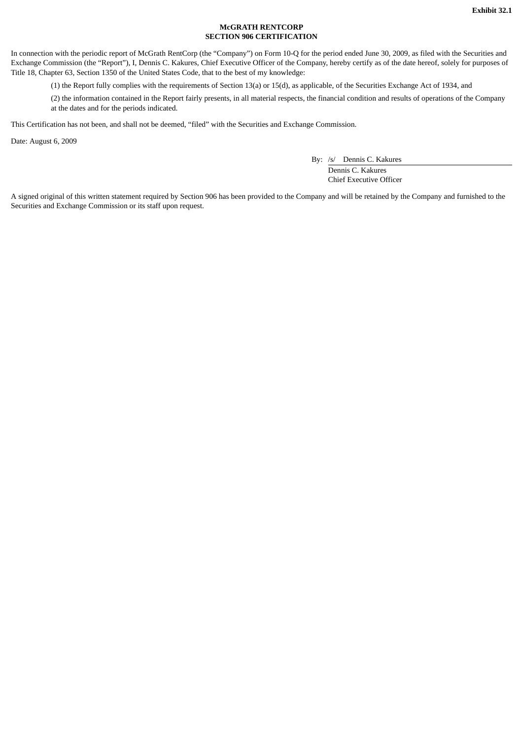**Exhibit 32.1**

**McGRATH RENTCORP**
**SECTION 906 CERTIFICATION**

In connection with the periodic report of McGrath RentCorp (the "Company") on Form 10-Q for the period ended June 30, 2009, as filed with the Securities and Exchange Commission (the "Report"), I, Dennis C. Kakures, Chief Executive Officer of the Company, hereby certify as of the date hereof, solely for purposes of Title 18, Chapter 63, Section 1350 of the United States Code, that to the best of my knowledge:

(1) the Report fully complies with the requirements of Section 13(a) or 15(d), as applicable, of the Securities Exchange Act of 1934, and

(2) the information contained in the Report fairly presents, in all material respects, the financial condition and results of operations of the Company at the dates and for the periods indicated.

This Certification has not been, and shall not be deemed, "filed" with the Securities and Exchange Commission.

Date: August 6, 2009

By: /s/ Dennis C. Kakures
Dennis C. Kakures
Chief Executive Officer

A signed original of this written statement required by Section 906 has been provided to the Company and will be retained by the Company and furnished to the Securities and Exchange Commission or its staff upon request.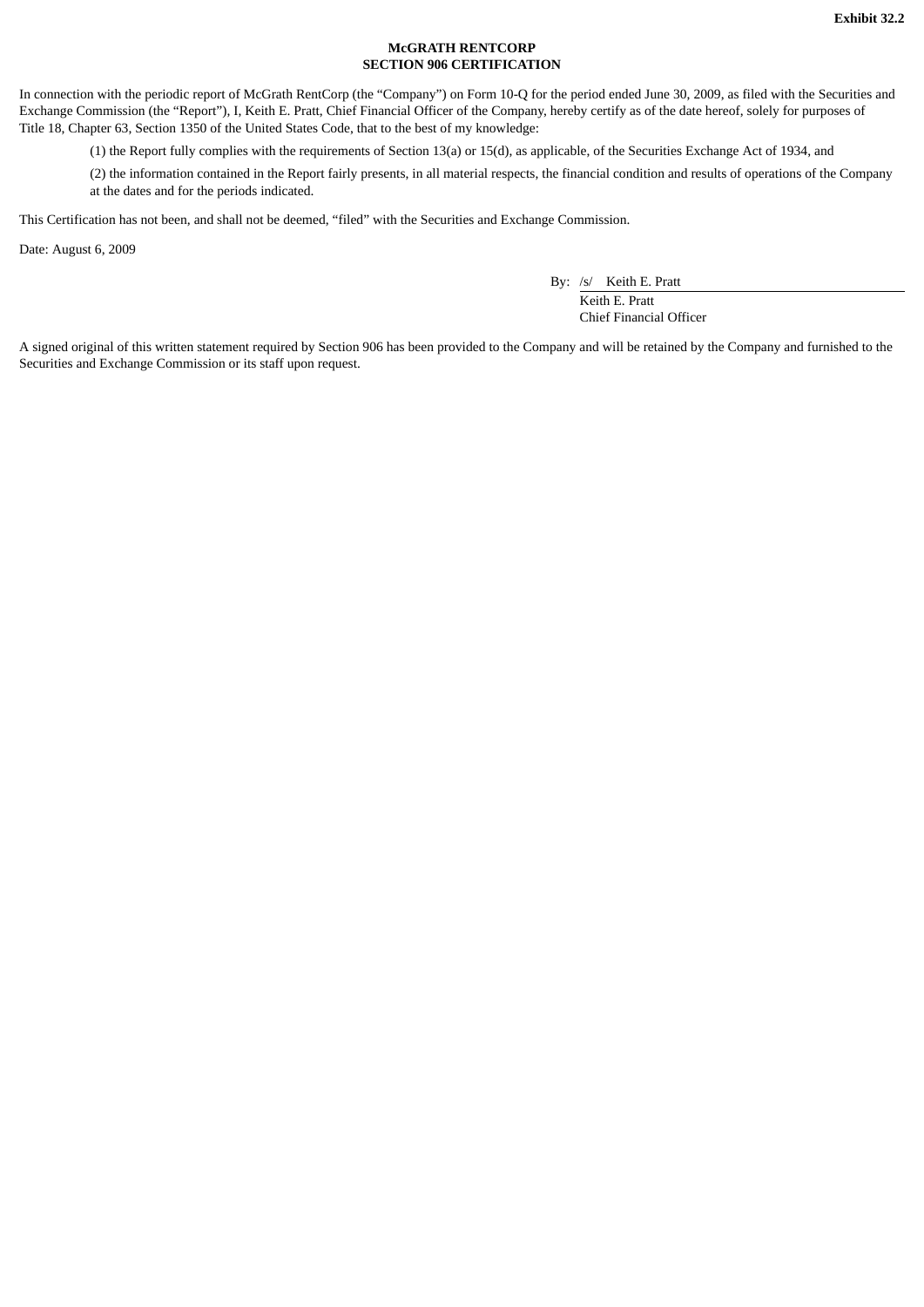**Exhibit 32.2**

**McGRATH RENTCORP**
**SECTION 906 CERTIFICATION**

In connection with the periodic report of McGrath RentCorp (the "Company") on Form 10-Q for the period ended June 30, 2009, as filed with the Securities and Exchange Commission (the "Report"), I, Keith E. Pratt, Chief Financial Officer of the Company, hereby certify as of the date hereof, solely for purposes of Title 18, Chapter 63, Section 1350 of the United States Code, that to the best of my knowledge:

(1) the Report fully complies with the requirements of Section 13(a) or 15(d), as applicable, of the Securities Exchange Act of 1934, and

(2) the information contained in the Report fairly presents, in all material respects, the financial condition and results of operations of the Company at the dates and for the periods indicated.

This Certification has not been, and shall not be deemed, "filed" with the Securities and Exchange Commission.

Date: August 6, 2009

By: /s/ Keith E. Pratt
Keith E. Pratt
Chief Financial Officer

A signed original of this written statement required by Section 906 has been provided to the Company and will be retained by the Company and furnished to the Securities and Exchange Commission or its staff upon request.